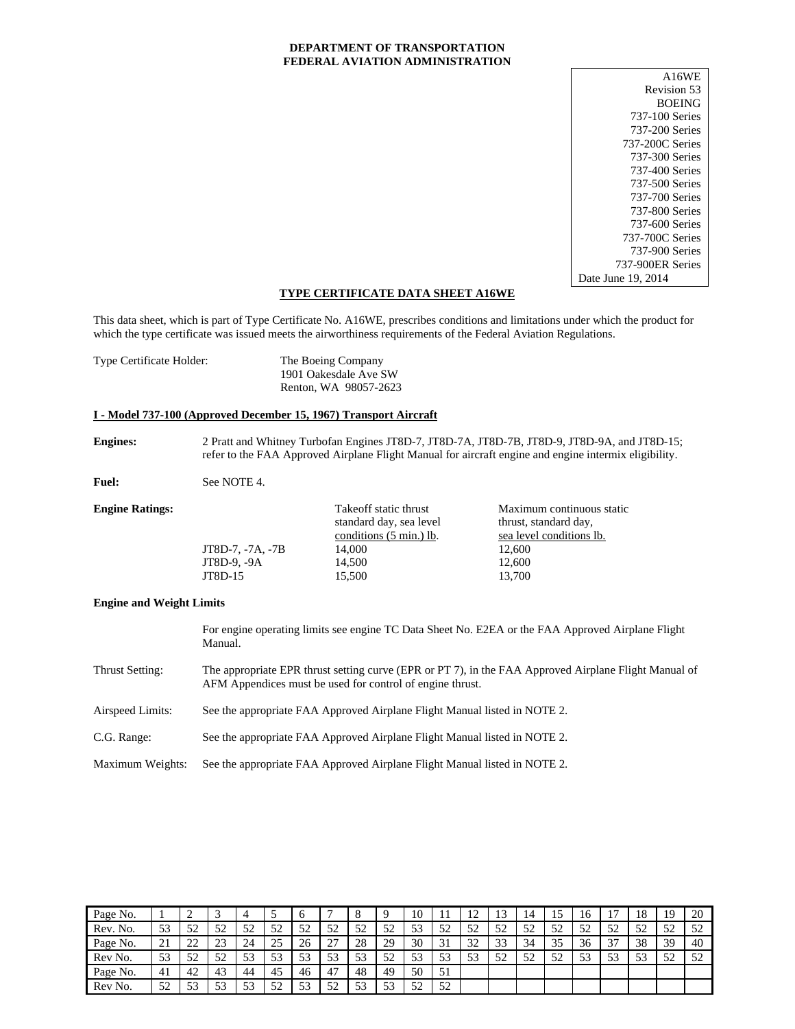**DEPARTMENT OF TRANSPORTATION**
**FEDERAL AVIATION ADMINISTRATION**

A16WE
Revision 53
BOEING
737-100 Series
737-200 Series
737-200C Series
737-300 Series
737-400 Series
737-500 Series
737-700 Series
737-800 Series
737-600 Series
737-700C Series
737-900 Series
737-900ER Series
Date June 19, 2014

# TYPE CERTIFICATE DATA SHEET A16WE

This data sheet, which is part of Type Certificate No. A16WE, prescribes conditions and limitations under which the product for which the type certificate was issued meets the airworthiness requirements of the Federal Aviation Regulations.

Type Certificate Holder: The Boeing Company
1901 Oakesdale Ave SW
Renton, WA 98057-2623

## I - Model 737-100 (Approved December 15, 1967) Transport Aircraft

**Engines:** 2 Pratt and Whitney Turbofan Engines JT8D-7, JT8D-7A, JT8D-7B, JT8D-9, JT8D-9A, and JT8D-15; refer to the FAA Approved Airplane Flight Manual for aircraft engine and engine intermix eligibility.

**Fuel:** See NOTE 4.

**Engine Ratings:**

| | Takeoff static thrust standard day, sea level conditions (5 min.) lb. | Maximum continuous static thrust, standard day, sea level conditions lb. |
|---|---|---|
| JT8D-7, -7A, -7B | 14,000 | 12,600 |
| JT8D-9, -9A | 14,500 | 12,600 |
| JT8D-15 | 15,500 | 13,700 |

**Engine and Weight Limits**

For engine operating limits see engine TC Data Sheet No. E2EA or the FAA Approved Airplane Flight Manual.

Thrust Setting: The appropriate EPR thrust setting curve (EPR or PT 7), in the FAA Approved Airplane Flight Manual of AFM Appendices must be used for control of engine thrust.

Airspeed Limits: See the appropriate FAA Approved Airplane Flight Manual listed in NOTE 2.

C.G. Range: See the appropriate FAA Approved Airplane Flight Manual listed in NOTE 2.

Maximum Weights: See the appropriate FAA Approved Airplane Flight Manual listed in NOTE 2.

| Page No. | 1 | 2 | 3 | 4 | 5 | 6 | 7 | 8 | 9 | 10 | 11 | 12 | 13 | 14 | 15 | 16 | 17 | 18 | 19 | 20 |
|---|---|---|---|---|---|---|---|---|---|---|---|---|---|---|---|---|---|---|---|---|
| Rev. No. | 53 | 52 | 52 | 52 | 52 | 52 | 52 | 52 | 52 | 53 | 52 | 52 | 52 | 52 | 52 | 52 | 52 | 52 | 52 | 52 |
| Page No. | 21 | 22 | 23 | 24 | 25 | 26 | 27 | 28 | 29 | 30 | 31 | 32 | 33 | 34 | 35 | 36 | 37 | 38 | 39 | 40 |
| Rev No. | 53 | 52 | 52 | 53 | 53 | 53 | 53 | 53 | 52 | 53 | 53 | 53 | 52 | 52 | 52 | 53 | 53 | 53 | 52 | 52 |
| Page No. | 41 | 42 | 43 | 44 | 45 | 46 | 47 | 48 | 49 | 50 | 51 | | | | | | | | | |
| Rev No. | 52 | 53 | 53 | 53 | 52 | 53 | 52 | 53 | 53 | 52 | 52 | | | | | | | | | |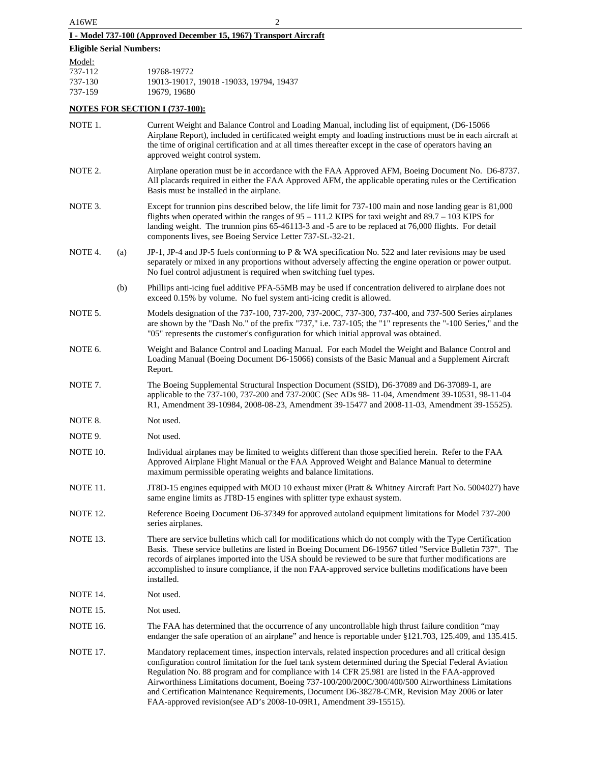## I - Model 737-100 (Approved December 15, 1967) Transport Aircraft

**Eligible Serial Numbers:**

| Model: | |
|---|---|
| 737-112 | 19768-19772 |
| 737-130 | 19013-19017, 19018 -19033, 19794, 19437 |
| 737-159 | 19679, 19680 |

**NOTES FOR SECTION I (737-100):**

NOTE 1. Current Weight and Balance Control and Loading Manual, including list of equipment, (D6-15066 Airplane Report), included in certificated weight empty and loading instructions must be in each aircraft at the time of original certification and at all times thereafter except in the case of operators having an approved weight control system.

NOTE 2. Airplane operation must be in accordance with the FAA Approved AFM, Boeing Document No. D6-8737. All placards required in either the FAA Approved AFM, the applicable operating rules or the Certification Basis must be installed in the airplane.

NOTE 3. Except for trunnion pins described below, the life limit for 737-100 main and nose landing gear is 81,000 flights when operated within the ranges of 95 – 111.2 KIPS for taxi weight and 89.7 – 103 KIPS for landing weight. The trunnion pins 65-46113-3 and -5 are to be replaced at 76,000 flights. For detail components lives, see Boeing Service Letter 737-SL-32-21.

NOTE 4. (a) JP-1, JP-4 and JP-5 fuels conforming to P & WA specification No. 522 and later revisions may be used separately or mixed in any proportions without adversely affecting the engine operation or power output. No fuel control adjustment is required when switching fuel types.

(b) Phillips anti-icing fuel additive PFA-55MB may be used if concentration delivered to airplane does not exceed 0.15% by volume. No fuel system anti-icing credit is allowed.

NOTE 5. Models designation of the 737-100, 737-200, 737-200C, 737-300, 737-400, and 737-500 Series airplanes are shown by the "Dash No." of the prefix "737," i.e. 737-105; the "1" represents the "-100 Series," and the "05" represents the customer's configuration for which initial approval was obtained.

NOTE 6. Weight and Balance Control and Loading Manual. For each Model the Weight and Balance Control and Loading Manual (Boeing Document D6-15066) consists of the Basic Manual and a Supplement Aircraft Report.

NOTE 7. The Boeing Supplemental Structural Inspection Document (SSID), D6-37089 and D6-37089-1, are applicable to the 737-100, 737-200 and 737-200C (Sec ADs 98- 11-04, Amendment 39-10531, 98-11-04 R1, Amendment 39-10984, 2008-08-23, Amendment 39-15477 and 2008-11-03, Amendment 39-15525).

NOTE 8. Not used.

NOTE 9. Not used.

NOTE 10. Individual airplanes may be limited to weights different than those specified herein. Refer to the FAA Approved Airplane Flight Manual or the FAA Approved Weight and Balance Manual to determine maximum permissible operating weights and balance limitations.

NOTE 11. JT8D-15 engines equipped with MOD 10 exhaust mixer (Pratt & Whitney Aircraft Part No. 5004027) have same engine limits as JT8D-15 engines with splitter type exhaust system.

NOTE 12. Reference Boeing Document D6-37349 for approved autoland equipment limitations for Model 737-200 series airplanes.

NOTE 13. There are service bulletins which call for modifications which do not comply with the Type Certification Basis. These service bulletins are listed in Boeing Document D6-19567 titled "Service Bulletin 737". The records of airplanes imported into the USA should be reviewed to be sure that further modifications are accomplished to insure compliance, if the non FAA-approved service bulletins modifications have been installed.

NOTE 14. Not used.

NOTE 15. Not used.

NOTE 16. The FAA has determined that the occurrence of any uncontrollable high thrust failure condition “may endanger the safe operation of an airplane” and hence is reportable under §121.703, 125.409, and 135.415.

NOTE 17. Mandatory replacement times, inspection intervals, related inspection procedures and all critical design configuration control limitation for the fuel tank system determined during the Special Federal Aviation Regulation No. 88 program and for compliance with 14 CFR 25.981 are listed in the FAA-approved Airworthiness Limitations document, Boeing 737-100/200/200C/300/400/500 Airworthiness Limitations and Certification Maintenance Requirements, Document D6-38278-CMR, Revision May 2006 or later FAA-approved revision(see AD’s 2008-10-09R1, Amendment 39-15515).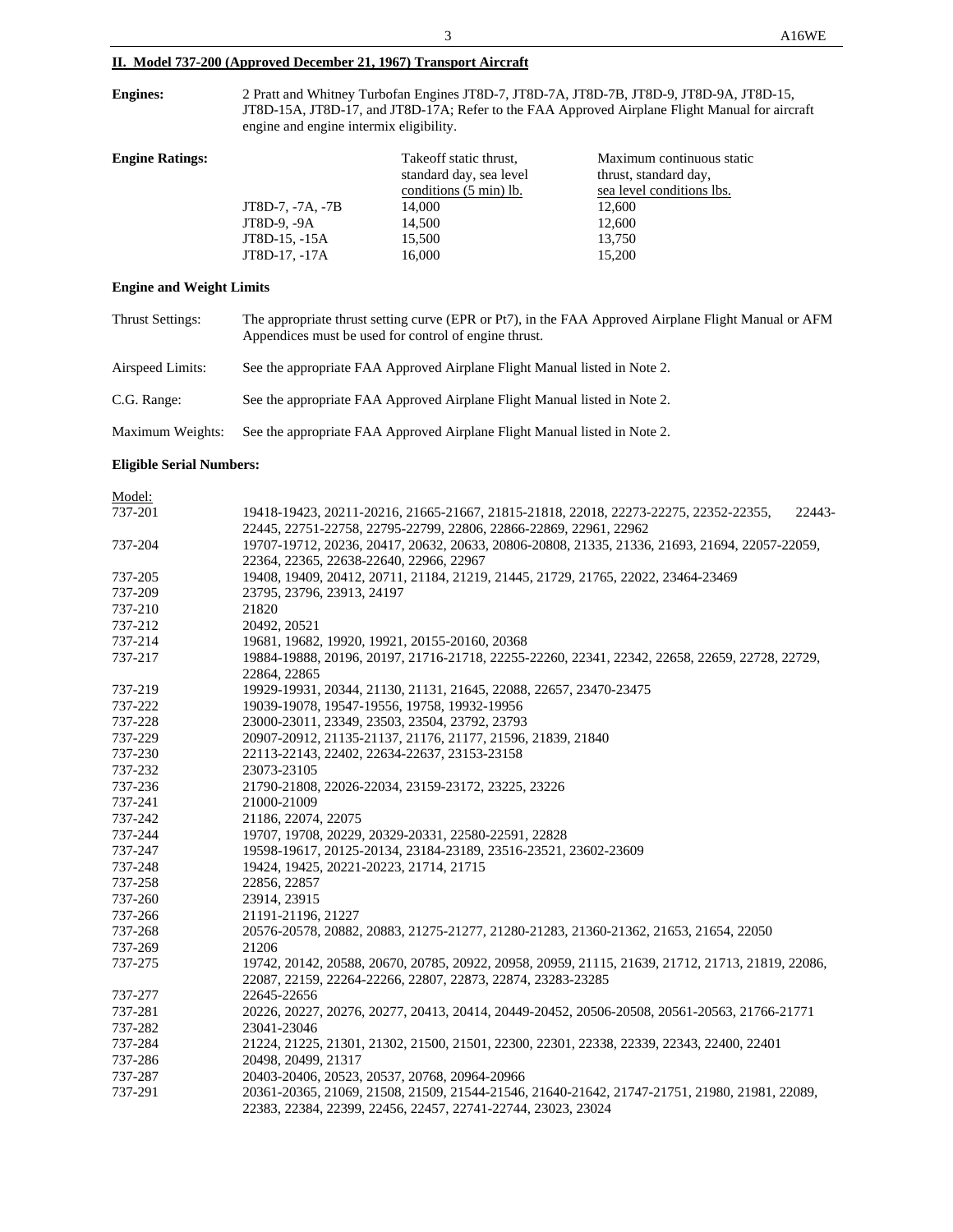## II. Model 737-200 (Approved December 21, 1967) Transport Aircraft

**Engines:** 2 Pratt and Whitney Turbofan Engines JT8D-7, JT8D-7A, JT8D-7B, JT8D-9, JT8D-9A, JT8D-15, JT8D-15A, JT8D-17, and JT8D-17A; Refer to the FAA Approved Airplane Flight Manual for aircraft engine and engine intermix eligibility.

**Engine Ratings:**

| | Takeoff static thrust, standard day, sea level conditions (5 min) lb. | Maximum continuous static thrust, standard day, sea level conditions lbs. |
|---|---|---|
| JT8D-7, -7A, -7B | 14,000 | 12,600 |
| JT8D-9, -9A | 14,500 | 12,600 |
| JT8D-15, -15A | 15,500 | 13,750 |
| JT8D-17, -17A | 16,000 | 15,200 |

**Engine and Weight Limits**

Thrust Settings: The appropriate thrust setting curve (EPR or Pt7), in the FAA Approved Airplane Flight Manual or AFM Appendices must be used for control of engine thrust.

Airspeed Limits: See the appropriate FAA Approved Airplane Flight Manual listed in Note 2.

C.G. Range: See the appropriate FAA Approved Airplane Flight Manual listed in Note 2.

Maximum Weights: See the appropriate FAA Approved Airplane Flight Manual listed in Note 2.

**Eligible Serial Numbers:**

| Model: | |
|---|---|
| 737-201 | 19418-19423, 20211-20216, 21665-21667, 21815-21818, 22018, 22273-22275, 22352-22355, 22443-22445, 22751-22758, 22795-22799, 22806, 22866-22869, 22961, 22962 |
| 737-204 | 19707-19712, 20236, 20417, 20632, 20633, 20806-20808, 21335, 21336, 21693, 21694, 22057-22059, 22364, 22365, 22638-22640, 22966, 22967 |
| 737-205 | 19408, 19409, 20412, 20711, 21184, 21219, 21445, 21729, 21765, 22022, 23464-23469 |
| 737-209 | 23795, 23796, 23913, 24197 |
| 737-210 | 21820 |
| 737-212 | 20492, 20521 |
| 737-214 | 19681, 19682, 19920, 19921, 20155-20160, 20368 |
| 737-217 | 19884-19888, 20196, 20197, 21716-21718, 22255-22260, 22341, 22342, 22658, 22659, 22728, 22729, 22864, 22865 |
| 737-219 | 19929-19931, 20344, 21130, 21131, 21645, 22088, 22657, 23470-23475 |
| 737-222 | 19039-19078, 19547-19556, 19758, 19932-19956 |
| 737-228 | 23000-23011, 23349, 23503, 23504, 23792, 23793 |
| 737-229 | 20907-20912, 21135-21137, 21176, 21177, 21596, 21839, 21840 |
| 737-230 | 22113-22143, 22402, 22634-22637, 23153-23158 |
| 737-232 | 23073-23105 |
| 737-236 | 21790-21808, 22026-22034, 23159-23172, 23225, 23226 |
| 737-241 | 21000-21009 |
| 737-242 | 21186, 22074, 22075 |
| 737-244 | 19707, 19708, 20229, 20329-20331, 22580-22591, 22828 |
| 737-247 | 19598-19617, 20125-20134, 23184-23189, 23516-23521, 23602-23609 |
| 737-248 | 19424, 19425, 20221-20223, 21714, 21715 |
| 737-258 | 22856, 22857 |
| 737-260 | 23914, 23915 |
| 737-266 | 21191-21196, 21227 |
| 737-268 | 20576-20578, 20882, 20883, 21275-21277, 21280-21283, 21360-21362, 21653, 21654, 22050 |
| 737-269 | 21206 |
| 737-275 | 19742, 20142, 20588, 20670, 20785, 20922, 20958, 20959, 21115, 21639, 21712, 21713, 21819, 22086, 22087, 22159, 22264-22266, 22807, 22873, 22874, 23283-23285 |
| 737-277 | 22645-22656 |
| 737-281 | 20226, 20227, 20276, 20277, 20413, 20414, 20449-20452, 20506-20508, 20561-20563, 21766-21771 |
| 737-282 | 23041-23046 |
| 737-284 | 21224, 21225, 21301, 21302, 21500, 21501, 22300, 22301, 22338, 22339, 22343, 22400, 22401 |
| 737-286 | 20498, 20499, 21317 |
| 737-287 | 20403-20406, 20523, 20537, 20768, 20964-20966 |
| 737-291 | 20361-20365, 21069, 21508, 21509, 21544-21546, 21640-21642, 21747-21751, 21980, 21981, 22089, 22383, 22384, 22399, 22456, 22457, 22741-22744, 23023, 23024 |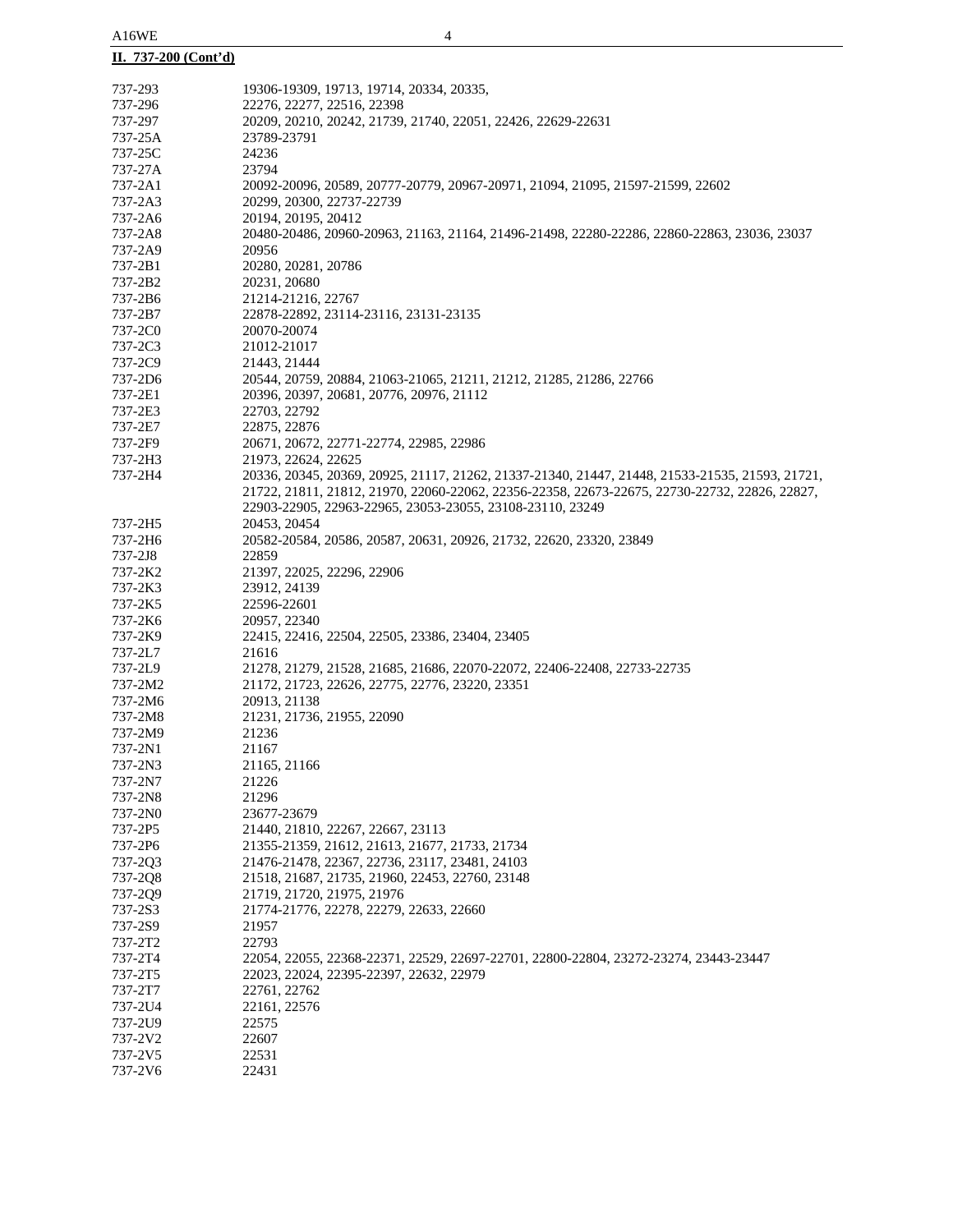**II. 737-200 (Cont'd)**

| | |
|---|---|
| 737-293 | 19306-19309, 19713, 19714, 20334, 20335, |
| 737-296 | 22276, 22277, 22516, 22398 |
| 737-297 | 20209, 20210, 20242, 21739, 21740, 22051, 22426, 22629-22631 |
| 737-25A | 23789-23791 |
| 737-25C | 24236 |
| 737-27A | 23794 |
| 737-2A1 | 20092-20096, 20589, 20777-20779, 20967-20971, 21094, 21095, 21597-21599, 22602 |
| 737-2A3 | 20299, 20300, 22737-22739 |
| 737-2A6 | 20194, 20195, 20412 |
| 737-2A8 | 20480-20486, 20960-20963, 21163, 21164, 21496-21498, 22280-22286, 22860-22863, 23036, 23037 |
| 737-2A9 | 20956 |
| 737-2B1 | 20280, 20281, 20786 |
| 737-2B2 | 20231, 20680 |
| 737-2B6 | 21214-21216, 22767 |
| 737-2B7 | 22878-22892, 23114-23116, 23131-23135 |
| 737-2C0 | 20070-20074 |
| 737-2C3 | 21012-21017 |
| 737-2C9 | 21443, 21444 |
| 737-2D6 | 20544, 20759, 20884, 21063-21065, 21211, 21212, 21285, 21286, 22766 |
| 737-2E1 | 20396, 20397, 20681, 20776, 20976, 21112 |
| 737-2E3 | 22703, 22792 |
| 737-2E7 | 22875, 22876 |
| 737-2F9 | 20671, 20672, 22771-22774, 22985, 22986 |
| 737-2H3 | 21973, 22624, 22625 |
| 737-2H4 | 20336, 20345, 20369, 20925, 21117, 21262, 21337-21340, 21447, 21448, 21533-21535, 21593, 21721, 21722, 21811, 21812, 21970, 22060-22062, 22356-22358, 22673-22675, 22730-22732, 22826, 22827, 22903-22905, 22963-22965, 23053-23055, 23108-23110, 23249 |
| 737-2H5 | 20453, 20454 |
| 737-2H6 | 20582-20584, 20586, 20587, 20631, 20926, 21732, 22620, 23320, 23849 |
| 737-2J8 | 22859 |
| 737-2K2 | 21397, 22025, 22296, 22906 |
| 737-2K3 | 23912, 24139 |
| 737-2K5 | 22596-22601 |
| 737-2K6 | 20957, 22340 |
| 737-2K9 | 22415, 22416, 22504, 22505, 23386, 23404, 23405 |
| 737-2L7 | 21616 |
| 737-2L9 | 21278, 21279, 21528, 21685, 21686, 22070-22072, 22406-22408, 22733-22735 |
| 737-2M2 | 21172, 21723, 22626, 22775, 22776, 23220, 23351 |
| 737-2M6 | 20913, 21138 |
| 737-2M8 | 21231, 21736, 21955, 22090 |
| 737-2M9 | 21236 |
| 737-2N1 | 21167 |
| 737-2N3 | 21165, 21166 |
| 737-2N7 | 21226 |
| 737-2N8 | 21296 |
| 737-2N0 | 23677-23679 |
| 737-2P5 | 21440, 21810, 22267, 22667, 23113 |
| 737-2P6 | 21355-21359, 21612, 21613, 21677, 21733, 21734 |
| 737-2Q3 | 21476-21478, 22367, 22736, 23117, 23481, 24103 |
| 737-2Q8 | 21518, 21687, 21735, 21960, 22453, 22760, 23148 |
| 737-2Q9 | 21719, 21720, 21975, 21976 |
| 737-2S3 | 21774-21776, 22278, 22279, 22633, 22660 |
| 737-2S9 | 21957 |
| 737-2T2 | 22793 |
| 737-2T4 | 22054, 22055, 22368-22371, 22529, 22697-22701, 22800-22804, 23272-23274, 23443-23447 |
| 737-2T5 | 22023, 22024, 22395-22397, 22632, 22979 |
| 737-2T7 | 22761, 22762 |
| 737-2U4 | 22161, 22576 |
| 737-2U9 | 22575 |
| 737-2V2 | 22607 |
| 737-2V5 | 22531 |
| 737-2V6 | 22431 |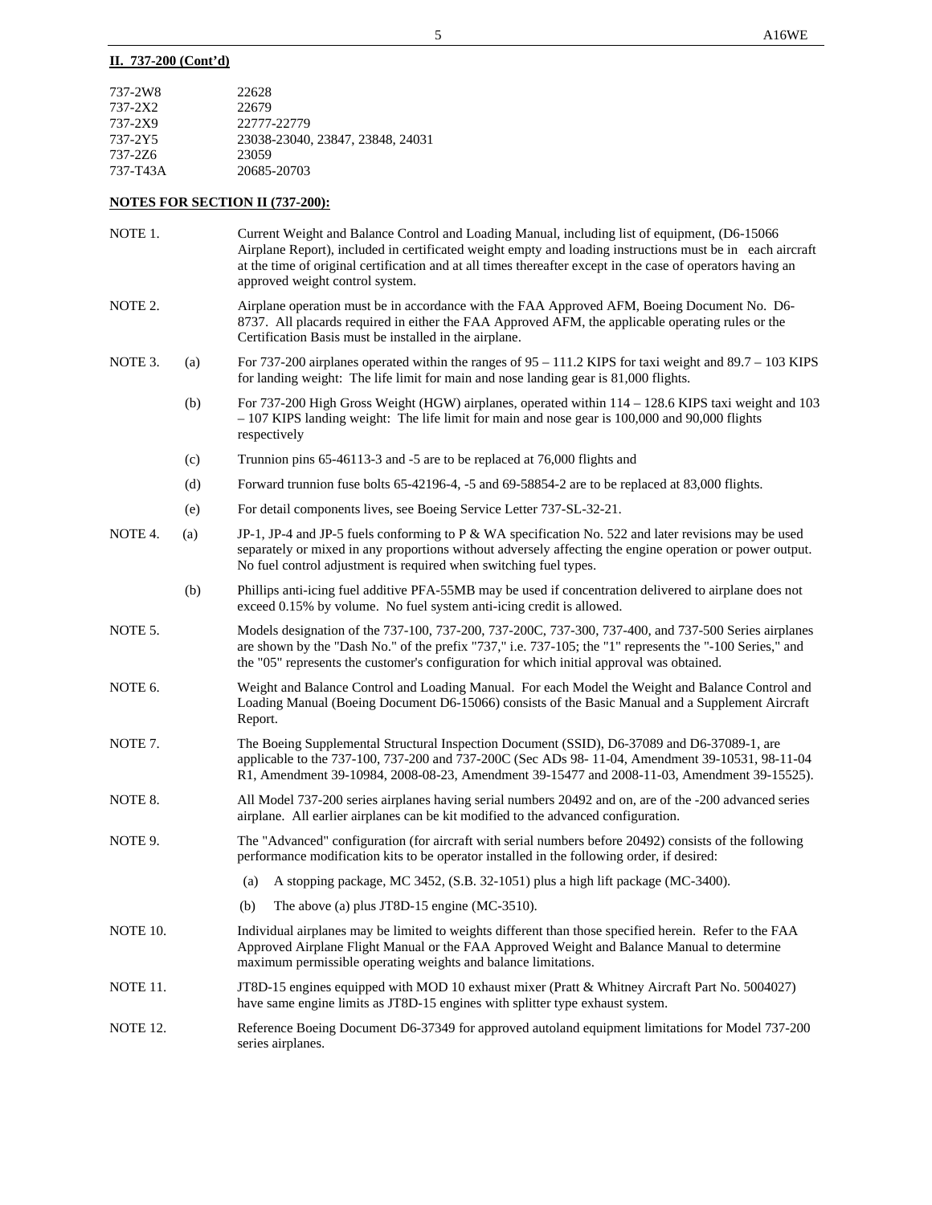**II. 737-200 (Cont'd)**

| | |
|---|---|
| 737-2W8 | 22628 |
| 737-2X2 | 22679 |
| 737-2X9 | 22777-22779 |
| 737-2Y5 | 23038-23040, 23847, 23848, 24031 |
| 737-2Z6 | 23059 |
| 737-T43A | 20685-20703 |

**NOTES FOR SECTION II (737-200):**

NOTE 1. Current Weight and Balance Control and Loading Manual, including list of equipment, (D6-15066 Airplane Report), included in certificated weight empty and loading instructions must be in each aircraft at the time of original certification and at all times thereafter except in the case of operators having an approved weight control system.

NOTE 2. Airplane operation must be in accordance with the FAA Approved AFM, Boeing Document No. D6-8737. All placards required in either the FAA Approved AFM, the applicable operating rules or the Certification Basis must be installed in the airplane.

NOTE 3.

(a) For 737-200 airplanes operated within the ranges of 95 – 111.2 KIPS for taxi weight and 89.7 – 103 KIPS for landing weight: The life limit for main and nose landing gear is 81,000 flights.

(b) For 737-200 High Gross Weight (HGW) airplanes, operated within 114 – 128.6 KIPS taxi weight and 103 – 107 KIPS landing weight: The life limit for main and nose gear is 100,000 and 90,000 flights respectively

(c) Trunnion pins 65-46113-3 and -5 are to be replaced at 76,000 flights and

(d) Forward trunnion fuse bolts 65-42196-4, -5 and 69-58854-2 are to be replaced at 83,000 flights.

(e) For detail components lives, see Boeing Service Letter 737-SL-32-21.

NOTE 4.

(a) JP-1, JP-4 and JP-5 fuels conforming to P & WA specification No. 522 and later revisions may be used separately or mixed in any proportions without adversely affecting the engine operation or power output. No fuel control adjustment is required when switching fuel types.

(b) Phillips anti-icing fuel additive PFA-55MB may be used if concentration delivered to airplane does not exceed 0.15% by volume. No fuel system anti-icing credit is allowed.

NOTE 5. Models designation of the 737-100, 737-200, 737-200C, 737-300, 737-400, and 737-500 Series airplanes are shown by the "Dash No." of the prefix "737," i.e. 737-105; the "1" represents the "-100 Series," and the "05" represents the customer's configuration for which initial approval was obtained.

NOTE 6. Weight and Balance Control and Loading Manual. For each Model the Weight and Balance Control and Loading Manual (Boeing Document D6-15066) consists of the Basic Manual and a Supplement Aircraft Report.

NOTE 7. The Boeing Supplemental Structural Inspection Document (SSID), D6-37089 and D6-37089-1, are applicable to the 737-100, 737-200 and 737-200C (Sec ADs 98- 11-04, Amendment 39-10531, 98-11-04 R1, Amendment 39-10984, 2008-08-23, Amendment 39-15477 and 2008-11-03, Amendment 39-15525).

NOTE 8. All Model 737-200 series airplanes having serial numbers 20492 and on, are of the -200 advanced series airplane. All earlier airplanes can be kit modified to the advanced configuration.

NOTE 9. The "Advanced" configuration (for aircraft with serial numbers before 20492) consists of the following performance modification kits to be operator installed in the following order, if desired:

(a) A stopping package, MC 3452, (S.B. 32-1051) plus a high lift package (MC-3400).

(b) The above (a) plus JT8D-15 engine (MC-3510).

NOTE 10. Individual airplanes may be limited to weights different than those specified herein. Refer to the FAA Approved Airplane Flight Manual or the FAA Approved Weight and Balance Manual to determine maximum permissible operating weights and balance limitations.

NOTE 11. JT8D-15 engines equipped with MOD 10 exhaust mixer (Pratt & Whitney Aircraft Part No. 5004027) have same engine limits as JT8D-15 engines with splitter type exhaust system.

NOTE 12. Reference Boeing Document D6-37349 for approved autoland equipment limitations for Model 737-200 series airplanes.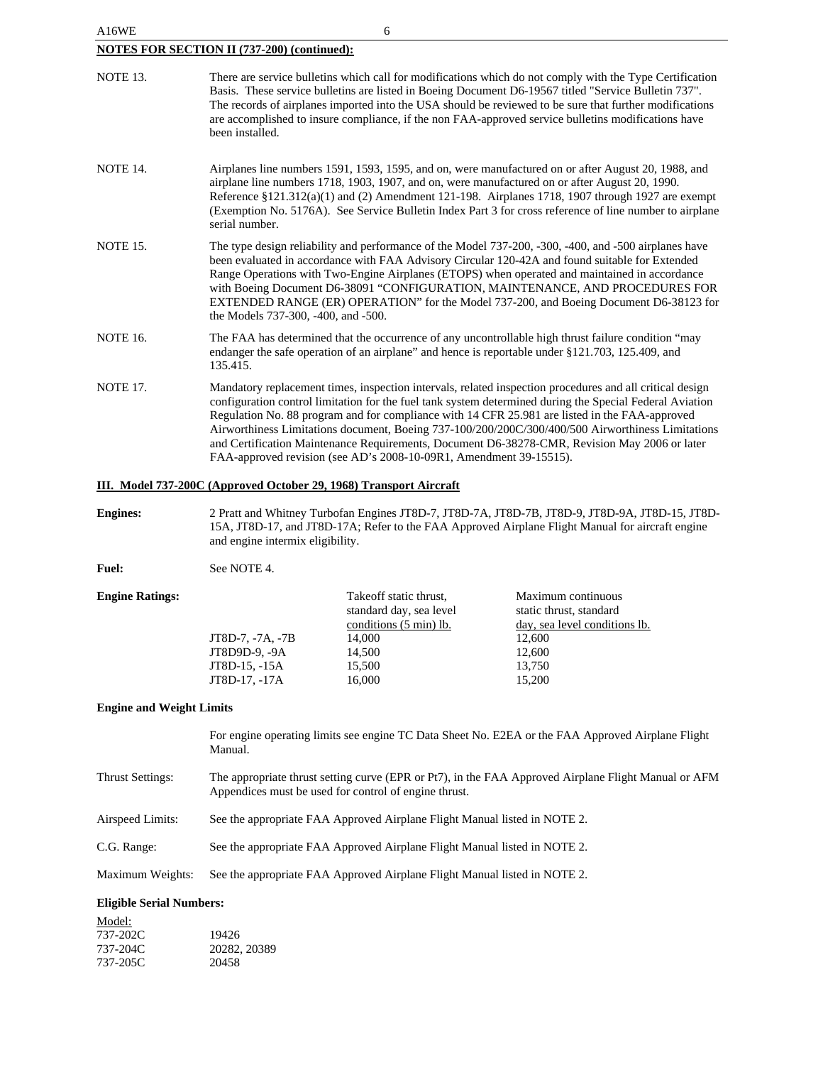**NOTES FOR SECTION II (737-200) (continued):**

NOTE 13. There are service bulletins which call for modifications which do not comply with the Type Certification Basis. These service bulletins are listed in Boeing Document D6-19567 titled "Service Bulletin 737". The records of airplanes imported into the USA should be reviewed to be sure that further modifications are accomplished to insure compliance, if the non FAA-approved service bulletins modifications have been installed.

NOTE 14. Airplanes line numbers 1591, 1593, 1595, and on, were manufactured on or after August 20, 1988, and airplane line numbers 1718, 1903, 1907, and on, were manufactured on or after August 20, 1990. Reference §121.312(a)(1) and (2) Amendment 121-198. Airplanes 1718, 1907 through 1927 are exempt (Exemption No. 5176A). See Service Bulletin Index Part 3 for cross reference of line number to airplane serial number.

NOTE 15. The type design reliability and performance of the Model 737-200, -300, -400, and -500 airplanes have been evaluated in accordance with FAA Advisory Circular 120-42A and found suitable for Extended Range Operations with Two-Engine Airplanes (ETOPS) when operated and maintained in accordance with Boeing Document D6-38091 "CONFIGURATION, MAINTENANCE, AND PROCEDURES FOR EXTENDED RANGE (ER) OPERATION" for the Model 737-200, and Boeing Document D6-38123 for the Models 737-300, -400, and -500.

NOTE 16. The FAA has determined that the occurrence of any uncontrollable high thrust failure condition "may endanger the safe operation of an airplane" and hence is reportable under §121.703, 125.409, and 135.415.

NOTE 17. Mandatory replacement times, inspection intervals, related inspection procedures and all critical design configuration control limitation for the fuel tank system determined during the Special Federal Aviation Regulation No. 88 program and for compliance with 14 CFR 25.981 are listed in the FAA-approved Airworthiness Limitations document, Boeing 737-100/200/200C/300/400/500 Airworthiness Limitations and Certification Maintenance Requirements, Document D6-38278-CMR, Revision May 2006 or later FAA-approved revision (see AD's 2008-10-09R1, Amendment 39-15515).

## III. Model 737-200C (Approved October 29, 1968) Transport Aircraft

**Engines:** 2 Pratt and Whitney Turbofan Engines JT8D-7, JT8D-7A, JT8D-7B, JT8D-9, JT8D-9A, JT8D-15, JT8D-15A, JT8D-17, and JT8D-17A; Refer to the FAA Approved Airplane Flight Manual for aircraft engine and engine intermix eligibility.

**Fuel:** See NOTE 4.

**Engine Ratings:**

| | Takeoff static thrust, standard day, sea level conditions (5 min) lb. | Maximum continuous static thrust, standard day, sea level conditions lb. |
|---|---|---|
| JT8D-7, -7A, -7B | 14,000 | 12,600 |
| JT8D9D-9, -9A | 14,500 | 12,600 |
| JT8D-15, -15A | 15,500 | 13,750 |
| JT8D-17, -17A | 16,000 | 15,200 |

**Engine and Weight Limits**

For engine operating limits see engine TC Data Sheet No. E2EA or the FAA Approved Airplane Flight Manual.

Thrust Settings: The appropriate thrust setting curve (EPR or Pt7), in the FAA Approved Airplane Flight Manual or AFM Appendices must be used for control of engine thrust.

Airspeed Limits: See the appropriate FAA Approved Airplane Flight Manual listed in NOTE 2.

C.G. Range: See the appropriate FAA Approved Airplane Flight Manual listed in NOTE 2.

Maximum Weights: See the appropriate FAA Approved Airplane Flight Manual listed in NOTE 2.

**Eligible Serial Numbers:**

| Model: | |
|---|---|
| 737-202C | 19426 |
| 737-204C | 20282, 20389 |
| 737-205C | 20458 |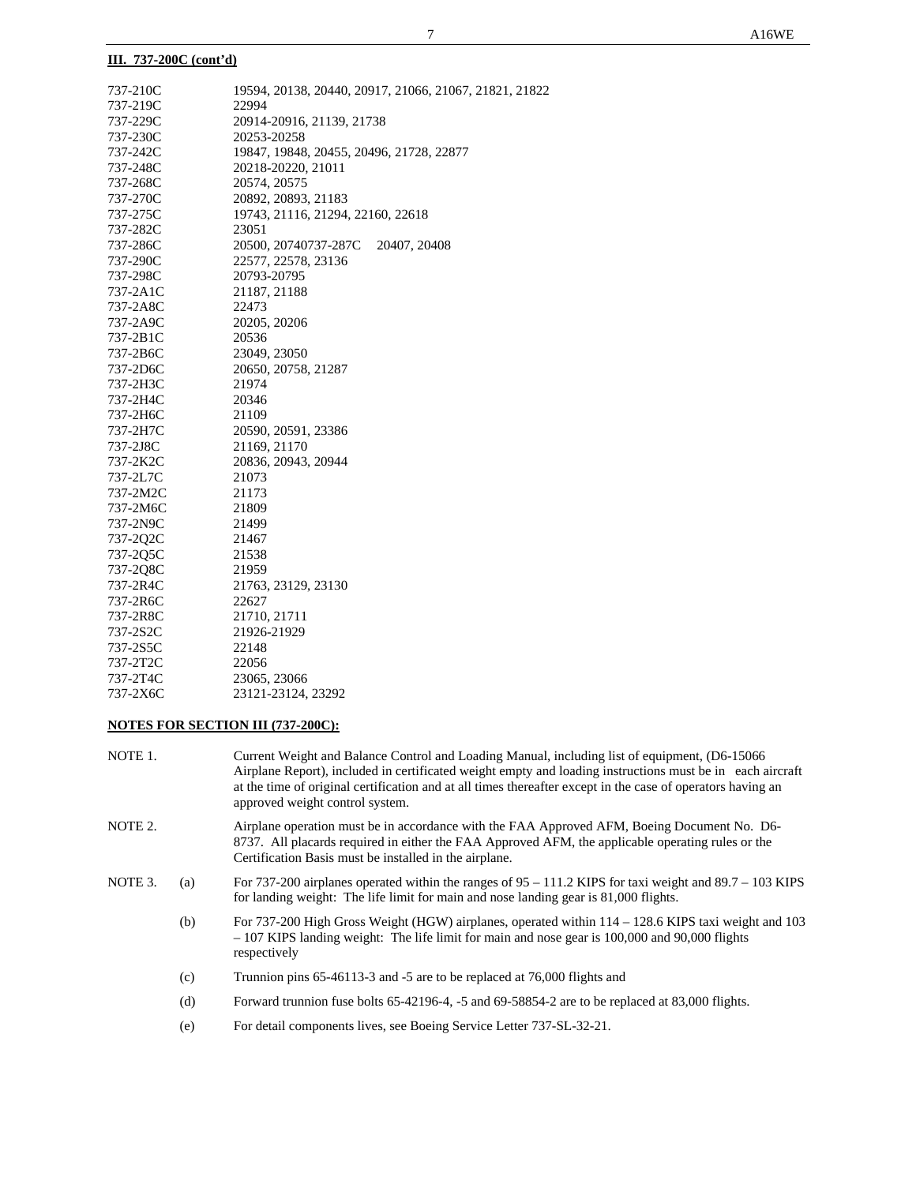**III. 737-200C (cont'd)**

| | |
|---|---|
| 737-210C | 19594, 20138, 20440, 20917, 21066, 21067, 21821, 21822 |
| 737-219C | 22994 |
| 737-229C | 20914-20916, 21139, 21738 |
| 737-230C | 20253-20258 |
| 737-242C | 19847, 19848, 20455, 20496, 21728, 22877 |
| 737-248C | 20218-20220, 21011 |
| 737-268C | 20574, 20575 |
| 737-270C | 20892, 20893, 21183 |
| 737-275C | 19743, 21116, 21294, 22160, 22618 |
| 737-282C | 23051 |
| 737-286C | 20500, 20740737-287C 20407, 20408 |
| 737-290C | 22577, 22578, 23136 |
| 737-298C | 20793-20795 |
| 737-2A1C | 21187, 21188 |
| 737-2A8C | 22473 |
| 737-2A9C | 20205, 20206 |
| 737-2B1C | 20536 |
| 737-2B6C | 23049, 23050 |
| 737-2D6C | 20650, 20758, 21287 |
| 737-2H3C | 21974 |
| 737-2H4C | 20346 |
| 737-2H6C | 21109 |
| 737-2H7C | 20590, 20591, 23386 |
| 737-2J8C | 21169, 21170 |
| 737-2K2C | 20836, 20943, 20944 |
| 737-2L7C | 21073 |
| 737-2M2C | 21173 |
| 737-2M6C | 21809 |
| 737-2N9C | 21499 |
| 737-2Q2C | 21467 |
| 737-2Q5C | 21538 |
| 737-2Q8C | 21959 |
| 737-2R4C | 21763, 23129, 23130 |
| 737-2R6C | 22627 |
| 737-2R8C | 21710, 21711 |
| 737-2S2C | 21926-21929 |
| 737-2S5C | 22148 |
| 737-2T2C | 22056 |
| 737-2T4C | 23065, 23066 |
| 737-2X6C | 23121-23124, 23292 |

**NOTES FOR SECTION III (737-200C):**

NOTE 1. Current Weight and Balance Control and Loading Manual, including list of equipment, (D6-15066 Airplane Report), included in certificated weight empty and loading instructions must be in each aircraft at the time of original certification and at all times thereafter except in the case of operators having an approved weight control system.

NOTE 2. Airplane operation must be in accordance with the FAA Approved AFM, Boeing Document No. D6-8737. All placards required in either the FAA Approved AFM, the applicable operating rules or the Certification Basis must be installed in the airplane.

NOTE 3. (a) For 737-200 airplanes operated within the ranges of 95 – 111.2 KIPS for taxi weight and 89.7 – 103 KIPS for landing weight: The life limit for main and nose landing gear is 81,000 flights.

(b) For 737-200 High Gross Weight (HGW) airplanes, operated within 114 – 128.6 KIPS taxi weight and 103 – 107 KIPS landing weight: The life limit for main and nose gear is 100,000 and 90,000 flights respectively

(c) Trunnion pins 65-46113-3 and -5 are to be replaced at 76,000 flights and

(d) Forward trunnion fuse bolts 65-42196-4, -5 and 69-58854-2 are to be replaced at 83,000 flights.

(e) For detail components lives, see Boeing Service Letter 737-SL-32-21.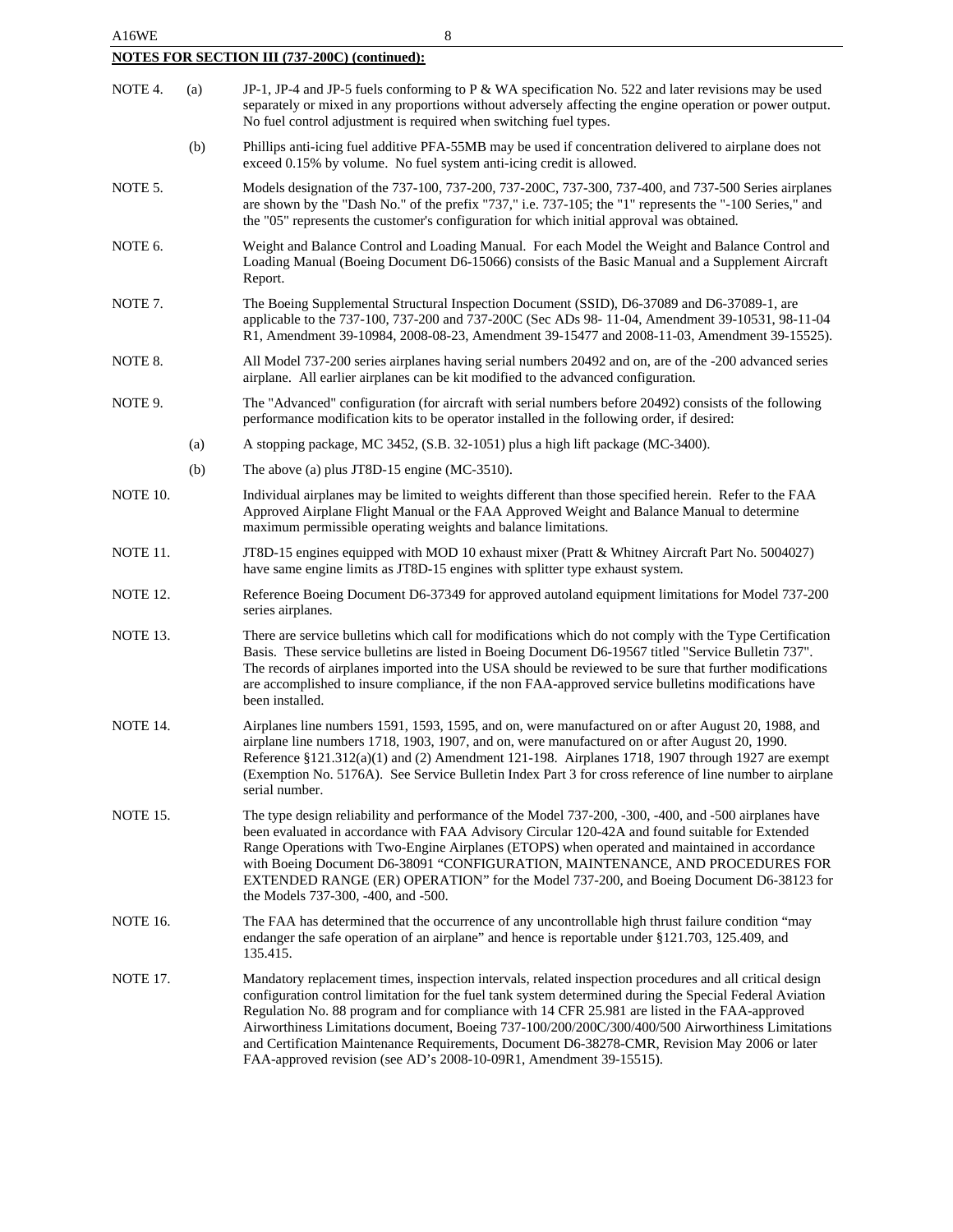**NOTES FOR SECTION III (737-200C) (continued):**

NOTE 4. (a) JP-1, JP-4 and JP-5 fuels conforming to P & WA specification No. 522 and later revisions may be used separately or mixed in any proportions without adversely affecting the engine operation or power output. No fuel control adjustment is required when switching fuel types.

(b) Phillips anti-icing fuel additive PFA-55MB may be used if concentration delivered to airplane does not exceed 0.15% by volume. No fuel system anti-icing credit is allowed.

NOTE 5. Models designation of the 737-100, 737-200, 737-200C, 737-300, 737-400, and 737-500 Series airplanes are shown by the "Dash No." of the prefix "737," i.e. 737-105; the "1" represents the "-100 Series," and the "05" represents the customer's configuration for which initial approval was obtained.

NOTE 6. Weight and Balance Control and Loading Manual. For each Model the Weight and Balance Control and Loading Manual (Boeing Document D6-15066) consists of the Basic Manual and a Supplement Aircraft Report.

NOTE 7. The Boeing Supplemental Structural Inspection Document (SSID), D6-37089 and D6-37089-1, are applicable to the 737-100, 737-200 and 737-200C (Sec ADs 98- 11-04, Amendment 39-10531, 98-11-04 R1, Amendment 39-10984, 2008-08-23, Amendment 39-15477 and 2008-11-03, Amendment 39-15525).

NOTE 8. All Model 737-200 series airplanes having serial numbers 20492 and on, are of the -200 advanced series airplane. All earlier airplanes can be kit modified to the advanced configuration.

NOTE 9. The "Advanced" configuration (for aircraft with serial numbers before 20492) consists of the following performance modification kits to be operator installed in the following order, if desired:

(a) A stopping package, MC 3452, (S.B. 32-1051) plus a high lift package (MC-3400).

(b) The above (a) plus JT8D-15 engine (MC-3510).

NOTE 10. Individual airplanes may be limited to weights different than those specified herein. Refer to the FAA Approved Airplane Flight Manual or the FAA Approved Weight and Balance Manual to determine maximum permissible operating weights and balance limitations.

NOTE 11. JT8D-15 engines equipped with MOD 10 exhaust mixer (Pratt & Whitney Aircraft Part No. 5004027) have same engine limits as JT8D-15 engines with splitter type exhaust system.

NOTE 12. Reference Boeing Document D6-37349 for approved autoland equipment limitations for Model 737-200 series airplanes.

NOTE 13. There are service bulletins which call for modifications which do not comply with the Type Certification Basis. These service bulletins are listed in Boeing Document D6-19567 titled "Service Bulletin 737". The records of airplanes imported into the USA should be reviewed to be sure that further modifications are accomplished to insure compliance, if the non FAA-approved service bulletins modifications have been installed.

NOTE 14. Airplanes line numbers 1591, 1593, 1595, and on, were manufactured on or after August 20, 1988, and airplane line numbers 1718, 1903, 1907, and on, were manufactured on or after August 20, 1990. Reference §121.312(a)(1) and (2) Amendment 121-198. Airplanes 1718, 1907 through 1927 are exempt (Exemption No. 5176A). See Service Bulletin Index Part 3 for cross reference of line number to airplane serial number.

NOTE 15. The type design reliability and performance of the Model 737-200, -300, -400, and -500 airplanes have been evaluated in accordance with FAA Advisory Circular 120-42A and found suitable for Extended Range Operations with Two-Engine Airplanes (ETOPS) when operated and maintained in accordance with Boeing Document D6-38091 "CONFIGURATION, MAINTENANCE, AND PROCEDURES FOR EXTENDED RANGE (ER) OPERATION" for the Model 737-200, and Boeing Document D6-38123 for the Models 737-300, -400, and -500.

NOTE 16. The FAA has determined that the occurrence of any uncontrollable high thrust failure condition "may endanger the safe operation of an airplane" and hence is reportable under §121.703, 125.409, and 135.415.

NOTE 17. Mandatory replacement times, inspection intervals, related inspection procedures and all critical design configuration control limitation for the fuel tank system determined during the Special Federal Aviation Regulation No. 88 program and for compliance with 14 CFR 25.981 are listed in the FAA-approved Airworthiness Limitations document, Boeing 737-100/200/200C/300/400/500 Airworthiness Limitations and Certification Maintenance Requirements, Document D6-38278-CMR, Revision May 2006 or later FAA-approved revision (see AD's 2008-10-09R1, Amendment 39-15515).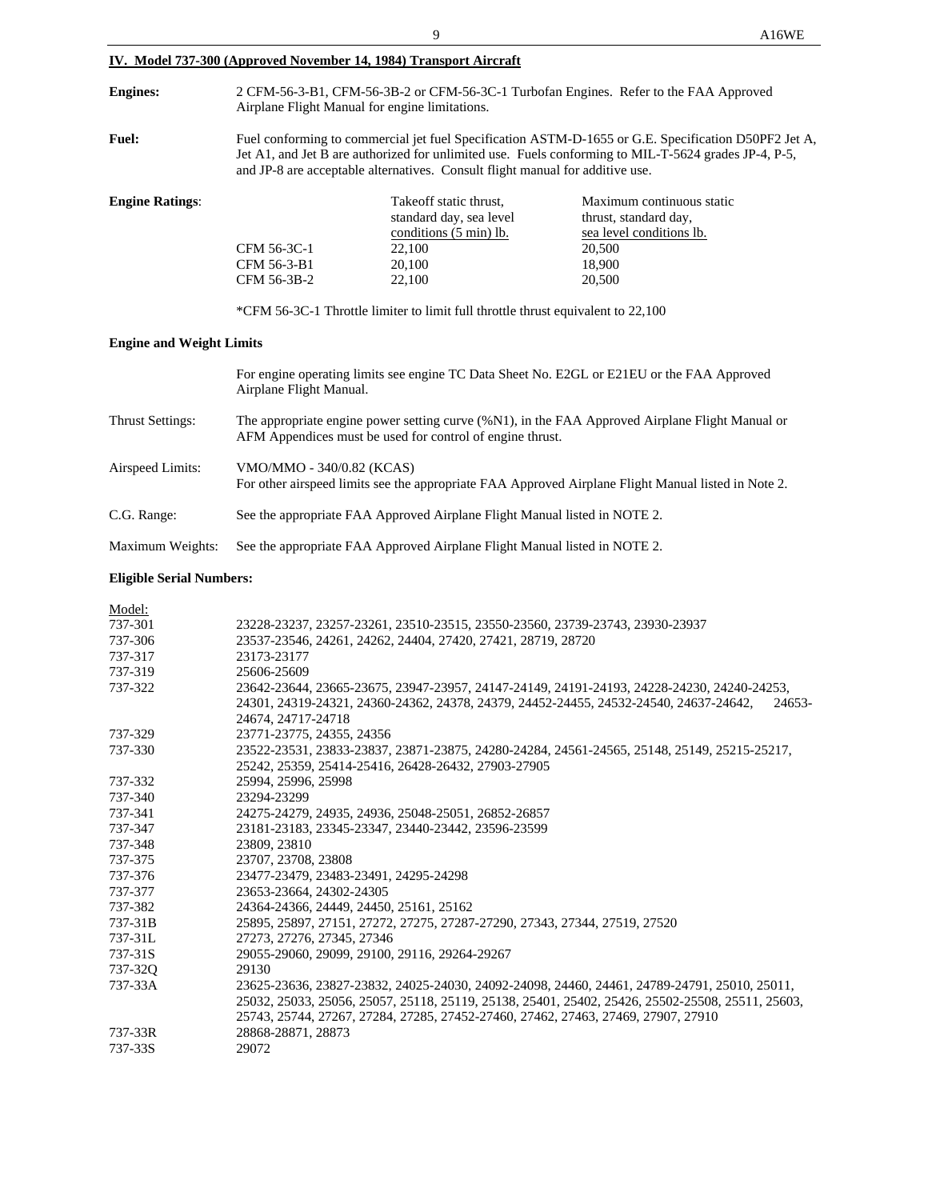## IV. Model 737-300 (Approved November 14, 1984) Transport Aircraft

**Engines:** 2 CFM-56-3-B1, CFM-56-3B-2 or CFM-56-3C-1 Turbofan Engines. Refer to the FAA Approved Airplane Flight Manual for engine limitations.

**Fuel:** Fuel conforming to commercial jet fuel Specification ASTM-D-1655 or G.E. Specification D50PF2 Jet A, Jet A1, and Jet B are authorized for unlimited use. Fuels conforming to MIL-T-5624 grades JP-4, P-5, and JP-8 are acceptable alternatives. Consult flight manual for additive use.

**Engine Ratings:**

| | Takeoff static thrust, standard day, sea level conditions (5 min) lb. | Maximum continuous static thrust, standard day, sea level conditions lb. |
|---|---|---|
| CFM 56-3C-1 | 22,100 | 20,500 |
| CFM 56-3-B1 | 20,100 | 18,900 |
| CFM 56-3B-2 | 22,100 | 20,500 |

*CFM 56-3C-1 Throttle limiter to limit full throttle thrust equivalent to 22,100

**Engine and Weight Limits**

For engine operating limits see engine TC Data Sheet No. E2GL or E21EU or the FAA Approved Airplane Flight Manual.

Thrust Settings: The appropriate engine power setting curve (%N1), in the FAA Approved Airplane Flight Manual or AFM Appendices must be used for control of engine thrust.

Airspeed Limits: VMO/MMO - 340/0.82 (KCAS)
For other airspeed limits see the appropriate FAA Approved Airplane Flight Manual listed in Note 2.

C.G. Range: See the appropriate FAA Approved Airplane Flight Manual listed in NOTE 2.

Maximum Weights: See the appropriate FAA Approved Airplane Flight Manual listed in NOTE 2.

**Eligible Serial Numbers:**

| Model: | |
|---|---|
| 737-301 | 23228-23237, 23257-23261, 23510-23515, 23550-23560, 23739-23743, 23930-23937 |
| 737-306 | 23537-23546, 24261, 24262, 24404, 27420, 27421, 28719, 28720 |
| 737-317 | 23173-23177 |
| 737-319 | 25606-25609 |
| 737-322 | 23642-23644, 23665-23675, 23947-23957, 24147-24149, 24191-24193, 24228-24230, 24240-24253, 24301, 24319-24321, 24360-24362, 24378, 24379, 24452-24455, 24532-24540, 24637-24642, 24653-24674, 24717-24718 |
| 737-329 | 23771-23775, 24355, 24356 |
| 737-330 | 23522-23531, 23833-23837, 23871-23875, 24280-24284, 24561-24565, 25148, 25149, 25215-25217, 25242, 25359, 25414-25416, 26428-26432, 27903-27905 |
| 737-332 | 25994, 25996, 25998 |
| 737-340 | 23294-23299 |
| 737-341 | 24275-24279, 24935, 24936, 25048-25051, 26852-26857 |
| 737-347 | 23181-23183, 23345-23347, 23440-23442, 23596-23599 |
| 737-348 | 23809, 23810 |
| 737-375 | 23707, 23708, 23808 |
| 737-376 | 23477-23479, 23483-23491, 24295-24298 |
| 737-377 | 23653-23664, 24302-24305 |
| 737-382 | 24364-24366, 24449, 24450, 25161, 25162 |
| 737-31B | 25895, 25897, 27151, 27272, 27275, 27287-27290, 27343, 27344, 27519, 27520 |
| 737-31L | 27273, 27276, 27345, 27346 |
| 737-31S | 29055-29060, 29099, 29100, 29116, 29264-29267 |
| 737-32Q | 29130 |
| 737-33A | 23625-23636, 23827-23832, 24025-24030, 24092-24098, 24460, 24461, 24789-24791, 25010, 25011, 25032, 25033, 25056, 25057, 25118, 25119, 25138, 25401, 25402, 25426, 25502-25508, 25511, 25603, 25743, 25744, 27267, 27284, 27285, 27452-27460, 27462, 27463, 27469, 27907, 27910 |
| 737-33R | 28868-28871, 28873 |
| 737-33S | 29072 |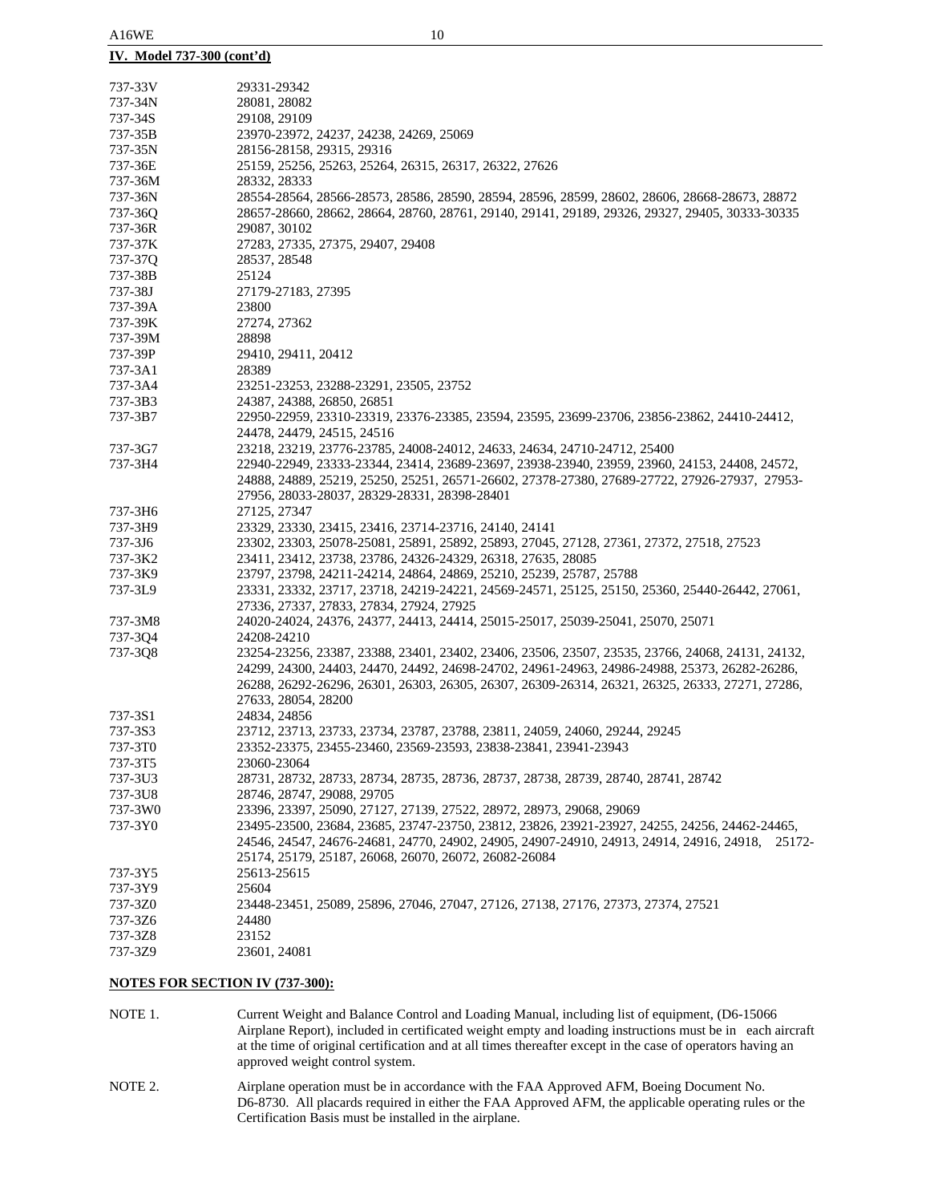## IV. Model 737-300 (cont'd)

| | |
|---|---|
| 737-33V | 29331-29342 |
| 737-34N | 28081, 28082 |
| 737-34S | 29108, 29109 |
| 737-35B | 23970-23972, 24237, 24238, 24269, 25069 |
| 737-35N | 28156-28158, 29315, 29316 |
| 737-36E | 25159, 25256, 25263, 25264, 26315, 26317, 26322, 27626 |
| 737-36M | 28332, 28333 |
| 737-36N | 28554-28564, 28566-28573, 28586, 28590, 28594, 28596, 28599, 28602, 28606, 28668-28673, 28872 |
| 737-36Q | 28657-28660, 28662, 28664, 28760, 28761, 29140, 29141, 29189, 29326, 29327, 29405, 30333-30335 |
| 737-36R | 29087, 30102 |
| 737-37K | 27283, 27335, 27375, 29407, 29408 |
| 737-37Q | 28537, 28548 |
| 737-38B | 25124 |
| 737-38J | 27179-27183, 27395 |
| 737-39A | 23800 |
| 737-39K | 27274, 27362 |
| 737-39M | 28898 |
| 737-39P | 29410, 29411, 20412 |
| 737-3A1 | 28389 |
| 737-3A4 | 23251-23253, 23288-23291, 23505, 23752 |
| 737-3B3 | 24387, 24388, 26850, 26851 |
| 737-3B7 | 22950-22959, 23310-23319, 23376-23385, 23594, 23595, 23699-23706, 23856-23862, 24410-24412, 24478, 24479, 24515, 24516 |
| 737-3G7 | 23218, 23219, 23776-23785, 24008-24012, 24633, 24634, 24710-24712, 25400 |
| 737-3H4 | 22940-22949, 23333-23344, 23414, 23689-23697, 23938-23940, 23959, 23960, 24153, 24408, 24572, 24888, 24889, 25219, 25250, 25251, 26571-26602, 27378-27380, 27689-27722, 27926-27937, 27953-27956, 28033-28037, 28329-28331, 28398-28401 |
| 737-3H6 | 27125, 27347 |
| 737-3H9 | 23329, 23330, 23415, 23416, 23714-23716, 24140, 24141 |
| 737-3J6 | 23302, 23303, 25078-25081, 25891, 25892, 25893, 27045, 27128, 27361, 27372, 27518, 27523 |
| 737-3K2 | 23411, 23412, 23738, 23786, 24326-24329, 26318, 27635, 28085 |
| 737-3K9 | 23797, 23798, 24211-24214, 24864, 24869, 25210, 25239, 25787, 25788 |
| 737-3L9 | 23331, 23332, 23717, 23718, 24219-24221, 24569-24571, 25125, 25150, 25360, 25440-26442, 27061, 27336, 27337, 27833, 27834, 27924, 27925 |
| 737-3M8 | 24020-24024, 24376, 24377, 24413, 24414, 25015-25017, 25039-25041, 25070, 25071 |
| 737-3Q4 | 24208-24210 |
| 737-3Q8 | 23254-23256, 23387, 23388, 23401, 23402, 23406, 23506, 23507, 23535, 23766, 24068, 24131, 24132, 24299, 24300, 24403, 24470, 24492, 24698-24702, 24961-24963, 24986-24988, 25373, 26282-26286, 26288, 26292-26296, 26301, 26303, 26305, 26307, 26309-26314, 26321, 26325, 26333, 27271, 27286, 27633, 28054, 28200 |
| 737-3S1 | 24834, 24856 |
| 737-3S3 | 23712, 23713, 23733, 23734, 23787, 23788, 23811, 24059, 24060, 29244, 29245 |
| 737-3T0 | 23352-23375, 23455-23460, 23569-23593, 23838-23841, 23941-23943 |
| 737-3T5 | 23060-23064 |
| 737-3U3 | 28731, 28732, 28733, 28734, 28735, 28736, 28737, 28738, 28739, 28740, 28741, 28742 |
| 737-3U8 | 28746, 28747, 29088, 29705 |
| 737-3W0 | 23396, 23397, 25090, 27127, 27139, 27522, 28972, 28973, 29068, 29069 |
| 737-3Y0 | 23495-23500, 23684, 23685, 23747-23750, 23812, 23826, 23921-23927, 24255, 24256, 24462-24465, 24546, 24547, 24676-24681, 24770, 24902, 24905, 24907-24910, 24913, 24914, 24916, 24918, 25172-25174, 25179, 25187, 26068, 26070, 26072, 26082-26084 |
| 737-3Y5 | 25613-25615 |
| 737-3Y9 | 25604 |
| 737-3Z0 | 23448-23451, 25089, 25896, 27046, 27047, 27126, 27138, 27176, 27373, 27374, 27521 |
| 737-3Z6 | 24480 |
| 737-3Z8 | 23152 |
| 737-3Z9 | 23601, 24081 |

## NOTES FOR SECTION IV (737-300):

NOTE 1. Current Weight and Balance Control and Loading Manual, including list of equipment, (D6-15066 Airplane Report), included in certificated weight empty and loading instructions must be in each aircraft at the time of original certification and at all times thereafter except in the case of operators having an approved weight control system.

NOTE 2. Airplane operation must be in accordance with the FAA Approved AFM, Boeing Document No. D6-8730. All placards required in either the FAA Approved AFM, the applicable operating rules or the Certification Basis must be installed in the airplane.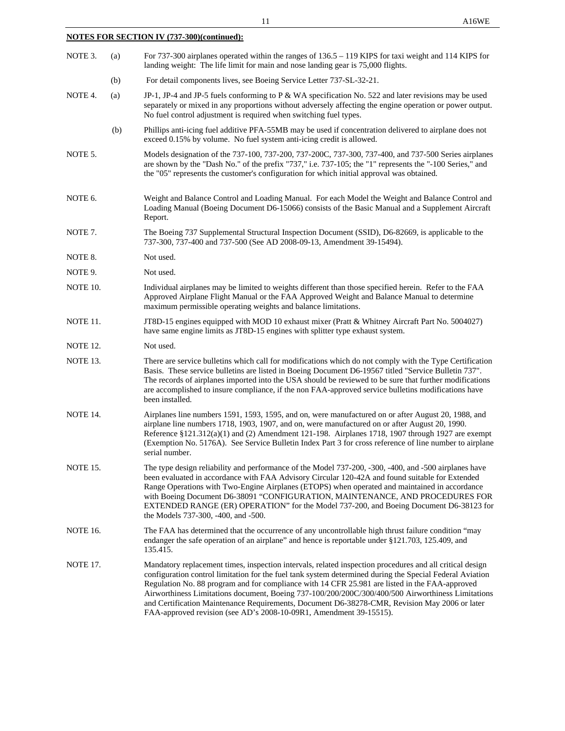**NOTES FOR SECTION IV (737-300)(continued):**

NOTE 3. (a) For 737-300 airplanes operated within the ranges of 136.5 – 119 KIPS for taxi weight and 114 KIPS for landing weight: The life limit for main and nose landing gear is 75,000 flights.

(b) For detail components lives, see Boeing Service Letter 737-SL-32-21.

NOTE 4. (a) JP-1, JP-4 and JP-5 fuels conforming to P & WA specification No. 522 and later revisions may be used separately or mixed in any proportions without adversely affecting the engine operation or power output. No fuel control adjustment is required when switching fuel types.

(b) Phillips anti-icing fuel additive PFA-55MB may be used if concentration delivered to airplane does not exceed 0.15% by volume. No fuel system anti-icing credit is allowed.

NOTE 5. Models designation of the 737-100, 737-200, 737-200C, 737-300, 737-400, and 737-500 Series airplanes are shown by the "Dash No." of the prefix "737," i.e. 737-105; the "1" represents the "-100 Series," and the "05" represents the customer's configuration for which initial approval was obtained.

NOTE 6. Weight and Balance Control and Loading Manual. For each Model the Weight and Balance Control and Loading Manual (Boeing Document D6-15066) consists of the Basic Manual and a Supplement Aircraft Report.

NOTE 7. The Boeing 737 Supplemental Structural Inspection Document (SSID), D6-82669, is applicable to the 737-300, 737-400 and 737-500 (See AD 2008-09-13, Amendment 39-15494).

NOTE 8. Not used.

NOTE 9. Not used.

NOTE 10. Individual airplanes may be limited to weights different than those specified herein. Refer to the FAA Approved Airplane Flight Manual or the FAA Approved Weight and Balance Manual to determine maximum permissible operating weights and balance limitations.

NOTE 11. JT8D-15 engines equipped with MOD 10 exhaust mixer (Pratt & Whitney Aircraft Part No. 5004027) have same engine limits as JT8D-15 engines with splitter type exhaust system.

NOTE 12. Not used.

NOTE 13. There are service bulletins which call for modifications which do not comply with the Type Certification Basis. These service bulletins are listed in Boeing Document D6-19567 titled "Service Bulletin 737". The records of airplanes imported into the USA should be reviewed to be sure that further modifications are accomplished to insure compliance, if the non FAA-approved service bulletins modifications have been installed.

NOTE 14. Airplanes line numbers 1591, 1593, 1595, and on, were manufactured on or after August 20, 1988, and airplane line numbers 1718, 1903, 1907, and on, were manufactured on or after August 20, 1990. Reference §121.312(a)(1) and (2) Amendment 121-198. Airplanes 1718, 1907 through 1927 are exempt (Exemption No. 5176A). See Service Bulletin Index Part 3 for cross reference of line number to airplane serial number.

NOTE 15. The type design reliability and performance of the Model 737-200, -300, -400, and -500 airplanes have been evaluated in accordance with FAA Advisory Circular 120-42A and found suitable for Extended Range Operations with Two-Engine Airplanes (ETOPS) when operated and maintained in accordance with Boeing Document D6-38091 "CONFIGURATION, MAINTENANCE, AND PROCEDURES FOR EXTENDED RANGE (ER) OPERATION" for the Model 737-200, and Boeing Document D6-38123 for the Models 737-300, -400, and -500.

NOTE 16. The FAA has determined that the occurrence of any uncontrollable high thrust failure condition "may endanger the safe operation of an airplane" and hence is reportable under §121.703, 125.409, and 135.415.

NOTE 17. Mandatory replacement times, inspection intervals, related inspection procedures and all critical design configuration control limitation for the fuel tank system determined during the Special Federal Aviation Regulation No. 88 program and for compliance with 14 CFR 25.981 are listed in the FAA-approved Airworthiness Limitations document, Boeing 737-100/200/200C/300/400/500 Airworthiness Limitations and Certification Maintenance Requirements, Document D6-38278-CMR, Revision May 2006 or later FAA-approved revision (see AD's 2008-10-09R1, Amendment 39-15515).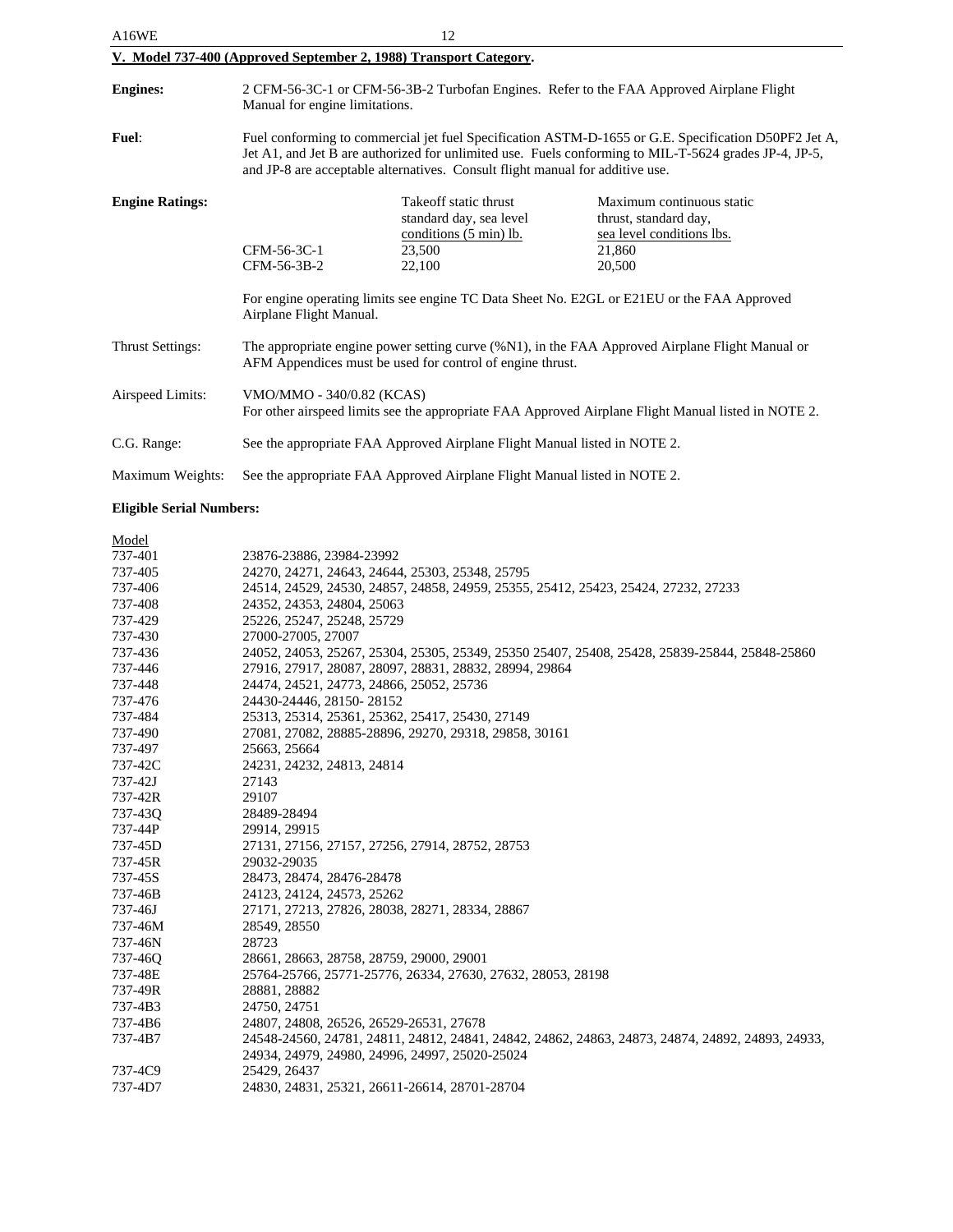## V. Model 737-400 (Approved September 2, 1988) Transport Category.

**Engines:** 2 CFM-56-3C-1 or CFM-56-3B-2 Turbofan Engines. Refer to the FAA Approved Airplane Flight Manual for engine limitations.

**Fuel:** Fuel conforming to commercial jet fuel Specification ASTM-D-1655 or G.E. Specification D50PF2 Jet A, Jet A1, and Jet B are authorized for unlimited use. Fuels conforming to MIL-T-5624 grades JP-4, JP-5, and JP-8 are acceptable alternatives. Consult flight manual for additive use.

**Engine Ratings:**

| | Takeoff static thrust standard day, sea level conditions (5 min) lb. | Maximum continuous static thrust, standard day, sea level conditions lbs. |
|---|---|---|
| CFM-56-3C-1 | 23,500 | 21,860 |
| CFM-56-3B-2 | 22,100 | 20,500 |

For engine operating limits see engine TC Data Sheet No. E2GL or E21EU or the FAA Approved Airplane Flight Manual.

Thrust Settings: The appropriate engine power setting curve (%N1), in the FAA Approved Airplane Flight Manual or AFM Appendices must be used for control of engine thrust.

Airspeed Limits: VMO/MMO - 340/0.82 (KCAS)
For other airspeed limits see the appropriate FAA Approved Airplane Flight Manual listed in NOTE 2.

C.G. Range: See the appropriate FAA Approved Airplane Flight Manual listed in NOTE 2.

Maximum Weights: See the appropriate FAA Approved Airplane Flight Manual listed in NOTE 2.

**Eligible Serial Numbers:**

| Model | |
|---|---|
| 737-401 | 23876-23886, 23984-23992 |
| 737-405 | 24270, 24271, 24643, 24644, 25303, 25348, 25795 |
| 737-406 | 24514, 24529, 24530, 24857, 24858, 24959, 25355, 25412, 25423, 25424, 27232, 27233 |
| 737-408 | 24352, 24353, 24804, 25063 |
| 737-429 | 25226, 25247, 25248, 25729 |
| 737-430 | 27000-27005, 27007 |
| 737-436 | 24052, 24053, 25267, 25304, 25305, 25349, 25350 25407, 25408, 25428, 25839-25844, 25848-25860 |
| 737-446 | 27916, 27917, 28087, 28097, 28831, 28832, 28994, 29864 |
| 737-448 | 24474, 24521, 24773, 24866, 25052, 25736 |
| 737-476 | 24430-24446, 28150- 28152 |
| 737-484 | 25313, 25314, 25361, 25362, 25417, 25430, 27149 |
| 737-490 | 27081, 27082, 28885-28896, 29270, 29318, 29858, 30161 |
| 737-497 | 25663, 25664 |
| 737-42C | 24231, 24232, 24813, 24814 |
| 737-42J | 27143 |
| 737-42R | 29107 |
| 737-43Q | 28489-28494 |
| 737-44P | 29914, 29915 |
| 737-45D | 27131, 27156, 27157, 27256, 27914, 28752, 28753 |
| 737-45R | 29032-29035 |
| 737-45S | 28473, 28474, 28476-28478 |
| 737-46B | 24123, 24124, 24573, 25262 |
| 737-46J | 27171, 27213, 27826, 28038, 28271, 28334, 28867 |
| 737-46M | 28549, 28550 |
| 737-46N | 28723 |
| 737-46Q | 28661, 28663, 28758, 28759, 29000, 29001 |
| 737-48E | 25764-25766, 25771-25776, 26334, 27630, 27632, 28053, 28198 |
| 737-49R | 28881, 28882 |
| 737-4B3 | 24750, 24751 |
| 737-4B6 | 24807, 24808, 26526, 26529-26531, 27678 |
| 737-4B7 | 24548-24560, 24781, 24811, 24812, 24841, 24842, 24862, 24863, 24873, 24874, 24892, 24893, 24933, 24934, 24979, 24980, 24996, 24997, 25020-25024 |
| 737-4C9 | 25429, 26437 |
| 737-4D7 | 24830, 24831, 25321, 26611-26614, 28701-28704 |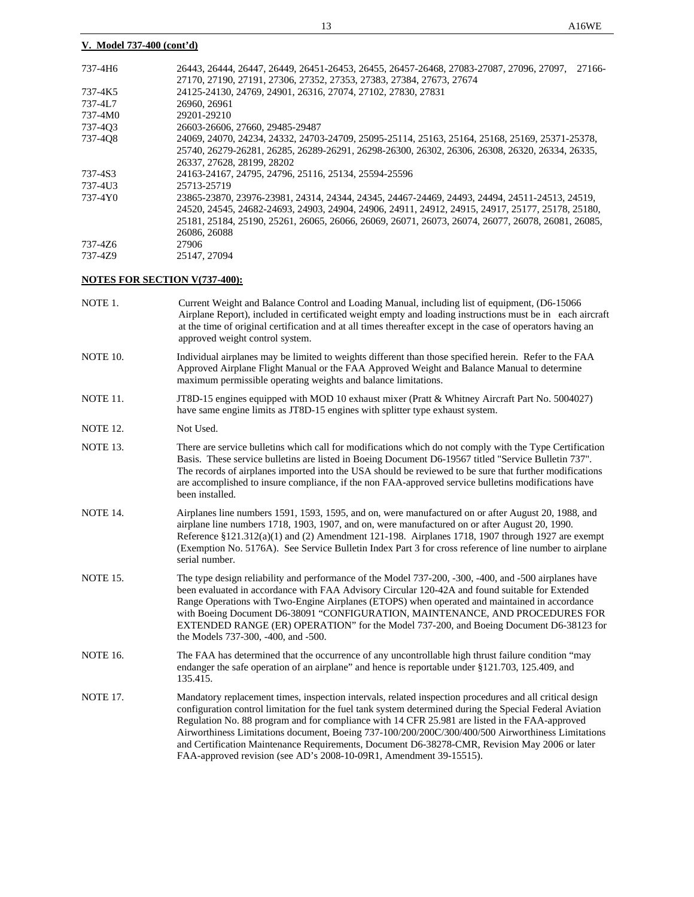**V. Model 737-400 (cont'd)**

| | |
|---|---|
| 737-4H6 | 26443, 26444, 26447, 26449, 26451-26453, 26455, 26457-26468, 27083-27087, 27096, 27097, 27166-27170, 27190, 27191, 27306, 27352, 27353, 27383, 27384, 27673, 27674 |
| 737-4K5 | 24125-24130, 24769, 24901, 26316, 27074, 27102, 27830, 27831 |
| 737-4L7 | 26960, 26961 |
| 737-4M0 | 29201-29210 |
| 737-4Q3 | 26603-26606, 27660, 29485-29487 |
| 737-4Q8 | 24069, 24070, 24234, 24332, 24703-24709, 25095-25114, 25163, 25164, 25168, 25169, 25371-25378, 25740, 26279-26281, 26285, 26289-26291, 26298-26300, 26302, 26306, 26308, 26320, 26334, 26335, 26337, 27628, 28199, 28202 |
| 737-4S3 | 24163-24167, 24795, 24796, 25116, 25134, 25594-25596 |
| 737-4U3 | 25713-25719 |
| 737-4Y0 | 23865-23870, 23976-23981, 24314, 24344, 24345, 24467-24469, 24493, 24494, 24511-24513, 24519, 24520, 24545, 24682-24693, 24903, 24904, 24906, 24911, 24912, 24915, 24917, 25177, 25178, 25180, 25181, 25184, 25190, 25261, 26065, 26066, 26069, 26071, 26073, 26074, 26077, 26078, 26081, 26085, 26086, 26088 |
| 737-4Z6 | 27906 |
| 737-4Z9 | 25147, 27094 |

**NOTES FOR SECTION V(737-400):**

NOTE 1. Current Weight and Balance Control and Loading Manual, including list of equipment, (D6-15066 Airplane Report), included in certificated weight empty and loading instructions must be in each aircraft at the time of original certification and at all times thereafter except in the case of operators having an approved weight control system.

NOTE 10. Individual airplanes may be limited to weights different than those specified herein. Refer to the FAA Approved Airplane Flight Manual or the FAA Approved Weight and Balance Manual to determine maximum permissible operating weights and balance limitations.

NOTE 11. JT8D-15 engines equipped with MOD 10 exhaust mixer (Pratt & Whitney Aircraft Part No. 5004027) have same engine limits as JT8D-15 engines with splitter type exhaust system.

NOTE 12. Not Used.

NOTE 13. There are service bulletins which call for modifications which do not comply with the Type Certification Basis. These service bulletins are listed in Boeing Document D6-19567 titled "Service Bulletin 737". The records of airplanes imported into the USA should be reviewed to be sure that further modifications are accomplished to insure compliance, if the non FAA-approved service bulletins modifications have been installed.

NOTE 14. Airplanes line numbers 1591, 1593, 1595, and on, were manufactured on or after August 20, 1988, and airplane line numbers 1718, 1903, 1907, and on, were manufactured on or after August 20, 1990. Reference §121.312(a)(1) and (2) Amendment 121-198. Airplanes 1718, 1907 through 1927 are exempt (Exemption No. 5176A). See Service Bulletin Index Part 3 for cross reference of line number to airplane serial number.

NOTE 15. The type design reliability and performance of the Model 737-200, -300, -400, and -500 airplanes have been evaluated in accordance with FAA Advisory Circular 120-42A and found suitable for Extended Range Operations with Two-Engine Airplanes (ETOPS) when operated and maintained in accordance with Boeing Document D6-38091 "CONFIGURATION, MAINTENANCE, AND PROCEDURES FOR EXTENDED RANGE (ER) OPERATION" for the Model 737-200, and Boeing Document D6-38123 for the Models 737-300, -400, and -500.

NOTE 16. The FAA has determined that the occurrence of any uncontrollable high thrust failure condition "may endanger the safe operation of an airplane" and hence is reportable under §121.703, 125.409, and 135.415.

NOTE 17. Mandatory replacement times, inspection intervals, related inspection procedures and all critical design configuration control limitation for the fuel tank system determined during the Special Federal Aviation Regulation No. 88 program and for compliance with 14 CFR 25.981 are listed in the FAA-approved Airworthiness Limitations document, Boeing 737-100/200/200C/300/400/500 Airworthiness Limitations and Certification Maintenance Requirements, Document D6-38278-CMR, Revision May 2006 or later FAA-approved revision (see AD's 2008-10-09R1, Amendment 39-15515).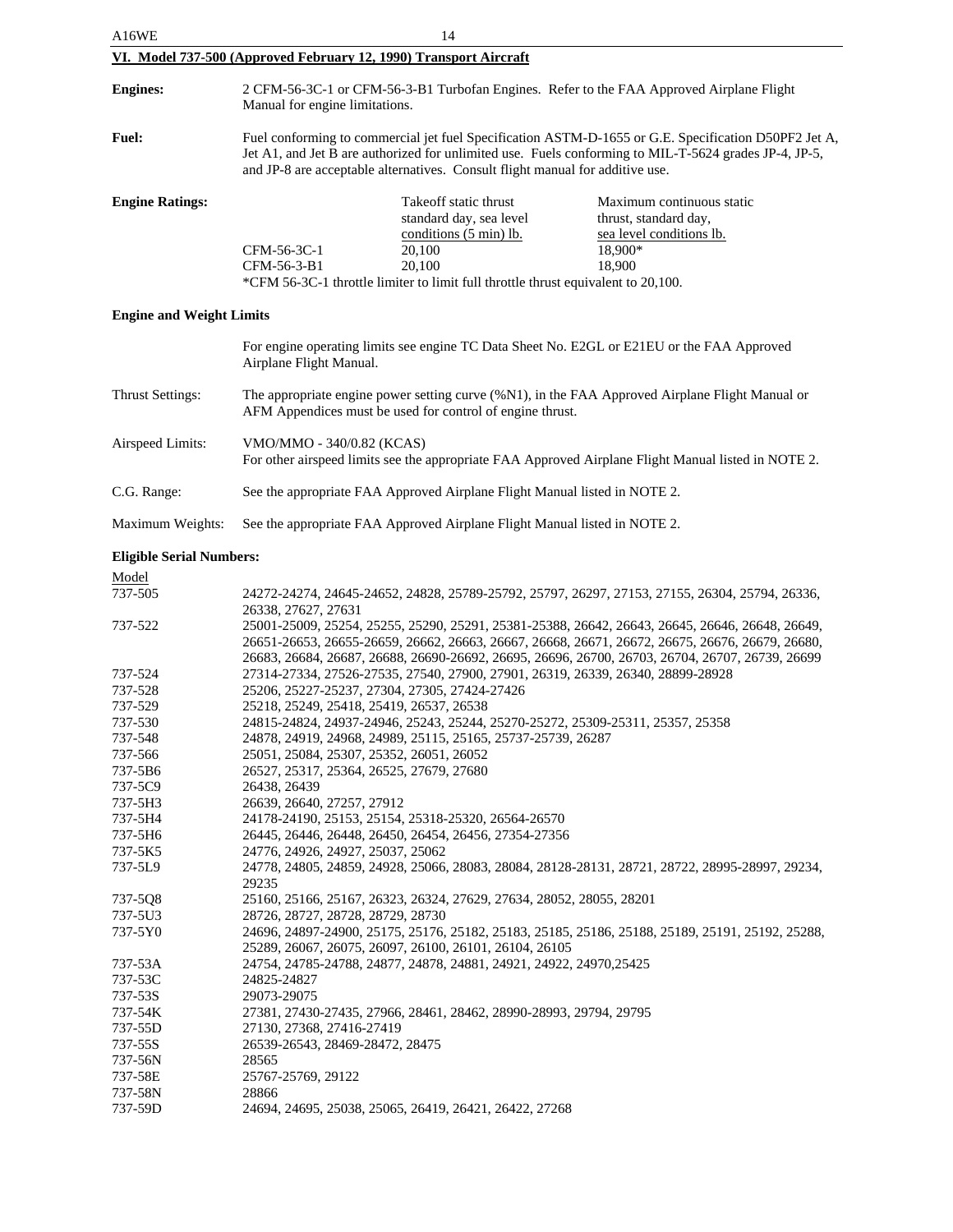## VI. Model 737-500 (Approved February 12, 1990) Transport Aircraft

**Engines:** 2 CFM-56-3C-1 or CFM-56-3-B1 Turbofan Engines. Refer to the FAA Approved Airplane Flight Manual for engine limitations.

**Fuel:** Fuel conforming to commercial jet fuel Specification ASTM-D-1655 or G.E. Specification D50PF2 Jet A, Jet A1, and Jet B are authorized for unlimited use. Fuels conforming to MIL-T-5624 grades JP-4, JP-5, and JP-8 are acceptable alternatives. Consult flight manual for additive use.

**Engine Ratings:**

| | Takeoff static thrust standard day, sea level conditions (5 min) lb. | Maximum continuous static thrust, standard day, sea level conditions lb. |
|---|---|---|
| CFM-56-3C-1 | 20,100 | 18,900* |
| CFM-56-3-B1 | 20,100 | 18,900 |

*CFM 56-3C-1 throttle limiter to limit full throttle thrust equivalent to 20,100.

**Engine and Weight Limits**

For engine operating limits see engine TC Data Sheet No. E2GL or E21EU or the FAA Approved Airplane Flight Manual.

Thrust Settings: The appropriate engine power setting curve (%N1), in the FAA Approved Airplane Flight Manual or AFM Appendices must be used for control of engine thrust.

Airspeed Limits: VMO/MMO - 340/0.82 (KCAS)
For other airspeed limits see the appropriate FAA Approved Airplane Flight Manual listed in NOTE 2.

C.G. Range: See the appropriate FAA Approved Airplane Flight Manual listed in NOTE 2.

Maximum Weights: See the appropriate FAA Approved Airplane Flight Manual listed in NOTE 2.

**Eligible Serial Numbers:**

| Model | |
|---|---|
| 737-505 | 24272-24274, 24645-24652, 24828, 25789-25792, 25797, 26297, 27153, 27155, 26304, 25794, 26336, 26338, 27627, 27631 |
| 737-522 | 25001-25009, 25254, 25255, 25290, 25291, 25381-25388, 26642, 26643, 26645, 26646, 26648, 26649, 26651-26653, 26655-26659, 26662, 26663, 26667, 26668, 26671, 26672, 26675, 26676, 26679, 26680, 26683, 26684, 26687, 26688, 26690-26692, 26695, 26696, 26700, 26703, 26704, 26707, 26739, 26699 |
| 737-524 | 27314-27334, 27526-27535, 27540, 27900, 27901, 26319, 26339, 26340, 28899-28928 |
| 737-528 | 25206, 25227-25237, 27304, 27305, 27424-27426 |
| 737-529 | 25218, 25249, 25418, 25419, 26537, 26538 |
| 737-530 | 24815-24824, 24937-24946, 25243, 25244, 25270-25272, 25309-25311, 25357, 25358 |
| 737-548 | 24878, 24919, 24968, 24989, 25115, 25165, 25737-25739, 26287 |
| 737-566 | 25051, 25084, 25307, 25352, 26051, 26052 |
| 737-5B6 | 26527, 25317, 25364, 26525, 27679, 27680 |
| 737-5C9 | 26438, 26439 |
| 737-5H3 | 26639, 26640, 27257, 27912 |
| 737-5H4 | 24178-24190, 25153, 25154, 25318-25320, 26564-26570 |
| 737-5H6 | 26445, 26446, 26448, 26450, 26454, 26456, 27354-27356 |
| 737-5K5 | 24776, 24926, 24927, 25037, 25062 |
| 737-5L9 | 24778, 24805, 24859, 24928, 25066, 28083, 28084, 28128-28131, 28721, 28722, 28995-28997, 29234, 29235 |
| 737-5Q8 | 25160, 25166, 25167, 26323, 26324, 27629, 27634, 28052, 28055, 28201 |
| 737-5U3 | 28726, 28727, 28728, 28729, 28730 |
| 737-5Y0 | 24696, 24897-24900, 25175, 25176, 25182, 25183, 25185, 25186, 25188, 25189, 25191, 25192, 25288, 25289, 26067, 26075, 26097, 26100, 26101, 26104, 26105 |
| 737-53A | 24754, 24785-24788, 24877, 24878, 24881, 24921, 24922, 24970,25425 |
| 737-53C | 24825-24827 |
| 737-53S | 29073-29075 |
| 737-54K | 27381, 27430-27435, 27966, 28461, 28462, 28990-28993, 29794, 29795 |
| 737-55D | 27130, 27368, 27416-27419 |
| 737-55S | 26539-26543, 28469-28472, 28475 |
| 737-56N | 28565 |
| 737-58E | 25767-25769, 29122 |
| 737-58N | 28866 |
| 737-59D | 24694, 24695, 25038, 25065, 26419, 26421, 26422, 27268 |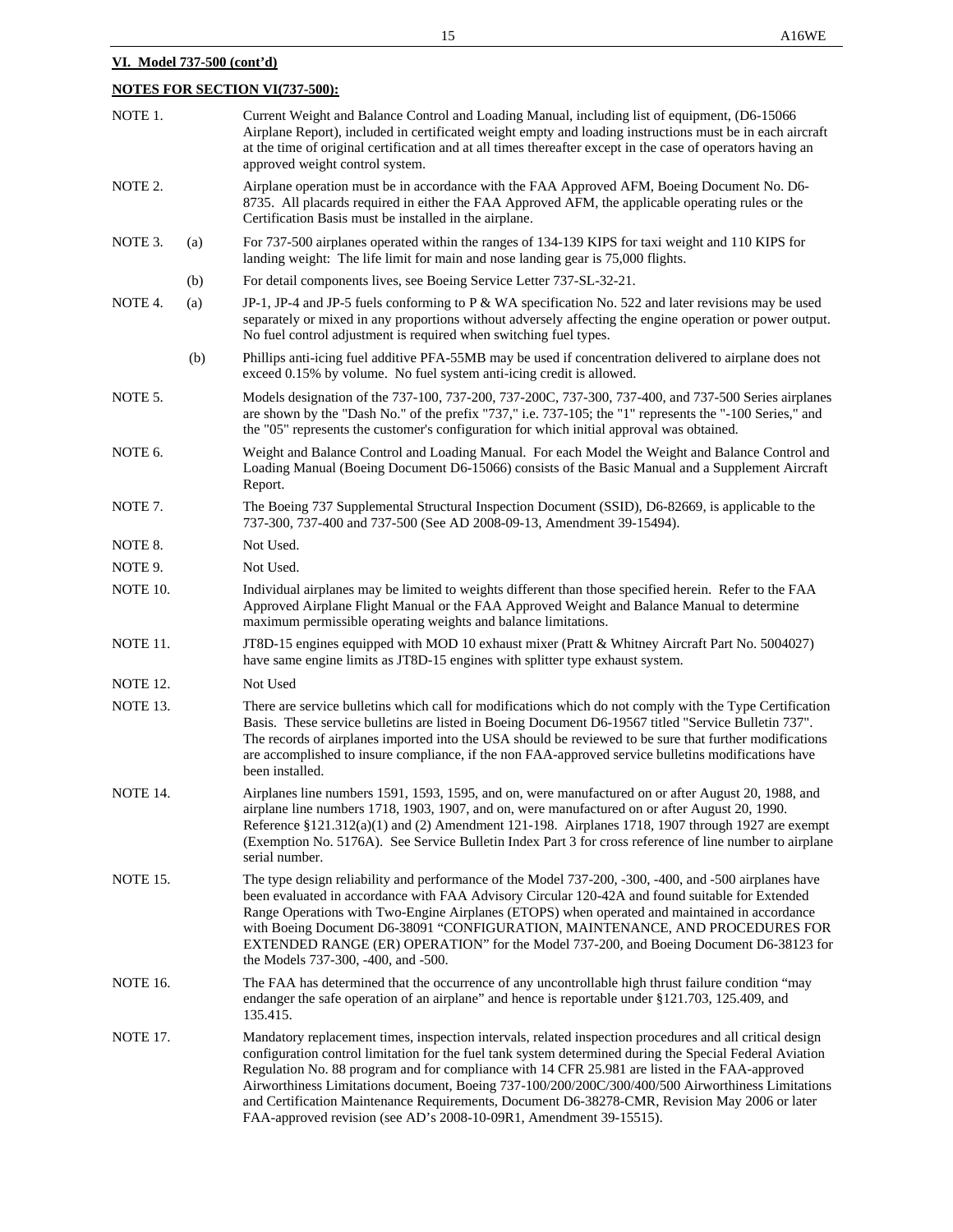**VI. Model 737-500 (cont'd)**

**NOTES FOR SECTION VI(737-500):**

NOTE 1. Current Weight and Balance Control and Loading Manual, including list of equipment, (D6-15066 Airplane Report), included in certificated weight empty and loading instructions must be in each aircraft at the time of original certification and at all times thereafter except in the case of operators having an approved weight control system.

NOTE 2. Airplane operation must be in accordance with the FAA Approved AFM, Boeing Document No. D6-8735. All placards required in either the FAA Approved AFM, the applicable operating rules or the Certification Basis must be installed in the airplane.

NOTE 3. (a) For 737-500 airplanes operated within the ranges of 134-139 KIPS for taxi weight and 110 KIPS for landing weight: The life limit for main and nose landing gear is 75,000 flights.

(b) For detail components lives, see Boeing Service Letter 737-SL-32-21.

NOTE 4. (a) JP-1, JP-4 and JP-5 fuels conforming to P & WA specification No. 522 and later revisions may be used separately or mixed in any proportions without adversely affecting the engine operation or power output. No fuel control adjustment is required when switching fuel types.

(b) Phillips anti-icing fuel additive PFA-55MB may be used if concentration delivered to airplane does not exceed 0.15% by volume. No fuel system anti-icing credit is allowed.

NOTE 5. Models designation of the 737-100, 737-200, 737-200C, 737-300, 737-400, and 737-500 Series airplanes are shown by the "Dash No." of the prefix "737," i.e. 737-105; the "1" represents the "-100 Series," and the "05" represents the customer's configuration for which initial approval was obtained.

NOTE 6. Weight and Balance Control and Loading Manual. For each Model the Weight and Balance Control and Loading Manual (Boeing Document D6-15066) consists of the Basic Manual and a Supplement Aircraft Report.

NOTE 7. The Boeing 737 Supplemental Structural Inspection Document (SSID), D6-82669, is applicable to the 737-300, 737-400 and 737-500 (See AD 2008-09-13, Amendment 39-15494).

NOTE 8. Not Used.

NOTE 9. Not Used.

NOTE 10. Individual airplanes may be limited to weights different than those specified herein. Refer to the FAA Approved Airplane Flight Manual or the FAA Approved Weight and Balance Manual to determine maximum permissible operating weights and balance limitations.

NOTE 11. JT8D-15 engines equipped with MOD 10 exhaust mixer (Pratt & Whitney Aircraft Part No. 5004027) have same engine limits as JT8D-15 engines with splitter type exhaust system.

NOTE 12. Not Used

NOTE 13. There are service bulletins which call for modifications which do not comply with the Type Certification Basis. These service bulletins are listed in Boeing Document D6-19567 titled "Service Bulletin 737". The records of airplanes imported into the USA should be reviewed to be sure that further modifications are accomplished to insure compliance, if the non FAA-approved service bulletins modifications have been installed.

NOTE 14. Airplanes line numbers 1591, 1593, 1595, and on, were manufactured on or after August 20, 1988, and airplane line numbers 1718, 1903, 1907, and on, were manufactured on or after August 20, 1990. Reference §121.312(a)(1) and (2) Amendment 121-198. Airplanes 1718, 1907 through 1927 are exempt (Exemption No. 5176A). See Service Bulletin Index Part 3 for cross reference of line number to airplane serial number.

NOTE 15. The type design reliability and performance of the Model 737-200, -300, -400, and -500 airplanes have been evaluated in accordance with FAA Advisory Circular 120-42A and found suitable for Extended Range Operations with Two-Engine Airplanes (ETOPS) when operated and maintained in accordance with Boeing Document D6-38091 "CONFIGURATION, MAINTENANCE, AND PROCEDURES FOR EXTENDED RANGE (ER) OPERATION" for the Model 737-200, and Boeing Document D6-38123 for the Models 737-300, -400, and -500.

NOTE 16. The FAA has determined that the occurrence of any uncontrollable high thrust failure condition "may endanger the safe operation of an airplane" and hence is reportable under §121.703, 125.409, and 135.415.

NOTE 17. Mandatory replacement times, inspection intervals, related inspection procedures and all critical design configuration control limitation for the fuel tank system determined during the Special Federal Aviation Regulation No. 88 program and for compliance with 14 CFR 25.981 are listed in the FAA-approved Airworthiness Limitations document, Boeing 737-100/200/200C/300/400/500 Airworthiness Limitations and Certification Maintenance Requirements, Document D6-38278-CMR, Revision May 2006 or later FAA-approved revision (see AD's 2008-10-09R1, Amendment 39-15515).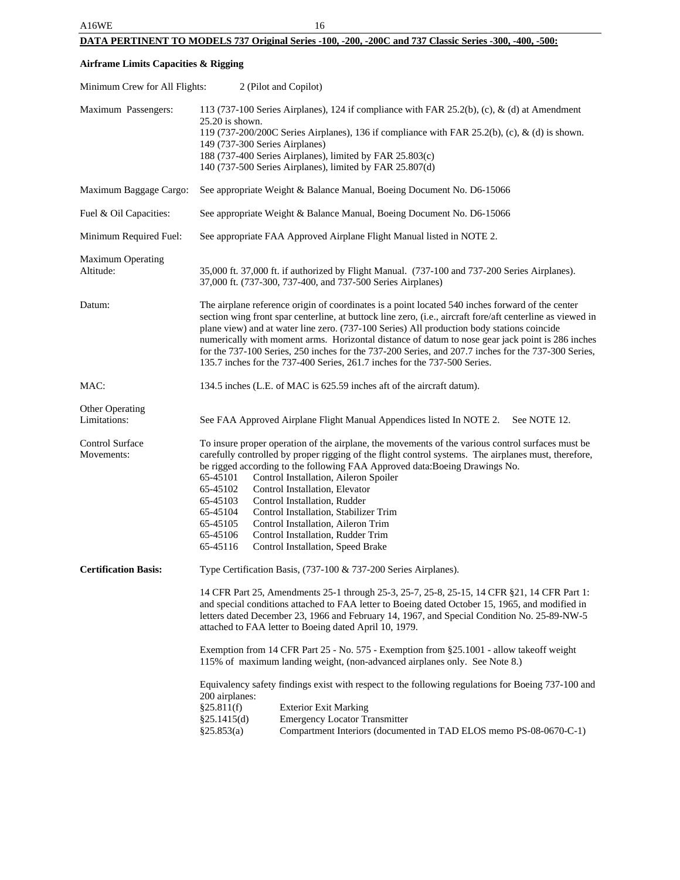**DATA PERTINENT TO MODELS 737 Original Series -100, -200, -200C and 737 Classic Series -300, -400, -500:**

**Airframe Limits Capacities & Rigging**

Minimum Crew for All Flights: 2 (Pilot and Copilot)

Maximum Passengers: 113 (737-100 Series Airplanes), 124 if compliance with FAR 25.2(b), (c), & (d) at Amendment 25.20 is shown.
119 (737-200/200C Series Airplanes), 136 if compliance with FAR 25.2(b), (c), & (d) is shown.
149 (737-300 Series Airplanes)
188 (737-400 Series Airplanes), limited by FAR 25.803(c)
140 (737-500 Series Airplanes), limited by FAR 25.807(d)

Maximum Baggage Cargo: See appropriate Weight & Balance Manual, Boeing Document No. D6-15066

Fuel & Oil Capacities: See appropriate Weight & Balance Manual, Boeing Document No. D6-15066

Minimum Required Fuel: See appropriate FAA Approved Airplane Flight Manual listed in NOTE 2.

Maximum Operating Altitude: 35,000 ft. 37,000 ft. if authorized by Flight Manual. (737-100 and 737-200 Series Airplanes).
37,000 ft. (737-300, 737-400, and 737-500 Series Airplanes)

Datum: The airplane reference origin of coordinates is a point located 540 inches forward of the center section wing front spar centerline, at buttock line zero, (i.e., aircraft fore/aft centerline as viewed in plane view) and at water line zero. (737-100 Series) All production body stations coincide numerically with moment arms. Horizontal distance of datum to nose gear jack point is 286 inches for the 737-100 Series, 250 inches for the 737-200 Series, and 207.7 inches for the 737-300 Series, 135.7 inches for the 737-400 Series, 261.7 inches for the 737-500 Series.

MAC: 134.5 inches (L.E. of MAC is 625.59 inches aft of the aircraft datum).

Other Operating Limitations: See FAA Approved Airplane Flight Manual Appendices listed In NOTE 2. See NOTE 12.

Control Surface Movements: To insure proper operation of the airplane, the movements of the various control surfaces must be carefully controlled by proper rigging of the flight control systems. The airplanes must, therefore, be rigged according to the following FAA Approved data:Boeing Drawings No.

- 65-45101 Control Installation, Aileron Spoiler
- 65-45102 Control Installation, Elevator
- 65-45103 Control Installation, Rudder
- 65-45104 Control Installation, Stabilizer Trim
- 65-45105 Control Installation, Aileron Trim
- 65-45106 Control Installation, Rudder Trim
- 65-45116 Control Installation, Speed Brake

**Certification Basis:** Type Certification Basis, (737-100 & 737-200 Series Airplanes).

14 CFR Part 25, Amendments 25-1 through 25-3, 25-7, 25-8, 25-15, 14 CFR §21, 14 CFR Part 1: and special conditions attached to FAA letter to Boeing dated October 15, 1965, and modified in letters dated December 23, 1966 and February 14, 1967, and Special Condition No. 25-89-NW-5 attached to FAA letter to Boeing dated April 10, 1979.

Exemption from 14 CFR Part 25 - No. 575 - Exemption from §25.1001 - allow takeoff weight 115% of maximum landing weight, (non-advanced airplanes only. See Note 8.)

Equivalency safety findings exist with respect to the following regulations for Boeing 737-100 and 200 airplanes:

- §25.811(f) Exterior Exit Marking
- §25.1415(d) Emergency Locator Transmitter
- §25.853(a) Compartment Interiors (documented in TAD ELOS memo PS-08-0670-C-1)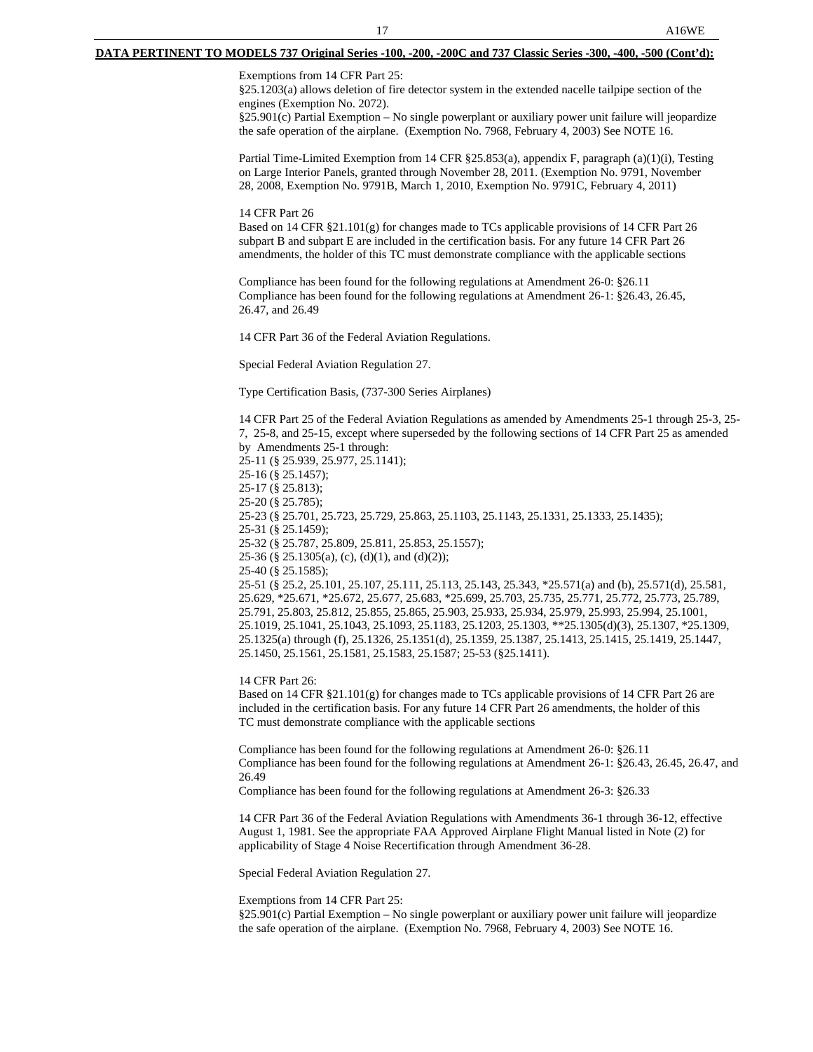**DATA PERTINENT TO MODELS 737 Original Series -100, -200, -200C and 737 Classic Series -300, -400, -500 (Cont'd):**

Exemptions from 14 CFR Part 25:
§25.1203(a) allows deletion of fire detector system in the extended nacelle tailpipe section of the engines (Exemption No. 2072).
§25.901(c) Partial Exemption – No single powerplant or auxiliary power unit failure will jeopardize the safe operation of the airplane. (Exemption No. 7968, February 4, 2003) See NOTE 16.

Partial Time-Limited Exemption from 14 CFR §25.853(a), appendix F, paragraph (a)(1)(i), Testing on Large Interior Panels, granted through November 28, 2011. (Exemption No. 9791, November 28, 2008, Exemption No. 9791B, March 1, 2010, Exemption No. 9791C, February 4, 2011)

14 CFR Part 26
Based on 14 CFR §21.101(g) for changes made to TCs applicable provisions of 14 CFR Part 26 subpart B and subpart E are included in the certification basis. For any future 14 CFR Part 26 amendments, the holder of this TC must demonstrate compliance with the applicable sections

Compliance has been found for the following regulations at Amendment 26-0: §26.11
Compliance has been found for the following regulations at Amendment 26-1: §26.43, 26.45, 26.47, and 26.49

14 CFR Part 36 of the Federal Aviation Regulations.

Special Federal Aviation Regulation 27.

Type Certification Basis, (737-300 Series Airplanes)

14 CFR Part 25 of the Federal Aviation Regulations as amended by Amendments 25-1 through 25-3, 25-7, 25-8, and 25-15, except where superseded by the following sections of 14 CFR Part 25 as amended by Amendments 25-1 through:
25-11 (§ 25.939, 25.977, 25.1141);
25-16 (§ 25.1457);
25-17 (§ 25.813);
25-20 (§ 25.785);
25-23 (§ 25.701, 25.723, 25.729, 25.863, 25.1103, 25.1143, 25.1331, 25.1333, 25.1435);
25-31 (§ 25.1459);
25-32 (§ 25.787, 25.809, 25.811, 25.853, 25.1557);
25-36 (§ 25.1305(a), (c), (d)(1), and (d)(2));
25-40 (§ 25.1585);
25-51 (§ 25.2, 25.101, 25.107, 25.111, 25.113, 25.143, 25.343, *25.571(a) and (b), 25.571(d), 25.581, 25.629, *25.671, *25.672, 25.677, 25.683, *25.699, 25.703, 25.735, 25.771, 25.772, 25.773, 25.789, 25.791, 25.803, 25.812, 25.855, 25.865, 25.903, 25.933, 25.934, 25.979, 25.993, 25.994, 25.1001, 25.1019, 25.1041, 25.1043, 25.1093, 25.1183, 25.1203, 25.1303, **25.1305(d)(3), 25.1307, *25.1309, 25.1325(a) through (f), 25.1326, 25.1351(d), 25.1359, 25.1387, 25.1413, 25.1415, 25.1419, 25.1447, 25.1450, 25.1561, 25.1581, 25.1583, 25.1587; 25-53 (§25.1411).

14 CFR Part 26:
Based on 14 CFR §21.101(g) for changes made to TCs applicable provisions of 14 CFR Part 26 are included in the certification basis. For any future 14 CFR Part 26 amendments, the holder of this TC must demonstrate compliance with the applicable sections

Compliance has been found for the following regulations at Amendment 26-0: §26.11
Compliance has been found for the following regulations at Amendment 26-1: §26.43, 26.45, 26.47, and 26.49
Compliance has been found for the following regulations at Amendment 26-3: §26.33

14 CFR Part 36 of the Federal Aviation Regulations with Amendments 36-1 through 36-12, effective August 1, 1981. See the appropriate FAA Approved Airplane Flight Manual listed in Note (2) for applicability of Stage 4 Noise Recertification through Amendment 36-28.

Special Federal Aviation Regulation 27.

Exemptions from 14 CFR Part 25:
§25.901(c) Partial Exemption – No single powerplant or auxiliary power unit failure will jeopardize the safe operation of the airplane. (Exemption No. 7968, February 4, 2003) See NOTE 16.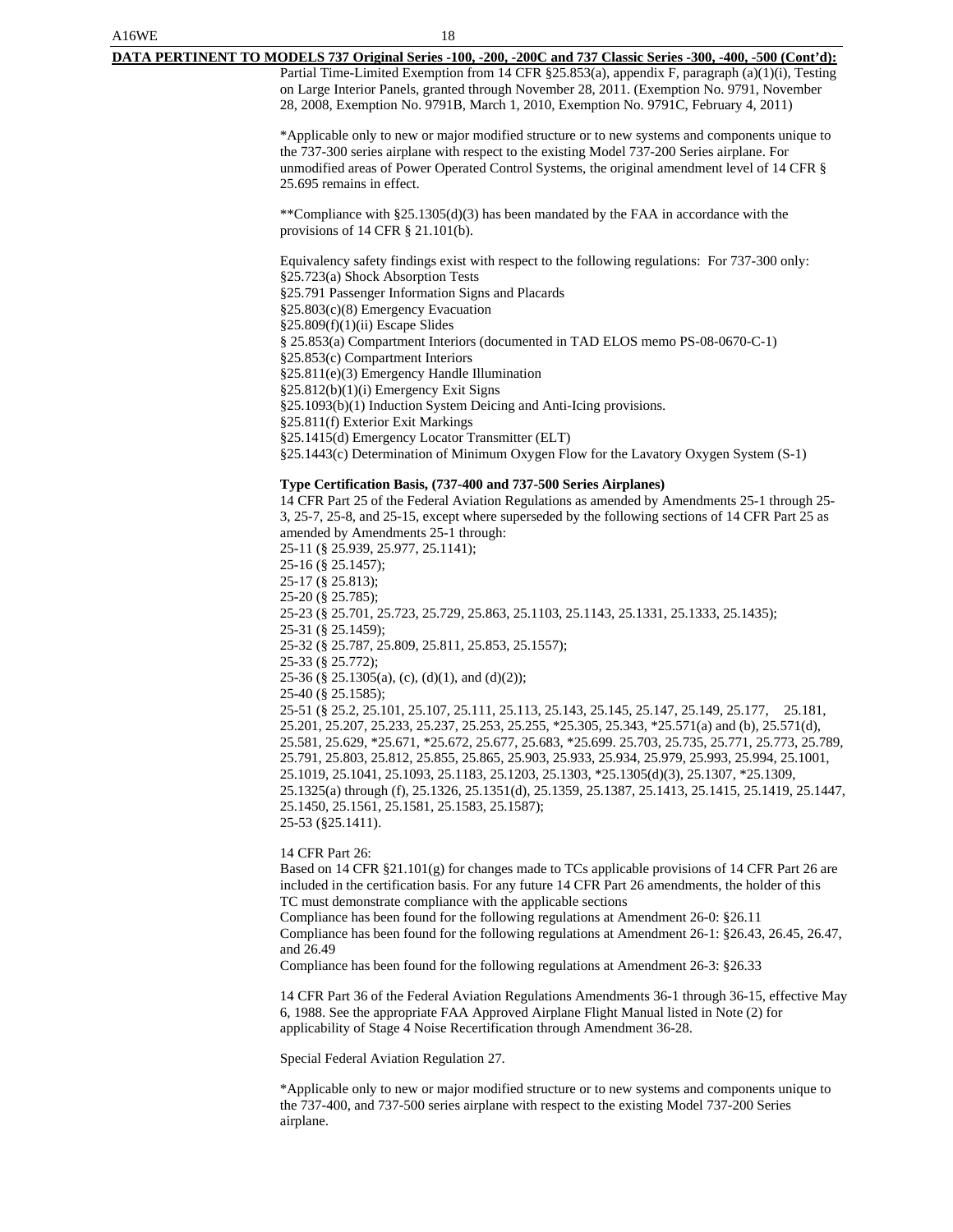**DATA PERTINENT TO MODELS 737 Original Series -100, -200, -200C and 737 Classic Series -300, -400, -500 (Cont'd):**

Partial Time-Limited Exemption from 14 CFR §25.853(a), appendix F, paragraph (a)(1)(i), Testing on Large Interior Panels, granted through November 28, 2011. (Exemption No. 9791, November 28, 2008, Exemption No. 9791B, March 1, 2010, Exemption No. 9791C, February 4, 2011)

*Applicable only to new or major modified structure or to new systems and components unique to the 737-300 series airplane with respect to the existing Model 737-200 Series airplane. For unmodified areas of Power Operated Control Systems, the original amendment level of 14 CFR § 25.695 remains in effect.

**Compliance with §25.1305(d)(3) has been mandated by the FAA in accordance with the provisions of 14 CFR § 21.101(b).

Equivalency safety findings exist with respect to the following regulations: For 737-300 only:
§25.723(a) Shock Absorption Tests
§25.791 Passenger Information Signs and Placards
§25.803(c)(8) Emergency Evacuation
§25.809(f)(1)(ii) Escape Slides
§ 25.853(a) Compartment Interiors (documented in TAD ELOS memo PS-08-0670-C-1)
§25.853(c) Compartment Interiors
§25.811(e)(3) Emergency Handle Illumination
§25.812(b)(1)(i) Emergency Exit Signs
§25.1093(b)(1) Induction System Deicing and Anti-Icing provisions.
§25.811(f) Exterior Exit Markings
§25.1415(d) Emergency Locator Transmitter (ELT)
§25.1443(c) Determination of Minimum Oxygen Flow for the Lavatory Oxygen System (S-1)

**Type Certification Basis, (737-400 and 737-500 Series Airplanes)**

14 CFR Part 25 of the Federal Aviation Regulations as amended by Amendments 25-1 through 25-3, 25-7, 25-8, and 25-15, except where superseded by the following sections of 14 CFR Part 25 as amended by Amendments 25-1 through:
25-11 (§ 25.939, 25.977, 25.1141);
25-16 (§ 25.1457);
25-17 (§ 25.813);
25-20 (§ 25.785);
25-23 (§ 25.701, 25.723, 25.729, 25.863, 25.1103, 25.1143, 25.1331, 25.1333, 25.1435);
25-31 (§ 25.1459);
25-32 (§ 25.787, 25.809, 25.811, 25.853, 25.1557);
25-33 (§ 25.772);
25-36 (§ 25.1305(a), (c), (d)(1), and (d)(2));
25-40 (§ 25.1585);
25-51 (§ 25.2, 25.101, 25.107, 25.111, 25.113, 25.143, 25.145, 25.147, 25.149, 25.177, 25.181, 25.201, 25.207, 25.233, 25.237, 25.253, 25.255, *25.305, 25.343, *25.571(a) and (b), 25.571(d), 25.581, 25.629, *25.671, *25.672, 25.677, 25.683, *25.699. 25.703, 25.735, 25.771, 25.773, 25.789, 25.791, 25.803, 25.812, 25.855, 25.865, 25.903, 25.933, 25.934, 25.979, 25.993, 25.994, 25.1001, 25.1019, 25.1041, 25.1093, 25.1183, 25.1203, 25.1303, *25.1305(d)(3), 25.1307, *25.1309, 25.1325(a) through (f), 25.1326, 25.1351(d), 25.1359, 25.1387, 25.1413, 25.1415, 25.1419, 25.1447, 25.1450, 25.1561, 25.1581, 25.1583, 25.1587);
25-53 (§25.1411).

14 CFR Part 26:
Based on 14 CFR §21.101(g) for changes made to TCs applicable provisions of 14 CFR Part 26 are included in the certification basis. For any future 14 CFR Part 26 amendments, the holder of this TC must demonstrate compliance with the applicable sections
Compliance has been found for the following regulations at Amendment 26-0: §26.11
Compliance has been found for the following regulations at Amendment 26-1: §26.43, 26.45, 26.47, and 26.49
Compliance has been found for the following regulations at Amendment 26-3: §26.33

14 CFR Part 36 of the Federal Aviation Regulations Amendments 36-1 through 36-15, effective May 6, 1988. See the appropriate FAA Approved Airplane Flight Manual listed in Note (2) for applicability of Stage 4 Noise Recertification through Amendment 36-28.

Special Federal Aviation Regulation 27.

*Applicable only to new or major modified structure or to new systems and components unique to the 737-400, and 737-500 series airplane with respect to the existing Model 737-200 Series airplane.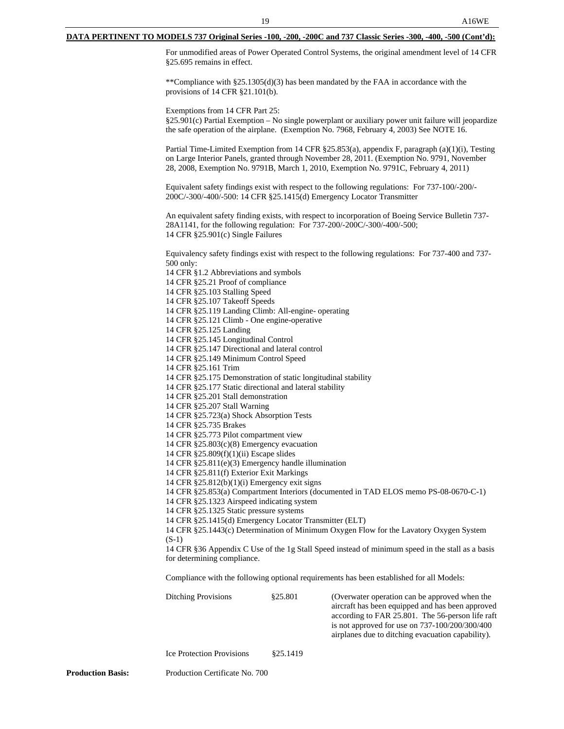**DATA PERTINENT TO MODELS 737 Original Series -100, -200, -200C and 737 Classic Series -300, -400, -500 (Cont'd):**

For unmodified areas of Power Operated Control Systems, the original amendment level of 14 CFR §25.695 remains in effect.

**Compliance with §25.1305(d)(3) has been mandated by the FAA in accordance with the provisions of 14 CFR §21.101(b).

Exemptions from 14 CFR Part 25:
§25.901(c) Partial Exemption – No single powerplant or auxiliary power unit failure will jeopardize the safe operation of the airplane. (Exemption No. 7968, February 4, 2003) See NOTE 16.

Partial Time-Limited Exemption from 14 CFR §25.853(a), appendix F, paragraph (a)(1)(i), Testing on Large Interior Panels, granted through November 28, 2011. (Exemption No. 9791, November 28, 2008, Exemption No. 9791B, March 1, 2010, Exemption No. 9791C, February 4, 2011)

Equivalent safety findings exist with respect to the following regulations: For 737-100/-200/-200C/-300/-400/-500: 14 CFR §25.1415(d) Emergency Locator Transmitter

An equivalent safety finding exists, with respect to incorporation of Boeing Service Bulletin 737-28A1141, for the following regulation: For 737-200/-200C/-300/-400/-500;
14 CFR §25.901(c) Single Failures

Equivalency safety findings exist with respect to the following regulations: For 737-400 and 737-500 only:
14 CFR §1.2 Abbreviations and symbols
14 CFR §25.21 Proof of compliance
14 CFR §25.103 Stalling Speed
14 CFR §25.107 Takeoff Speeds
14 CFR §25.119 Landing Climb: All-engine- operating
14 CFR §25.121 Climb - One engine-operative
14 CFR §25.125 Landing
14 CFR §25.145 Longitudinal Control
14 CFR §25.147 Directional and lateral control
14 CFR §25.149 Minimum Control Speed
14 CFR §25.161 Trim
14 CFR §25.175 Demonstration of static longitudinal stability
14 CFR §25.177 Static directional and lateral stability
14 CFR §25.201 Stall demonstration
14 CFR §25.207 Stall Warning
14 CFR §25.723(a) Shock Absorption Tests
14 CFR §25.735 Brakes
14 CFR §25.773 Pilot compartment view
14 CFR §25.803(c)(8) Emergency evacuation
14 CFR §25.809(f)(1)(ii) Escape slides
14 CFR §25.811(e)(3) Emergency handle illumination
14 CFR §25.811(f) Exterior Exit Markings
14 CFR §25.812(b)(1)(i) Emergency exit signs
14 CFR §25.853(a) Compartment Interiors (documented in TAD ELOS memo PS-08-0670-C-1)
14 CFR §25.1323 Airspeed indicating system
14 CFR §25.1325 Static pressure systems
14 CFR §25.1415(d) Emergency Locator Transmitter (ELT)
14 CFR §25.1443(c) Determination of Minimum Oxygen Flow for the Lavatory Oxygen System (S-1)
14 CFR §36 Appendix C Use of the 1g Stall Speed instead of minimum speed in the stall as a basis for determining compliance.

Compliance with the following optional requirements has been established for all Models:

| | | |
|---|---|---|
| Ditching Provisions | §25.801 | (Overwater operation can be approved when the aircraft has been equipped and has been approved according to FAR 25.801. The 56-person life raft is not approved for use on 737-100/200/300/400 airplanes due to ditching evacuation capability). |
| Ice Protection Provisions | §25.1419 | |

**Production Basis:** Production Certificate No. 700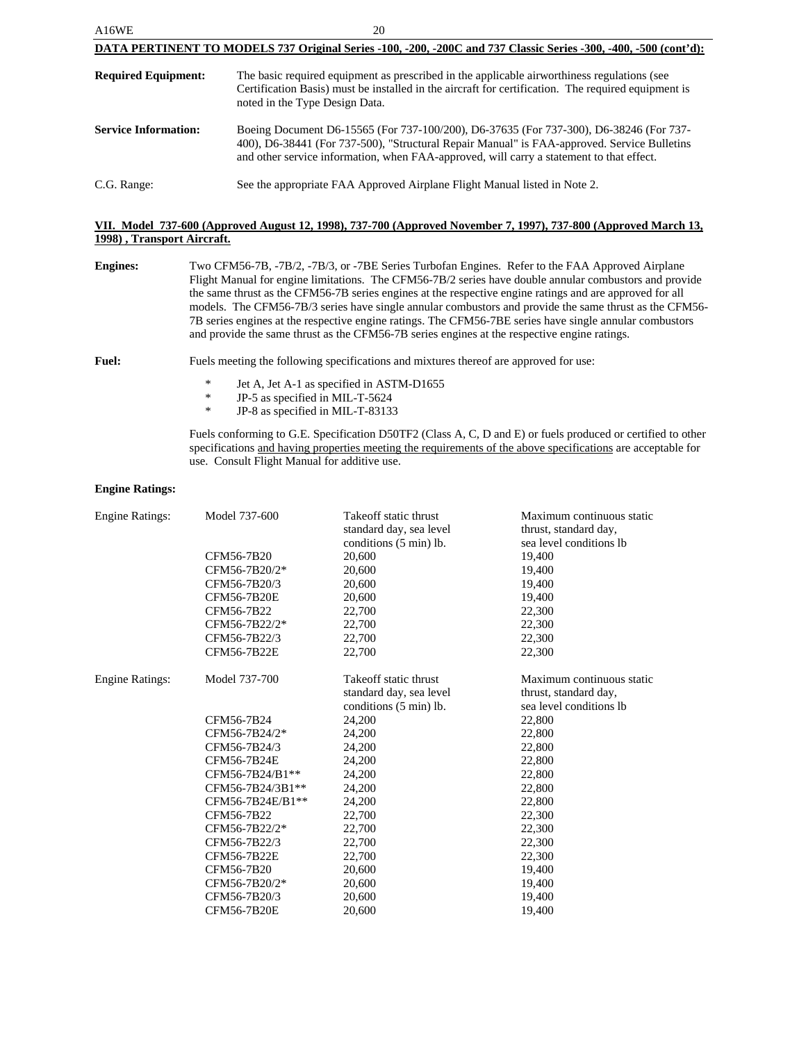**DATA PERTINENT TO MODELS 737 Original Series -100, -200, -200C and 737 Classic Series -300, -400, -500 (cont'd):**

**Required Equipment:** The basic required equipment as prescribed in the applicable airworthiness regulations (see Certification Basis) must be installed in the aircraft for certification. The required equipment is noted in the Type Design Data.

**Service Information:** Boeing Document D6-15565 (For 737-100/200), D6-37635 (For 737-300), D6-38246 (For 737-400), D6-38441 (For 737-500), "Structural Repair Manual" is FAA-approved. Service Bulletins and other service information, when FAA-approved, will carry a statement to that effect.

C.G. Range: See the appropriate FAA Approved Airplane Flight Manual listed in Note 2.

## VII. Model 737-600 (Approved August 12, 1998), 737-700 (Approved November 7, 1997), 737-800 (Approved March 13, 1998) , Transport Aircraft.

**Engines:** Two CFM56-7B, -7B/2, -7B/3, or -7BE Series Turbofan Engines. Refer to the FAA Approved Airplane Flight Manual for engine limitations. The CFM56-7B/2 series have double annular combustors and provide the same thrust as the CFM56-7B series engines at the respective engine ratings and are approved for all models. The CFM56-7B/3 series have single annular combustors and provide the same thrust as the CFM56-7B series engines at the respective engine ratings. The CFM56-7BE series have single annular combustors and provide the same thrust as the CFM56-7B series engines at the respective engine ratings.

**Fuel:** Fuels meeting the following specifications and mixtures thereof are approved for use:

- Jet A, Jet A-1 as specified in ASTM-D1655
- JP-5 as specified in MIL-T-5624
- JP-8 as specified in MIL-T-83133

Fuels conforming to G.E. Specification D50TF2 (Class A, C, D and E) or fuels produced or certified to other specifications <u>and having properties meeting the requirements of the above specifications</u> are acceptable for use. Consult Flight Manual for additive use.

**Engine Ratings:**

| Engine Ratings: | Model 737-600 | Takeoff static thrust standard day, sea level conditions (5 min) lb. | Maximum continuous static thrust, standard day, sea level conditions lb |
|---|---|---|---|
| | CFM56-7B20 | 20,600 | 19,400 |
| | CFM56-7B20/2* | 20,600 | 19,400 |
| | CFM56-7B20/3 | 20,600 | 19,400 |
| | CFM56-7B20E | 20,600 | 19,400 |
| | CFM56-7B22 | 22,700 | 22,300 |
| | CFM56-7B22/2* | 22,700 | 22,300 |
| | CFM56-7B22/3 | 22,700 | 22,300 |
| | CFM56-7B22E | 22,700 | 22,300 |

| Engine Ratings: | Model 737-700 | Takeoff static thrust standard day, sea level conditions (5 min) lb. | Maximum continuous static thrust, standard day, sea level conditions lb |
|---|---|---|---|
| | CFM56-7B24 | 24,200 | 22,800 |
| | CFM56-7B24/2* | 24,200 | 22,800 |
| | CFM56-7B24/3 | 24,200 | 22,800 |
| | CFM56-7B24E | 24,200 | 22,800 |
| | CFM56-7B24/B1** | 24,200 | 22,800 |
| | CFM56-7B24/3B1** | 24,200 | 22,800 |
| | CFM56-7B24E/B1** | 24,200 | 22,800 |
| | CFM56-7B22 | 22,700 | 22,300 |
| | CFM56-7B22/2* | 22,700 | 22,300 |
| | CFM56-7B22/3 | 22,700 | 22,300 |
| | CFM56-7B22E | 22,700 | 22,300 |
| | CFM56-7B20 | 20,600 | 19,400 |
| | CFM56-7B20/2* | 20,600 | 19,400 |
| | CFM56-7B20/3 | 20,600 | 19,400 |
| | CFM56-7B20E | 20,600 | 19,400 |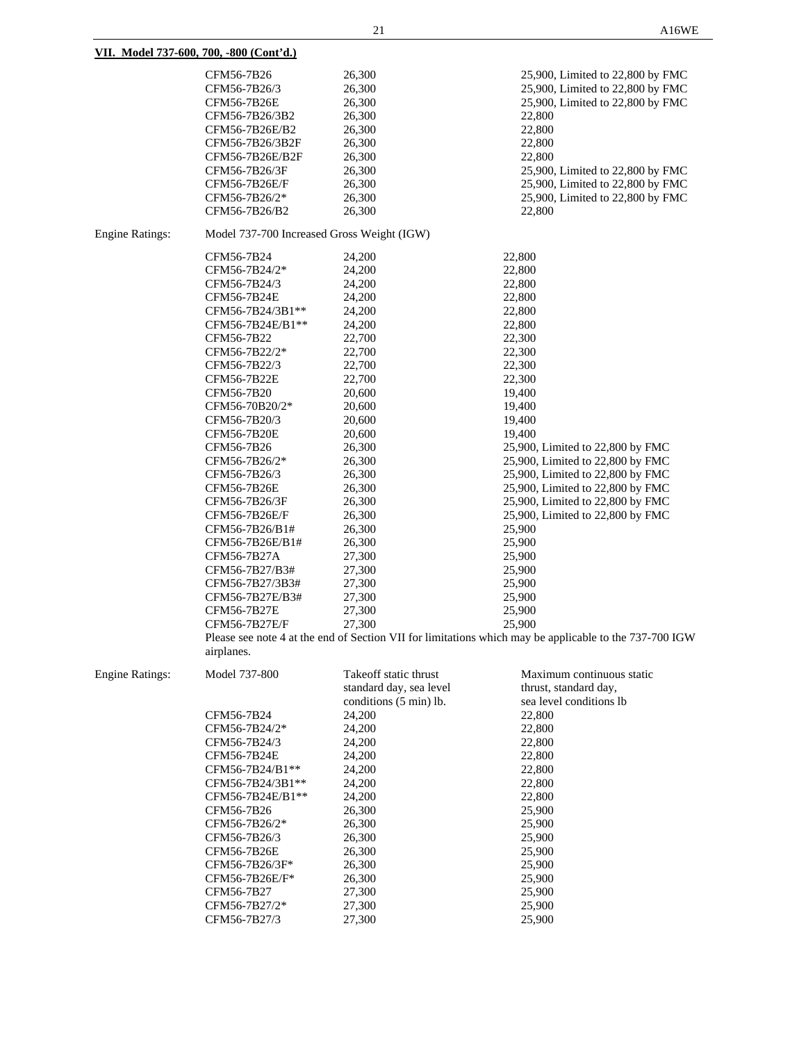**VII. Model 737-600, 700, -800 (Cont'd.)**

| | | | |
|---|---|---|---|
| | CFM56-7B26 | 26,300 | 25,900, Limited to 22,800 by FMC |
| | CFM56-7B26/3 | 26,300 | 25,900, Limited to 22,800 by FMC |
| | CFM56-7B26E | 26,300 | 25,900, Limited to 22,800 by FMC |
| | CFM56-7B26/3B2 | 26,300 | 22,800 |
| | CFM56-7B26E/B2 | 26,300 | 22,800 |
| | CFM56-7B26/3B2F | 26,300 | 22,800 |
| | CFM56-7B26E/B2F | 26,300 | 22,800 |
| | CFM56-7B26/3F | 26,300 | 25,900, Limited to 22,800 by FMC |
| | CFM56-7B26E/F | 26,300 | 25,900, Limited to 22,800 by FMC |
| | CFM56-7B26/2* | 26,300 | 25,900, Limited to 22,800 by FMC |
| | CFM56-7B26/B2 | 26,300 | 22,800 |

Engine Ratings: Model 737-700 Increased Gross Weight (IGW)

| | | |
|---|---|---|
| CFM56-7B24 | 24,200 | 22,800 |
| CFM56-7B24/2* | 24,200 | 22,800 |
| CFM56-7B24/3 | 24,200 | 22,800 |
| CFM56-7B24E | 24,200 | 22,800 |
| CFM56-7B24/3B1** | 24,200 | 22,800 |
| CFM56-7B24E/B1** | 24,200 | 22,800 |
| CFM56-7B22 | 22,700 | 22,300 |
| CFM56-7B22/2* | 22,700 | 22,300 |
| CFM56-7B22/3 | 22,700 | 22,300 |
| CFM56-7B22E | 22,700 | 22,300 |
| CFM56-7B20 | 20,600 | 19,400 |
| CFM56-70B20/2* | 20,600 | 19,400 |
| CFM56-7B20/3 | 20,600 | 19,400 |
| CFM56-7B20E | 20,600 | 19,400 |
| CFM56-7B26 | 26,300 | 25,900, Limited to 22,800 by FMC |
| CFM56-7B26/2* | 26,300 | 25,900, Limited to 22,800 by FMC |
| CFM56-7B26/3 | 26,300 | 25,900, Limited to 22,800 by FMC |
| CFM56-7B26E | 26,300 | 25,900, Limited to 22,800 by FMC |
| CFM56-7B26/3F | 26,300 | 25,900, Limited to 22,800 by FMC |
| CFM56-7B26E/F | 26,300 | 25,900, Limited to 22,800 by FMC |
| CFM56-7B26/B1# | 26,300 | 25,900 |
| CFM56-7B26E/B1# | 26,300 | 25,900 |
| CFM56-7B27A | 27,300 | 25,900 |
| CFM56-7B27/B3# | 27,300 | 25,900 |
| CFM56-7B27/3B3# | 27,300 | 25,900 |
| CFM56-7B27E/B3# | 27,300 | 25,900 |
| CFM56-7B27E | 27,300 | 25,900 |
| CFM56-7B27E/F | 27,300 | 25,900 |

Please see note 4 at the end of Section VII for limitations which may be applicable to the 737-700 IGW airplanes.

Engine Ratings:

| Model 737-800 | Takeoff static thrust standard day, sea level conditions (5 min) lb. | Maximum continuous static thrust, standard day, sea level conditions lb |
|---|---|---|
| CFM56-7B24 | 24,200 | 22,800 |
| CFM56-7B24/2* | 24,200 | 22,800 |
| CFM56-7B24/3 | 24,200 | 22,800 |
| CFM56-7B24E | 24,200 | 22,800 |
| CFM56-7B24/B1** | 24,200 | 22,800 |
| CFM56-7B24/3B1** | 24,200 | 22,800 |
| CFM56-7B24E/B1** | 24,200 | 22,800 |
| CFM56-7B26 | 26,300 | 25,900 |
| CFM56-7B26/2* | 26,300 | 25,900 |
| CFM56-7B26/3 | 26,300 | 25,900 |
| CFM56-7B26E | 26,300 | 25,900 |
| CFM56-7B26/3F* | 26,300 | 25,900 |
| CFM56-7B26E/F* | 26,300 | 25,900 |
| CFM56-7B27 | 27,300 | 25,900 |
| CFM56-7B27/2* | 27,300 | 25,900 |
| CFM56-7B27/3 | 27,300 | 25,900 |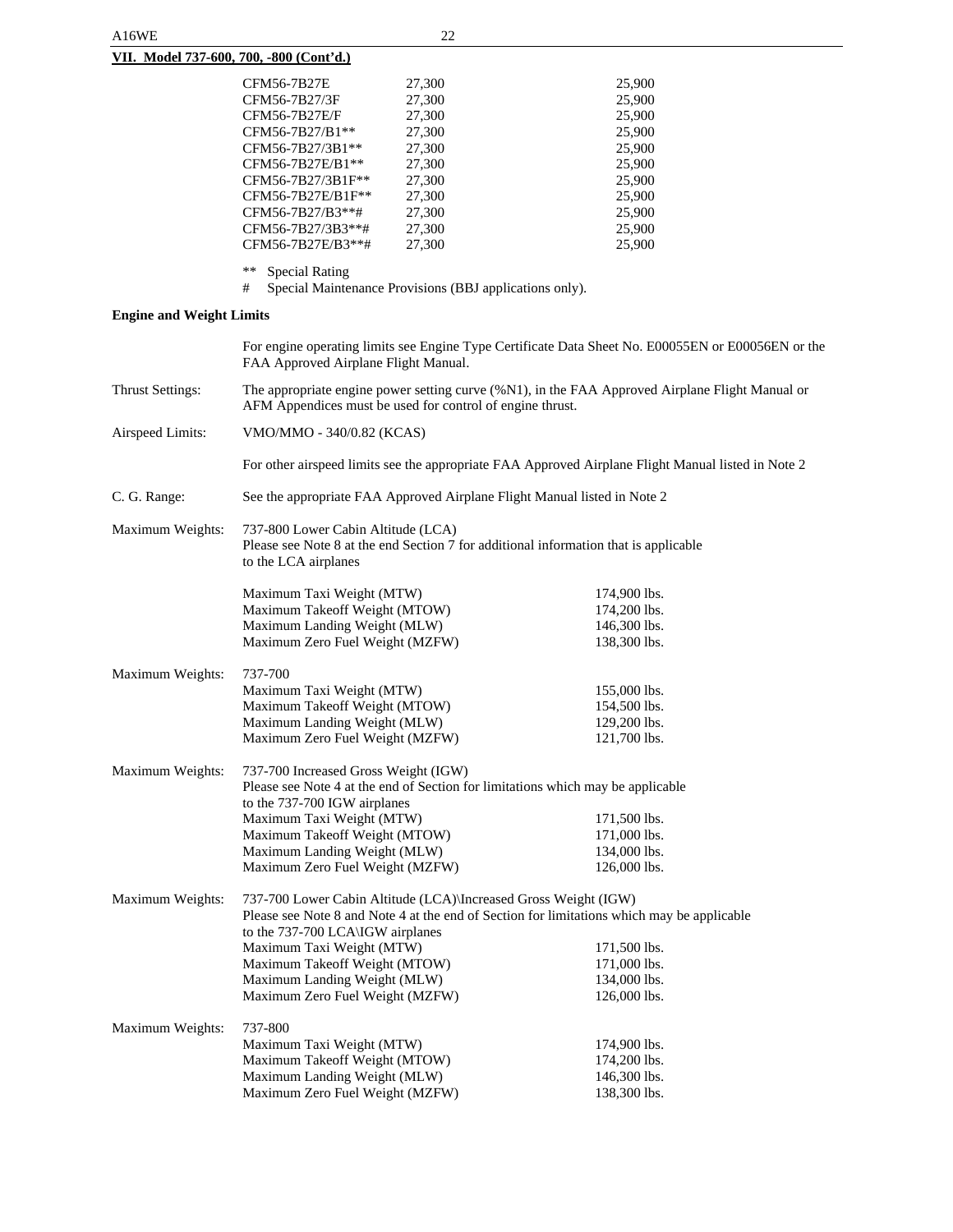**VII. Model 737-600, 700, -800 (Cont'd.)**

| | | |
|---|---|---|
| CFM56-7B27E | 27,300 | 25,900 |
| CFM56-7B27/3F | 27,300 | 25,900 |
| CFM56-7B27E/F | 27,300 | 25,900 |
| CFM56-7B27/B1** | 27,300 | 25,900 |
| CFM56-7B27/3B1** | 27,300 | 25,900 |
| CFM56-7B27E/B1** | 27,300 | 25,900 |
| CFM56-7B27/3B1F** | 27,300 | 25,900 |
| CFM56-7B27E/B1F** | 27,300 | 25,900 |
| CFM56-7B27/B3**# | 27,300 | 25,900 |
| CFM56-7B27/3B3**# | 27,300 | 25,900 |
| CFM56-7B27E/B3**# | 27,300 | 25,900 |

** Special Rating
# Special Maintenance Provisions (BBJ applications only).

**Engine and Weight Limits**

For engine operating limits see Engine Type Certificate Data Sheet No. E00055EN or E00056EN or the FAA Approved Airplane Flight Manual.

Thrust Settings: The appropriate engine power setting curve (%N1), in the FAA Approved Airplane Flight Manual or AFM Appendices must be used for control of engine thrust.

Airspeed Limits: VMO/MMO - 340/0.82 (KCAS)

For other airspeed limits see the appropriate FAA Approved Airplane Flight Manual listed in Note 2

C. G. Range: See the appropriate FAA Approved Airplane Flight Manual listed in Note 2

Maximum Weights: 737-800 Lower Cabin Altitude (LCA)
Please see Note 8 at the end Section 7 for additional information that is applicable to the LCA airplanes

| | |
|---|---|
| Maximum Taxi Weight (MTW) | 174,900 lbs. |
| Maximum Takeoff Weight (MTOW) | 174,200 lbs. |
| Maximum Landing Weight (MLW) | 146,300 lbs. |
| Maximum Zero Fuel Weight (MZFW) | 138,300 lbs. |

Maximum Weights: 737-700

| | |
|---|---|
| Maximum Taxi Weight (MTW) | 155,000 lbs. |
| Maximum Takeoff Weight (MTOW) | 154,500 lbs. |
| Maximum Landing Weight (MLW) | 129,200 lbs. |
| Maximum Zero Fuel Weight (MZFW) | 121,700 lbs. |

Maximum Weights: 737-700 Increased Gross Weight (IGW)
Please see Note 4 at the end of Section for limitations which may be applicable to the 737-700 IGW airplanes

| | |
|---|---|
| Maximum Taxi Weight (MTW) | 171,500 lbs. |
| Maximum Takeoff Weight (MTOW) | 171,000 lbs. |
| Maximum Landing Weight (MLW) | 134,000 lbs. |
| Maximum Zero Fuel Weight (MZFW) | 126,000 lbs. |

Maximum Weights: 737-700 Lower Cabin Altitude (LCA)\Increased Gross Weight (IGW)
Please see Note 8 and Note 4 at the end of Section for limitations which may be applicable to the 737-700 LCA\IGW airplanes

| | |
|---|---|
| Maximum Taxi Weight (MTW) | 171,500 lbs. |
| Maximum Takeoff Weight (MTOW) | 171,000 lbs. |
| Maximum Landing Weight (MLW) | 134,000 lbs. |
| Maximum Zero Fuel Weight (MZFW) | 126,000 lbs. |

Maximum Weights: 737-800

| | |
|---|---|
| Maximum Taxi Weight (MTW) | 174,900 lbs. |
| Maximum Takeoff Weight (MTOW) | 174,200 lbs. |
| Maximum Landing Weight (MLW) | 146,300 lbs. |
| Maximum Zero Fuel Weight (MZFW) | 138,300 lbs. |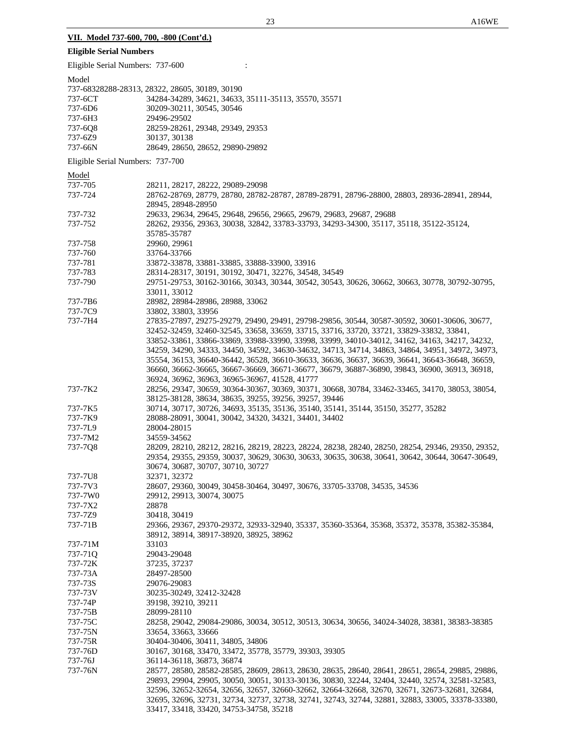**VII. Model 737-600, 700, -800 (Cont'd.)**

**Eligible Serial Numbers**

Eligible Serial Numbers: 737-600 :

| Model | |
|---|---|
| 737-683 | 28288-28313, 28322, 28605, 30189, 30190 |
| 737-6CT | 34284-34289, 34621, 34633, 35111-35113, 35570, 35571 |
| 737-6D6 | 30209-30211, 30545, 30546 |
| 737-6H3 | 29496-29502 |
| 737-6Q8 | 28259-28261, 29348, 29349, 29353 |
| 737-6Z9 | 30137, 30138 |
| 737-66N | 28649, 28650, 28652, 29890-29892 |

Eligible Serial Numbers: 737-700

| Model | |
|---|---|
| 737-705 | 28211, 28217, 28222, 29089-29098 |
| 737-724 | 28762-28769, 28779, 28780, 28782-28787, 28789-28791, 28796-28800, 28803, 28936-28941, 28944, 28945, 28948-28950 |
| 737-732 | 29633, 29634, 29645, 29648, 29656, 29665, 29679, 29683, 29687, 29688 |
| 737-752 | 28262, 29356, 29363, 30038, 32842, 33783-33793, 34293-34300, 35117, 35118, 35122-35124, 35785-35787 |
| 737-758 | 29960, 29961 |
| 737-760 | 33764-33766 |
| 737-781 | 33872-33878, 33881-33885, 33888-33900, 33916 |
| 737-783 | 28314-28317, 30191, 30192, 30471, 32276, 34548, 34549 |
| 737-790 | 29751-29753, 30162-30166, 30343, 30344, 30542, 30543, 30626, 30662, 30663, 30778, 30792-30795, 33011, 33012 |
| 737-7B6 | 28982, 28984-28986, 28988, 33062 |
| 737-7C9 | 33802, 33803, 33956 |
| 737-7H4 | 27835-27897, 29275-29279, 29490, 29491, 29798-29856, 30544, 30587-30592, 30601-30606, 30677, 32452-32459, 32460-32545, 33658, 33659, 33715, 33716, 33720, 33721, 33829-33832, 33841, 33852-33861, 33866-33869, 33988-33990, 33998, 33999, 34010-34012, 34162, 34163, 34217, 34232, 34259, 34290, 34333, 34450, 34592, 34630-34632, 34713, 34714, 34863, 34864, 34951, 34972, 34973, 35554, 36153, 36640-36442, 36528, 36610-36633, 36636, 36637, 36639, 36641, 36643-36648, 36659, 36660, 36662-36665, 36667-36669, 36671-36677, 36679, 36887-36890, 39843, 36900, 36913, 36918, 36924, 36962, 36963, 36965-36967, 41528, 41777 |
| 737-7K2 | 28256, 29347, 30659, 30364-30367, 30369, 30371, 30668, 30784, 33462-33465, 34170, 38053, 38054, 38125-38128, 38634, 38635, 39255, 39256, 39257, 39446 |
| 737-7K5 | 30714, 30717, 30726, 34693, 35135, 35136, 35140, 35141, 35144, 35150, 35277, 35282 |
| 737-7K9 | 28088-28091, 30041, 30042, 34320, 34321, 34401, 34402 |
| 737-7L9 | 28004-28015 |
| 737-7M2 | 34559-34562 |
| 737-7Q8 | 28209, 28210, 28212, 28216, 28219, 28223, 28224, 28238, 28240, 28250, 28254, 29346, 29350, 29352, 29354, 29355, 29359, 30037, 30629, 30630, 30633, 30635, 30638, 30641, 30642, 30644, 30647-30649, 30674, 30687, 30707, 30710, 30727 |
| 737-7U8 | 32371, 32372 |
| 737-7V3 | 28607, 29360, 30049, 30458-30464, 30497, 30676, 33705-33708, 34535, 34536 |
| 737-7W0 | 29912, 29913, 30074, 30075 |
| 737-7X2 | 28878 |
| 737-7Z9 | 30418, 30419 |
| 737-71B | 29366, 29367, 29370-29372, 32933-32940, 35337, 35360-35364, 35368, 35372, 35378, 35382-35384, 38912, 38914, 38917-38920, 38925, 38962 |
| 737-71M | 33103 |
| 737-71Q | 29043-29048 |
| 737-72K | 37235, 37237 |
| 737-73A | 28497-28500 |
| 737-73S | 29076-29083 |
| 737-73V | 30235-30249, 32412-32428 |
| 737-74P | 39198, 39210, 39211 |
| 737-75B | 28099-28110 |
| 737-75C | 28258, 29042, 29084-29086, 30034, 30512, 30513, 30634, 30656, 34024-34028, 38381, 38383-38385 |
| 737-75N | 33654, 33663, 33666 |
| 737-75R | 30404-30406, 30411, 34805, 34806 |
| 737-76D | 30167, 30168, 33470, 33472, 35778, 35779, 39303, 39305 |
| 737-76J | 36114-36118, 36873, 36874 |
| 737-76N | 28577, 28580, 28582-28585, 28609, 28613, 28630, 28635, 28640, 28641, 28651, 28654, 29885, 29886, 29893, 29904, 29905, 30050, 30051, 30133-30136, 30830, 32244, 32404, 32440, 32574, 32581-32583, 32596, 32652-32654, 32656, 32657, 32660-32662, 32664-32668, 32670, 32671, 32673-32681, 32684, 32695, 32696, 32731, 32734, 32737, 32738, 32741, 32743, 32744, 32881, 32883, 33005, 33378-33380, 33417, 33418, 33420, 34753-34758, 35218 |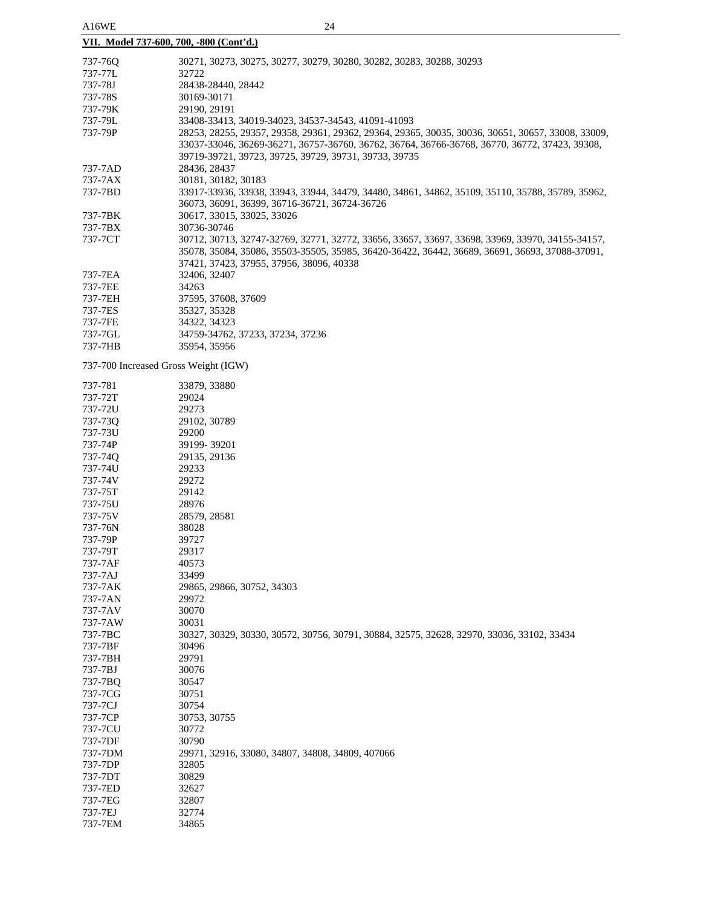**VII. Model 737-600, 700, -800 (Cont'd.)**

| | |
|---|---|
| 737-76Q | 30271, 30273, 30275, 30277, 30279, 30280, 30282, 30283, 30288, 30293 |
| 737-77L | 32722 |
| 737-78J | 28438-28440, 28442 |
| 737-78S | 30169-30171 |
| 737-79K | 29190, 29191 |
| 737-79L | 33408-33413, 34019-34023, 34537-34543, 41091-41093 |
| 737-79P | 28253, 28255, 29357, 29358, 29361, 29362, 29364, 29365, 30035, 30036, 30651, 30657, 33008, 33009, 33037-33046, 36269-36271, 36757-36760, 36762, 36764, 36766-36768, 36770, 36772, 37423, 39308, 39719-39721, 39723, 39725, 39729, 39731, 39733, 39735 |
| 737-7AD | 28436, 28437 |
| 737-7AX | 30181, 30182, 30183 |
| 737-7BD | 33917-33936, 33938, 33943, 33944, 34479, 34480, 34861, 34862, 35109, 35110, 35788, 35789, 35962, 36073, 36091, 36399, 36716-36721, 36724-36726 |
| 737-7BK | 30617, 33015, 33025, 33026 |
| 737-7BX | 30736-30746 |
| 737-7CT | 30712, 30713, 32747-32769, 32771, 32772, 33656, 33657, 33697, 33698, 33969, 33970, 34155-34157, 35078, 35084, 35086, 35503-35505, 35985, 36420-36422, 36442, 36689, 36691, 36693, 37088-37091, 37421, 37423, 37955, 37956, 38096, 40338 |
| 737-7EA | 32406, 32407 |
| 737-7EE | 34263 |
| 737-7EH | 37595, 37608, 37609 |
| 737-7ES | 35327, 35328 |
| 737-7FE | 34322, 34323 |
| 737-7GL | 34759-34762, 37233, 37234, 37236 |
| 737-7HB | 35954, 35956 |

737-700 Increased Gross Weight (IGW)

| | |
|---|---|
| 737-781 | 33879, 33880 |
| 737-72T | 29024 |
| 737-72U | 29273 |
| 737-73Q | 29102, 30789 |
| 737-73U | 29200 |
| 737-74P | 39199- 39201 |
| 737-74Q | 29135, 29136 |
| 737-74U | 29233 |
| 737-74V | 29272 |
| 737-75T | 29142 |
| 737-75U | 28976 |
| 737-75V | 28579, 28581 |
| 737-76N | 38028 |
| 737-79P | 39727 |
| 737-79T | 29317 |
| 737-7AF | 40573 |
| 737-7AJ | 33499 |
| 737-7AK | 29865, 29866, 30752, 34303 |
| 737-7AN | 29972 |
| 737-7AV | 30070 |
| 737-7AW | 30031 |
| 737-7BC | 30327, 30329, 30330, 30572, 30756, 30791, 30884, 32575, 32628, 32970, 33036, 33102, 33434 |
| 737-7BF | 30496 |
| 737-7BH | 29791 |
| 737-7BJ | 30076 |
| 737-7BQ | 30547 |
| 737-7CG | 30751 |
| 737-7CJ | 30754 |
| 737-7CP | 30753, 30755 |
| 737-7CU | 30772 |
| 737-7DF | 30790 |
| 737-7DM | 29971, 32916, 33080, 34807, 34808, 34809, 407066 |
| 737-7DP | 32805 |
| 737-7DT | 30829 |
| 737-7ED | 32627 |
| 737-7EG | 32807 |
| 737-7EJ | 32774 |
| 737-7EM | 34865 |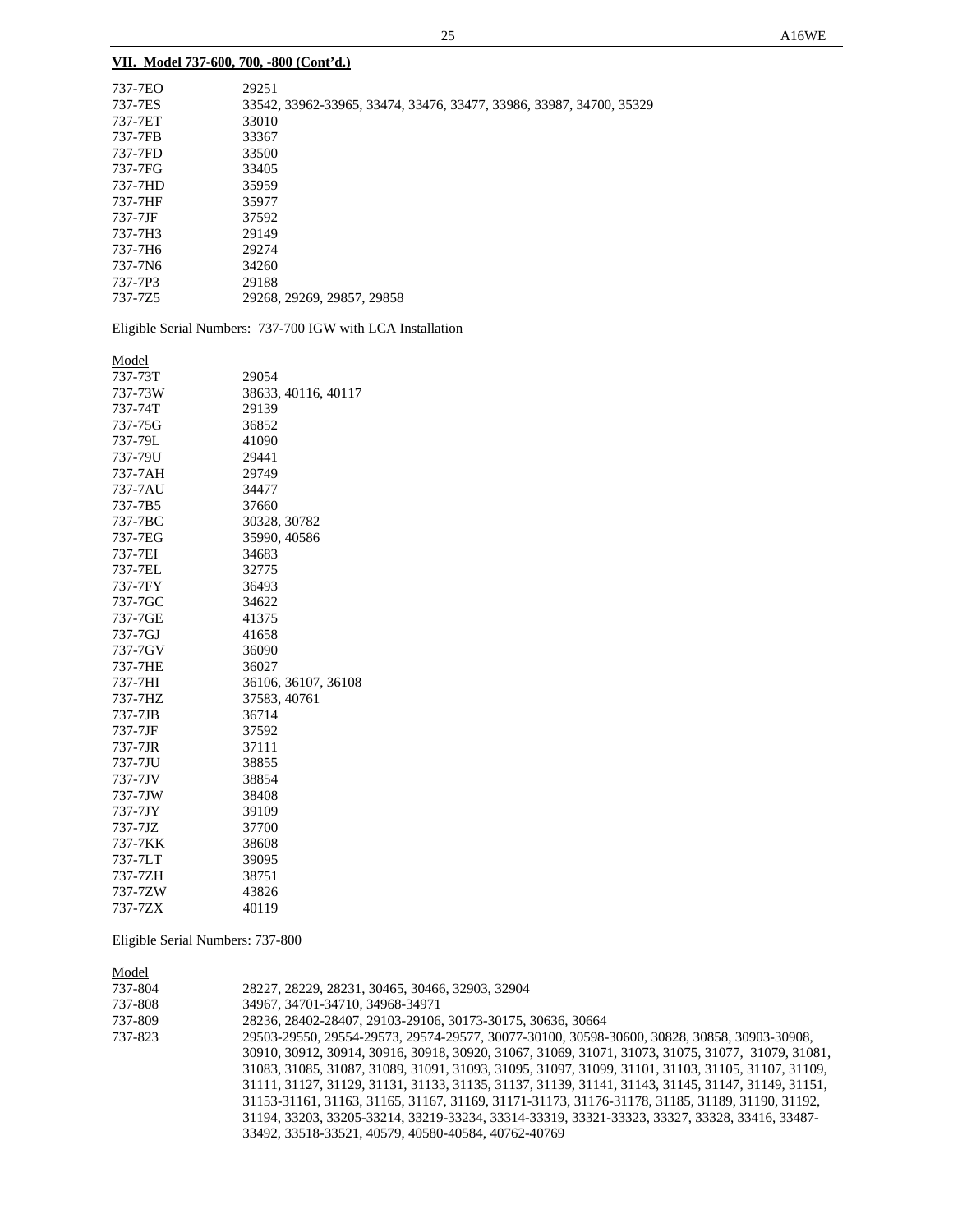**VII. Model 737-600, 700, -800 (Cont'd.)**

| | |
|---|---|
| 737-7EO | 29251 |
| 737-7ES | 33542, 33962-33965, 33474, 33476, 33477, 33986, 33987, 34700, 35329 |
| 737-7ET | 33010 |
| 737-7FB | 33367 |
| 737-7FD | 33500 |
| 737-7FG | 33405 |
| 737-7HD | 35959 |
| 737-7HF | 35977 |
| 737-7JF | 37592 |
| 737-7H3 | 29149 |
| 737-7H6 | 29274 |
| 737-7N6 | 34260 |
| 737-7P3 | 29188 |
| 737-7Z5 | 29268, 29269, 29857, 29858 |

Eligible Serial Numbers: 737-700 IGW with LCA Installation

| Model | |
|---|---|
| 737-73T | 29054 |
| 737-73W | 38633, 40116, 40117 |
| 737-74T | 29139 |
| 737-75G | 36852 |
| 737-79L | 41090 |
| 737-79U | 29441 |
| 737-7AH | 29749 |
| 737-7AU | 34477 |
| 737-7B5 | 37660 |
| 737-7BC | 30328, 30782 |
| 737-7EG | 35990, 40586 |
| 737-7EI | 34683 |
| 737-7EL | 32775 |
| 737-7FY | 36493 |
| 737-7GC | 34622 |
| 737-7GE | 41375 |
| 737-7GJ | 41658 |
| 737-7GV | 36090 |
| 737-7HE | 36027 |
| 737-7HI | 36106, 36107, 36108 |
| 737-7HZ | 37583, 40761 |
| 737-7JB | 36714 |
| 737-7JF | 37592 |
| 737-7JR | 37111 |
| 737-7JU | 38855 |
| 737-7JV | 38854 |
| 737-7JW | 38408 |
| 737-7JY | 39109 |
| 737-7JZ | 37700 |
| 737-7KK | 38608 |
| 737-7LT | 39095 |
| 737-7ZH | 38751 |
| 737-7ZW | 43826 |
| 737-7ZX | 40119 |

Eligible Serial Numbers: 737-800

| Model | |
|---|---|
| 737-804 | 28227, 28229, 28231, 30465, 30466, 32903, 32904 |
| 737-808 | 34967, 34701-34710, 34968-34971 |
| 737-809 | 28236, 28402-28407, 29103-29106, 30173-30175, 30636, 30664 |
| 737-823 | 29503-29550, 29554-29573, 29574-29577, 30077-30100, 30598-30600, 30828, 30858, 30903-30908, 30910, 30912, 30914, 30916, 30918, 30920, 31067, 31069, 31071, 31073, 31075, 31077, 31079, 31081, 31083, 31085, 31087, 31089, 31091, 31093, 31095, 31097, 31099, 31101, 31103, 31105, 31107, 31109, 31111, 31127, 31129, 31131, 31133, 31135, 31137, 31139, 31141, 31143, 31145, 31147, 31149, 31151, 31153-31161, 31163, 31165, 31167, 31169, 31171-31173, 31176-31178, 31185, 31189, 31190, 31192, 31194, 33203, 33205-33214, 33219-33234, 33314-33319, 33321-33323, 33327, 33328, 33416, 33487-33492, 33518-33521, 40579, 40580-40584, 40762-40769 |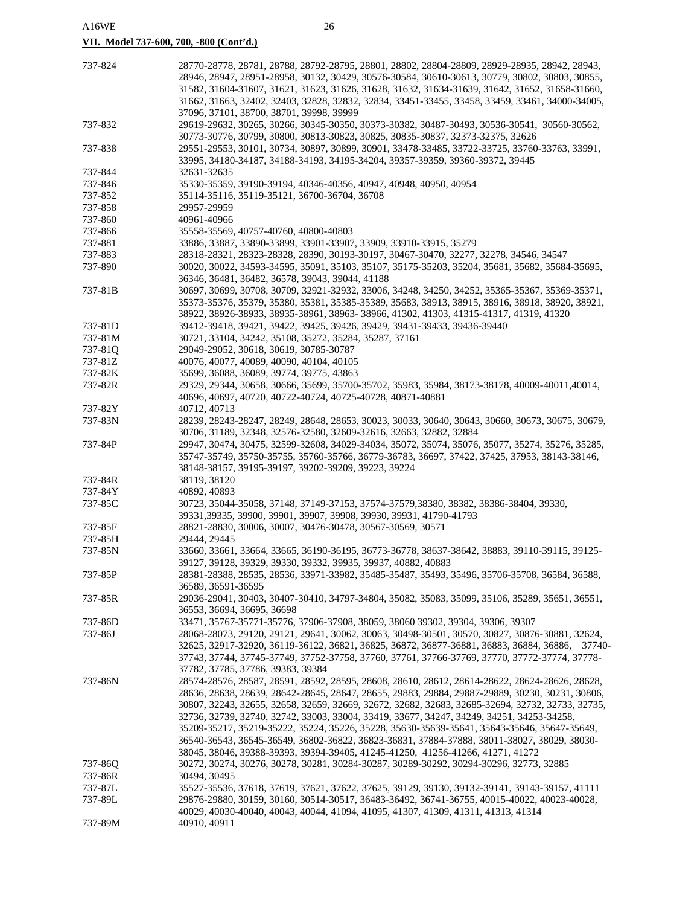**VII. Model 737-600, 700, -800 (Cont'd.)**

| | |
|---|---|
| 737-824 | 28770-28778, 28781, 28788, 28792-28795, 28801, 28802, 28804-28809, 28929-28935, 28942, 28943, 28946, 28947, 28951-28958, 30132, 30429, 30576-30584, 30610-30613, 30779, 30802, 30803, 30855, 31582, 31604-31607, 31621, 31623, 31626, 31628, 31632, 31634-31639, 31642, 31652, 31658-31660, 31662, 31663, 32402, 32403, 32828, 32832, 32834, 33451-33455, 33458, 33459, 33461, 34000-34005, 37096, 37101, 38700, 38701, 39998, 39999 |
| 737-832 | 29619-29632, 30265, 30266, 30345-30350, 30373-30382, 30487-30493, 30536-30541, 30560-30562, 30773-30776, 30799, 30800, 30813-30823, 30825, 30835-30837, 32373-32375, 32626 |
| 737-838 | 29551-29553, 30101, 30734, 30897, 30899, 30901, 33478-33485, 33722-33725, 33760-33763, 33991, 33995, 34180-34187, 34188-34193, 34195-34204, 39357-39359, 39360-39372, 39445 |
| 737-844 | 32631-32635 |
| 737-846 | 35330-35359, 39190-39194, 40346-40356, 40947, 40948, 40950, 40954 |
| 737-852 | 35114-35116, 35119-35121, 36700-36704, 36708 |
| 737-858 | 29957-29959 |
| 737-860 | 40961-40966 |
| 737-866 | 35558-35569, 40757-40760, 40800-40803 |
| 737-881 | 33886, 33887, 33890-33899, 33901-33907, 33909, 33910-33915, 35279 |
| 737-883 | 28318-28321, 28323-28328, 28390, 30193-30197, 30467-30470, 32277, 32278, 34546, 34547 |
| 737-890 | 30020, 30022, 34593-34595, 35091, 35103, 35107, 35175-35203, 35204, 35681, 35682, 35684-35695, 36346, 36481, 36482, 36578, 39043, 39044, 41188 |
| 737-81B | 30697, 30699, 30708, 30709, 32921-32932, 33006, 34248, 34250, 34252, 35365-35367, 35369-35371, 35373-35376, 35379, 35380, 35381, 35385-35389, 35683, 38913, 38915, 38916, 38918, 38920, 38921, 38922, 38926-38933, 38935-38961, 38963- 38966, 41302, 41303, 41315-41317, 41319, 41320 |
| 737-81D | 39412-39418, 39421, 39422, 39425, 39426, 39429, 39431-39433, 39436-39440 |
| 737-81M | 30721, 33104, 34242, 35108, 35272, 35284, 35287, 37161 |
| 737-81Q | 29049-29052, 30618, 30619, 30785-30787 |
| 737-81Z | 40076, 40077, 40089, 40090, 40104, 40105 |
| 737-82K | 35699, 36088, 36089, 39774, 39775, 43863 |
| 737-82R | 29329, 29344, 30658, 30666, 35699, 35700-35702, 35983, 35984, 38173-38178, 40009-40011,40014, 40696, 40697, 40720, 40722-40724, 40725-40728, 40871-40881 |
| 737-82Y | 40712, 40713 |
| 737-83N | 28239, 28243-28247, 28249, 28648, 28653, 30023, 30033, 30640, 30643, 30660, 30673, 30675, 30679, 30706, 31189, 32348, 32576-32580, 32609-32616, 32663, 32882, 32884 |
| 737-84P | 29947, 30474, 30475, 32599-32608, 34029-34034, 35072, 35074, 35076, 35077, 35274, 35276, 35285, 35747-35749, 35750-35755, 35760-35766, 36779-36783, 36697, 37422, 37425, 37953, 38143-38146, 38148-38157, 39195-39197, 39202-39209, 39223, 39224 |
| 737-84R | 38119, 38120 |
| 737-84Y | 40892, 40893 |
| 737-85C | 30723, 35044-35058, 37148, 37149-37153, 37574-37579,38380, 38382, 38386-38404, 39330, 39331,39335, 39900, 39901, 39907, 39908, 39930, 39931, 41790-41793 |
| 737-85F | 28821-28830, 30006, 30007, 30476-30478, 30567-30569, 30571 |
| 737-85H | 29444, 29445 |
| 737-85N | 33660, 33661, 33664, 33665, 36190-36195, 36773-36778, 38637-38642, 38883, 39110-39115, 39125-39127, 39128, 39329, 39330, 39332, 39935, 39937, 40882, 40883 |
| 737-85P | 28381-28388, 28535, 28536, 33971-33982, 35485-35487, 35493, 35496, 35706-35708, 36584, 36588, 36589, 36591-36595 |
| 737-85R | 29036-29041, 30403, 30407-30410, 34797-34804, 35082, 35083, 35099, 35106, 35289, 35651, 36551, 36553, 36694, 36695, 36698 |
| 737-86D | 33471, 35767-35771-35776, 37906-37908, 38059, 38060 39302, 39304, 39306, 39307 |
| 737-86J | 28068-28073, 29120, 29121, 29641, 30062, 30063, 30498-30501, 30570, 30827, 30876-30881, 32624, 32625, 32917-32920, 36119-36122, 36821, 36825, 36872, 36877-36881, 36883, 36884, 36886, 37740-37743, 37744, 37745-37749, 37752-37758, 37760, 37761, 37766-37769, 37770, 37772-37774, 37778-37782, 37785, 37786, 39383, 39384 |
| 737-86N | 28574-28576, 28587, 28591, 28592, 28595, 28608, 28610, 28612, 28614-28622, 28624-28626, 28628, 28636, 28638, 28639, 28642-28645, 28647, 28655, 29883, 29884, 29887-29889, 30230, 30231, 30806, 30807, 32243, 32655, 32658, 32659, 32669, 32672, 32682, 32683, 32685-32694, 32732, 32733, 32735, 32736, 32739, 32740, 32742, 33003, 33004, 33419, 33677, 34247, 34249, 34251, 34253-34258, 35209-35217, 35219-35222, 35224, 35226, 35228, 35630-35639-35641, 35643-35646, 35647-35649, 36540-36543, 36545-36549, 36802-36822, 36823-36831, 37884-37888, 38011-38027, 38029, 38030-38045, 38046, 39388-39393, 39394-39405, 41245-41250, 41256-41266, 41271, 41272 |
| 737-86Q | 30272, 30274, 30276, 30278, 30281, 30284-30287, 30289-30292, 30294-30296, 32773, 32885 |
| 737-86R | 30494, 30495 |
| 737-87L | 35527-35536, 37618, 37619, 37621, 37622, 37625, 39129, 39130, 39132-39141, 39143-39157, 41111 |
| 737-89L | 29876-29880, 30159, 30160, 30514-30517, 36483-36492, 36741-36755, 40015-40022, 40023-40028, 40029, 40030-40040, 40043, 40044, 41094, 41095, 41307, 41309, 41311, 41313, 41314 |
| 737-89M | 40910, 40911 |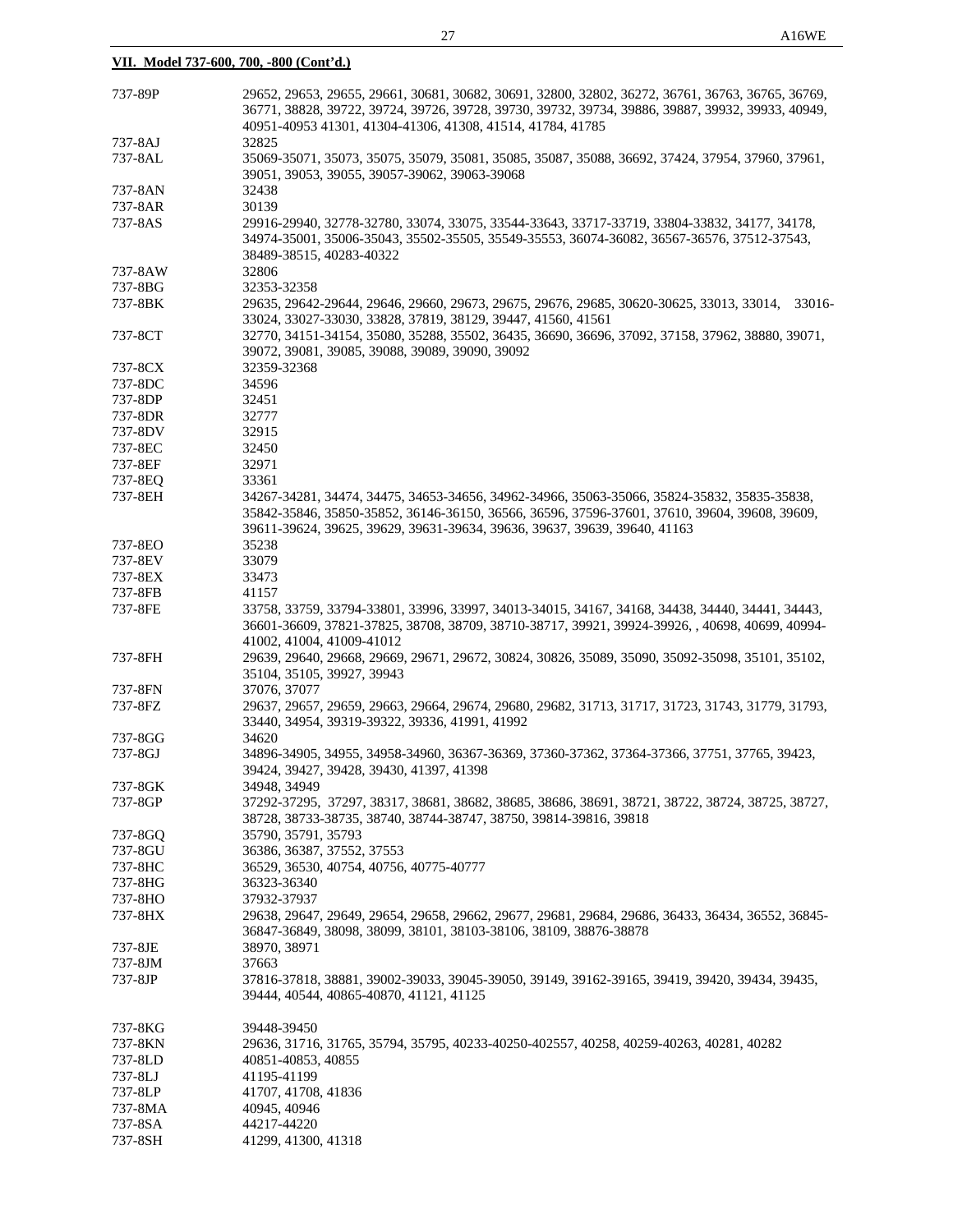**VII. Model 737-600, 700, -800 (Cont'd.)**

| | |
|---|---|
| 737-89P | 29652, 29653, 29655, 29661, 30681, 30682, 30691, 32800, 32802, 36272, 36761, 36763, 36765, 36769, 36771, 38828, 39722, 39724, 39726, 39728, 39730, 39732, 39734, 39886, 39887, 39932, 39933, 40949, 40951-40953 41301, 41304-41306, 41308, 41514, 41784, 41785 |
| 737-8AJ | 32825 |
| 737-8AL | 35069-35071, 35073, 35075, 35079, 35081, 35085, 35087, 35088, 36692, 37424, 37954, 37960, 37961, 39051, 39053, 39055, 39057-39062, 39063-39068 |
| 737-8AN | 32438 |
| 737-8AR | 30139 |
| 737-8AS | 29916-29940, 32778-32780, 33074, 33075, 33544-33643, 33717-33719, 33804-33832, 34177, 34178, 34974-35001, 35006-35043, 35502-35505, 35549-35553, 36074-36082, 36567-36576, 37512-37543, 38489-38515, 40283-40322 |
| 737-8AW | 32806 |
| 737-8BG | 32353-32358 |
| 737-8BK | 29635, 29642-29644, 29646, 29660, 29673, 29675, 29676, 29685, 30620-30625, 33013, 33014, 33016-33024, 33027-33030, 33828, 37819, 38129, 39447, 41560, 41561 |
| 737-8CT | 32770, 34151-34154, 35080, 35288, 35502, 36435, 36690, 36696, 37092, 37158, 37962, 38880, 39071, 39072, 39081, 39085, 39088, 39089, 39090, 39092 |
| 737-8CX | 32359-32368 |
| 737-8DC | 34596 |
| 737-8DP | 32451 |
| 737-8DR | 32777 |
| 737-8DV | 32915 |
| 737-8EC | 32450 |
| 737-8EF | 32971 |
| 737-8EQ | 33361 |
| 737-8EH | 34267-34281, 34474, 34475, 34653-34656, 34962-34966, 35063-35066, 35824-35832, 35835-35838, 35842-35846, 35850-35852, 36146-36150, 36566, 36596, 37596-37601, 37610, 39604, 39608, 39609, 39611-39624, 39625, 39629, 39631-39634, 39636, 39637, 39639, 39640, 41163 |
| 737-8EO | 35238 |
| 737-8EV | 33079 |
| 737-8EX | 33473 |
| 737-8FB | 41157 |
| 737-8FE | 33758, 33759, 33794-33801, 33996, 33997, 34013-34015, 34167, 34168, 34438, 34440, 34441, 34443, 36601-36609, 37821-37825, 38708, 38709, 38710-38717, 39921, 39924-39926, , 40698, 40699, 40994-41002, 41004, 41009-41012 |
| 737-8FH | 29639, 29640, 29668, 29669, 29671, 29672, 30824, 30826, 35089, 35090, 35092-35098, 35101, 35102, 35104, 35105, 39927, 39943 |
| 737-8FN | 37076, 37077 |
| 737-8FZ | 29637, 29657, 29659, 29663, 29664, 29674, 29680, 29682, 31713, 31717, 31723, 31743, 31779, 31793, 33440, 34954, 39319-39322, 39336, 41991, 41992 |
| 737-8GG | 34620 |
| 737-8GJ | 34896-34905, 34955, 34958-34960, 36367-36369, 37360-37362, 37364-37366, 37751, 37765, 39423, 39424, 39427, 39428, 39430, 41397, 41398 |
| 737-8GK | 34948, 34949 |
| 737-8GP | 37292-37295, 37297, 38317, 38681, 38682, 38685, 38686, 38691, 38721, 38722, 38724, 38725, 38727, 38728, 38733-38735, 38740, 38744-38747, 38750, 39814-39816, 39818 |
| 737-8GQ | 35790, 35791, 35793 |
| 737-8GU | 36386, 36387, 37552, 37553 |
| 737-8HC | 36529, 36530, 40754, 40756, 40775-40777 |
| 737-8HG | 36323-36340 |
| 737-8HO | 37932-37937 |
| 737-8HX | 29638, 29647, 29649, 29654, 29658, 29662, 29677, 29681, 29684, 29686, 36433, 36434, 36552, 36845-36847-36849, 38098, 38099, 38101, 38103-38106, 38109, 38876-38878 |
| 737-8JE | 38970, 38971 |
| 737-8JM | 37663 |
| 737-8JP | 37816-37818, 38881, 39002-39033, 39045-39050, 39149, 39162-39165, 39419, 39420, 39434, 39435, 39444, 40544, 40865-40870, 41121, 41125 |
| 737-8KG | 39448-39450 |
| 737-8KN | 29636, 31716, 31765, 35794, 35795, 40233-40250-402557, 40258, 40259-40263, 40281, 40282 |
| 737-8LD | 40851-40853, 40855 |
| 737-8LJ | 41195-41199 |
| 737-8LP | 41707, 41708, 41836 |
| 737-8MA | 40945, 40946 |
| 737-8SA | 44217-44220 |
| 737-8SH | 41299, 41300, 41318 |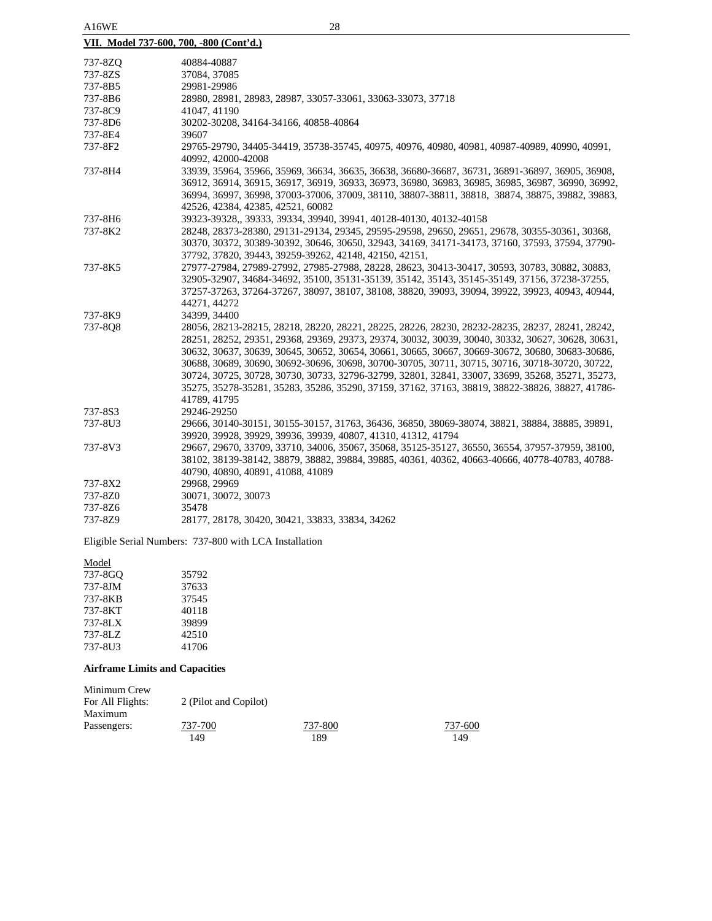**VII. Model 737-600, 700, -800 (Cont'd.)**

| | |
|---|---|
| 737-8ZQ | 40884-40887 |
| 737-8ZS | 37084, 37085 |
| 737-8B5 | 29981-29986 |
| 737-8B6 | 28980, 28981, 28983, 28987, 33057-33061, 33063-33073, 37718 |
| 737-8C9 | 41047, 41190 |
| 737-8D6 | 30202-30208, 34164-34166, 40858-40864 |
| 737-8E4 | 39607 |
| 737-8F2 | 29765-29790, 34405-34419, 35738-35745, 40975, 40976, 40980, 40981, 40987-40989, 40990, 40991, 40992, 42000-42008 |
| 737-8H4 | 33939, 35964, 35966, 35969, 36634, 36635, 36638, 36680-36687, 36731, 36891-36897, 36905, 36908, 36912, 36914, 36915, 36917, 36919, 36933, 36973, 36980, 36983, 36985, 36985, 36987, 36990, 36992, 36994, 36997, 36998, 37003-37006, 37009, 38110, 38807-38811, 38818, 38874, 38875, 39882, 39883, 42526, 42384, 42385, 42521, 60082 |
| 737-8H6 | 39323-39328,, 39333, 39334, 39940, 39941, 40128-40130, 40132-40158 |
| 737-8K2 | 28248, 28373-28380, 29131-29134, 29345, 29595-29598, 29650, 29651, 29678, 30355-30361, 30368, 30370, 30372, 30389-30392, 30646, 30650, 32943, 34169, 34171-34173, 37160, 37593, 37594, 37790-37792, 37820, 39443, 39259-39262, 42148, 42150, 42151, |
| 737-8K5 | 27977-27984, 27989-27992, 27985-27988, 28228, 28623, 30413-30417, 30593, 30783, 30882, 30883, 32905-32907, 34684-34692, 35100, 35131-35139, 35142, 35143, 35145-35149, 37156, 37238-37255, 37257-37263, 37264-37267, 38097, 38107, 38108, 38820, 39093, 39094, 39922, 39923, 40943, 40944, 44271, 44272 |
| 737-8K9 | 34399, 34400 |
| 737-8Q8 | 28056, 28213-28215, 28218, 28220, 28221, 28225, 28226, 28230, 28232-28235, 28237, 28241, 28242, 28251, 28252, 29351, 29368, 29369, 29373, 29374, 30032, 30039, 30040, 30332, 30627, 30628, 30631, 30632, 30637, 30639, 30645, 30652, 30654, 30661, 30665, 30667, 30669-30672, 30680, 30683-30686, 30688, 30689, 30690, 30692-30696, 30698, 30700-30705, 30711, 30715, 30716, 30718-30720, 30722, 30724, 30725, 30728, 30730, 30733, 32796-32799, 32801, 32841, 33007, 33699, 35268, 35271, 35273, 35275, 35278-35281, 35283, 35286, 35290, 37159, 37162, 37163, 38819, 38822-38826, 38827, 41786-41789, 41795 |
| 737-8S3 | 29246-29250 |
| 737-8U3 | 29666, 30140-30151, 30155-30157, 31763, 36436, 36850, 38069-38074, 38821, 38884, 38885, 39891, 39920, 39928, 39929, 39936, 39939, 40807, 41310, 41312, 41794 |
| 737-8V3 | 29667, 29670, 33709, 33710, 34006, 35067, 35068, 35125-35127, 36550, 36554, 37957-37959, 38100, 38102, 38139-38142, 38879, 38882, 39884, 39885, 40361, 40362, 40663-40666, 40778-40783, 40788-40790, 40890, 40891, 41088, 41089 |
| 737-8X2 | 29968, 29969 |
| 737-8Z0 | 30071, 30072, 30073 |
| 737-8Z6 | 35478 |
| 737-8Z9 | 28177, 28178, 30420, 30421, 33833, 33834, 34262 |

Eligible Serial Numbers: 737-800 with LCA Installation

| Model | |
|---|---|
| 737-8GQ | 35792 |
| 737-8JM | 37633 |
| 737-8KB | 37545 |
| 737-8KT | 40118 |
| 737-8LX | 39899 |
| 737-8LZ | 42510 |
| 737-8U3 | 41706 |

**Airframe Limits and Capacities**

Minimum Crew For All Flights: 2 (Pilot and Copilot)

| Maximum Passengers: | 737-700 | 737-800 | 737-600 |
|---|---|---|---|
| | 149 | 189 | 149 |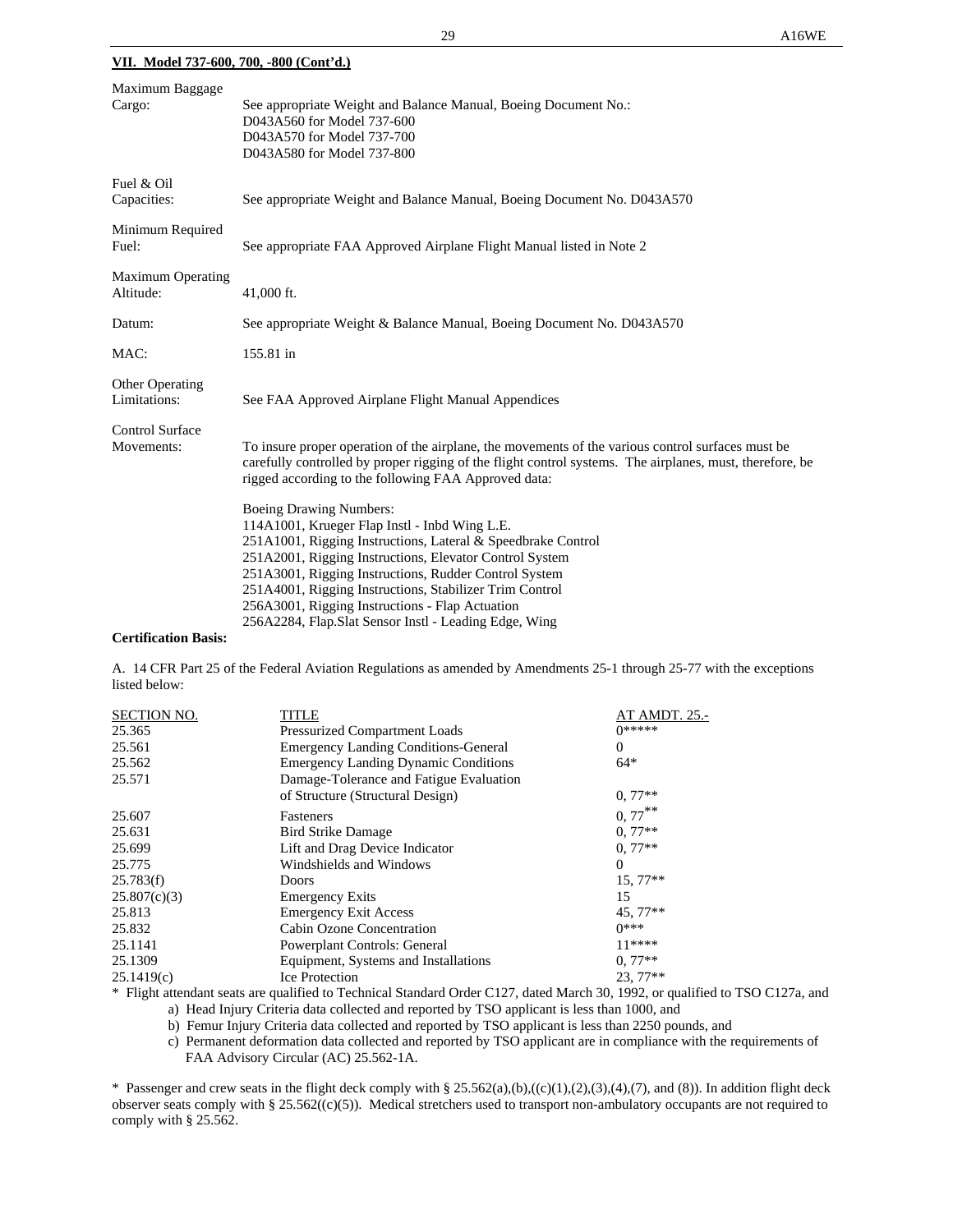**VII. Model 737-600, 700, -800 (Cont'd.)**

Maximum Baggage Cargo: See appropriate Weight and Balance Manual, Boeing Document No.:
D043A560 for Model 737-600
D043A570 for Model 737-700
D043A580 for Model 737-800

Fuel & Oil Capacities: See appropriate Weight and Balance Manual, Boeing Document No. D043A570

Minimum Required Fuel: See appropriate FAA Approved Airplane Flight Manual listed in Note 2

Maximum Operating Altitude: 41,000 ft.

Datum: See appropriate Weight & Balance Manual, Boeing Document No. D043A570

MAC: 155.81 in

Other Operating Limitations: See FAA Approved Airplane Flight Manual Appendices

Control Surface Movements: To insure proper operation of the airplane, the movements of the various control surfaces must be carefully controlled by proper rigging of the flight control systems. The airplanes, must, therefore, be rigged according to the following FAA Approved data:

Boeing Drawing Numbers:
114A1001, Krueger Flap Instl - Inbd Wing L.E.
251A1001, Rigging Instructions, Lateral & Speedbrake Control
251A2001, Rigging Instructions, Elevator Control System
251A3001, Rigging Instructions, Rudder Control System
251A4001, Rigging Instructions, Stabilizer Trim Control
256A3001, Rigging Instructions - Flap Actuation
256A2284, Flap.Slat Sensor Instl - Leading Edge, Wing

**Certification Basis:**

A. 14 CFR Part 25 of the Federal Aviation Regulations as amended by Amendments 25-1 through 25-77 with the exceptions listed below:

| SECTION NO. | TITLE | AT AMDT. 25.- |
|---|---|---|
| 25.365 | Pressurized Compartment Loads | 0***** |
| 25.561 | Emergency Landing Conditions-General | 0 |
| 25.562 | Emergency Landing Dynamic Conditions | 64* |
| 25.571 | Damage-Tolerance and Fatigue Evaluation of Structure (Structural Design) | 0, 77** |
| 25.607 | Fasteners | 0, 77** |
| 25.631 | Bird Strike Damage | 0, 77** |
| 25.699 | Lift and Drag Device Indicator | 0, 77** |
| 25.775 | Windshields and Windows | 0 |
| 25.783(f) | Doors | 15, 77** |
| 25.807(c)(3) | Emergency Exits | 15 |
| 25.813 | Emergency Exit Access | 45, 77** |
| 25.832 | Cabin Ozone Concentration | 0*** |
| 25.1141 | Powerplant Controls: General | 11**** |
| 25.1309 | Equipment, Systems and Installations | 0, 77** |
| 25.1419(c) | Ice Protection | 23, 77** |

\* Flight attendant seats are qualified to Technical Standard Order C127, dated March 30, 1992, or qualified to TSO C127a, and

a) Head Injury Criteria data collected and reported by TSO applicant is less than 1000, and
b) Femur Injury Criteria data collected and reported by TSO applicant is less than 2250 pounds, and
c) Permanent deformation data collected and reported by TSO applicant are in compliance with the requirements of FAA Advisory Circular (AC) 25.562-1A.

\* Passenger and crew seats in the flight deck comply with § 25.562(a),(b),((c)(1),(2),(3),(4),(7), and (8)). In addition flight deck observer seats comply with § 25.562((c)(5)). Medical stretchers used to transport non-ambulatory occupants are not required to comply with § 25.562.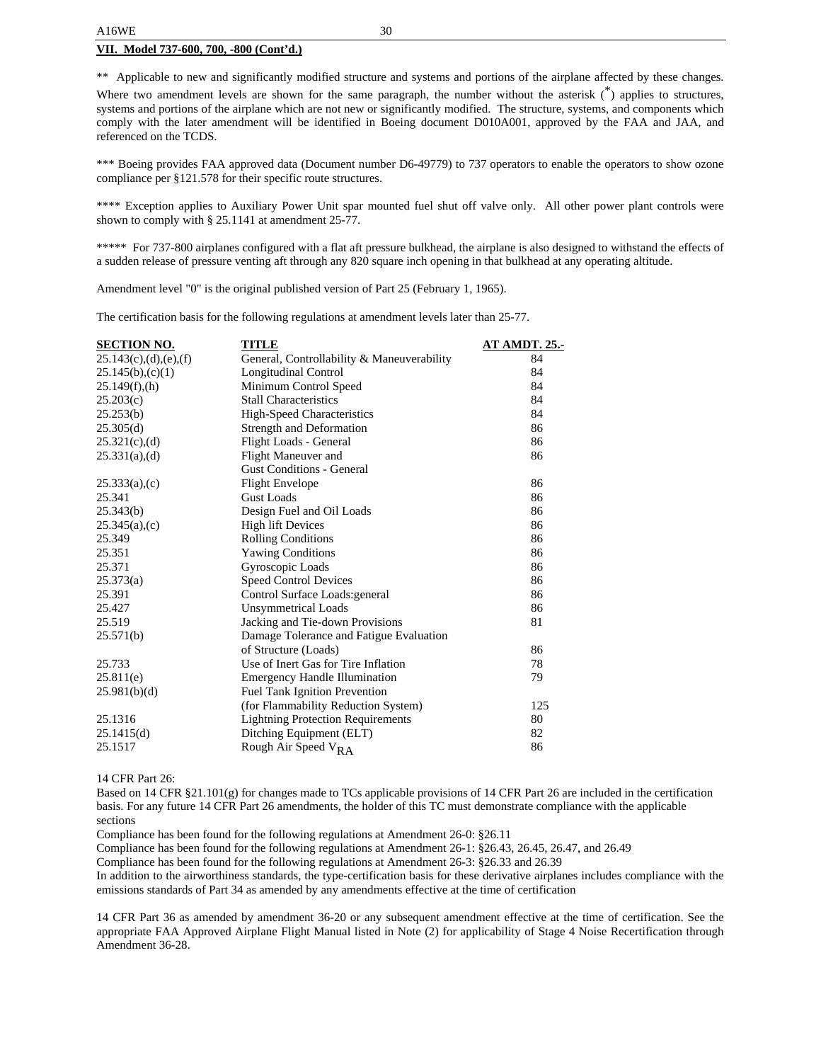**VII. Model 737-600, 700, -800 (Cont'd.)**

** Applicable to new and significantly modified structure and systems and portions of the airplane affected by these changes. Where two amendment levels are shown for the same paragraph, the number without the asterisk (*) applies to structures, systems and portions of the airplane which are not new or significantly modified. The structure, systems, and components which comply with the later amendment will be identified in Boeing document D010A001, approved by the FAA and JAA, and referenced on the TCDS.

*** Boeing provides FAA approved data (Document number D6-49779) to 737 operators to enable the operators to show ozone compliance per §121.578 for their specific route structures.

**** Exception applies to Auxiliary Power Unit spar mounted fuel shut off valve only. All other power plant controls were shown to comply with § 25.1141 at amendment 25-77.

***** For 737-800 airplanes configured with a flat aft pressure bulkhead, the airplane is also designed to withstand the effects of a sudden release of pressure venting aft through any 820 square inch opening in that bulkhead at any operating altitude.

Amendment level "0" is the original published version of Part 25 (February 1, 1965).

The certification basis for the following regulations at amendment levels later than 25-77.

| SECTION NO. | TITLE | AT AMDT. 25.- |
|---|---|---|
| 25.143(c),(d),(e),(f) | General, Controllability & Maneuverability | 84 |
| 25.145(b),(c)(1) | Longitudinal Control | 84 |
| 25.149(f),(h) | Minimum Control Speed | 84 |
| 25.203(c) | Stall Characteristics | 84 |
| 25.253(b) | High-Speed Characteristics | 84 |
| 25.305(d) | Strength and Deformation | 86 |
| 25.321(c),(d) | Flight Loads - General | 86 |
| 25.331(a),(d) | Flight Maneuver and Gust Conditions - General | 86 |
| 25.333(a),(c) | Flight Envelope | 86 |
| 25.341 | Gust Loads | 86 |
| 25.343(b) | Design Fuel and Oil Loads | 86 |
| 25.345(a),(c) | High lift Devices | 86 |
| 25.349 | Rolling Conditions | 86 |
| 25.351 | Yawing Conditions | 86 |
| 25.371 | Gyroscopic Loads | 86 |
| 25.373(a) | Speed Control Devices | 86 |
| 25.391 | Control Surface Loads:general | 86 |
| 25.427 | Unsymmetrical Loads | 86 |
| 25.519 | Jacking and Tie-down Provisions | 81 |
| 25.571(b) | Damage Tolerance and Fatigue Evaluation of Structure (Loads) | 86 |
| 25.733 | Use of Inert Gas for Tire Inflation | 78 |
| 25.811(e) | Emergency Handle Illumination | 79 |
| 25.981(b)(d) | Fuel Tank Ignition Prevention (for Flammability Reduction System) | 125 |
| 25.1316 | Lightning Protection Requirements | 80 |
| 25.1415(d) | Ditching Equipment (ELT) | 82 |
| 25.1517 | Rough Air Speed $V_{RA}$ | 86 |

14 CFR Part 26:
Based on 14 CFR §21.101(g) for changes made to TCs applicable provisions of 14 CFR Part 26 are included in the certification basis. For any future 14 CFR Part 26 amendments, the holder of this TC must demonstrate compliance with the applicable sections
Compliance has been found for the following regulations at Amendment 26-0: §26.11
Compliance has been found for the following regulations at Amendment 26-1: §26.43, 26.45, 26.47, and 26.49
Compliance has been found for the following regulations at Amendment 26-3: §26.33 and 26.39
In addition to the airworthiness standards, the type-certification basis for these derivative airplanes includes compliance with the emissions standards of Part 34 as amended by any amendments effective at the time of certification

14 CFR Part 36 as amended by amendment 36-20 or any subsequent amendment effective at the time of certification. See the appropriate FAA Approved Airplane Flight Manual listed in Note (2) for applicability of Stage 4 Noise Recertification through Amendment 36-28.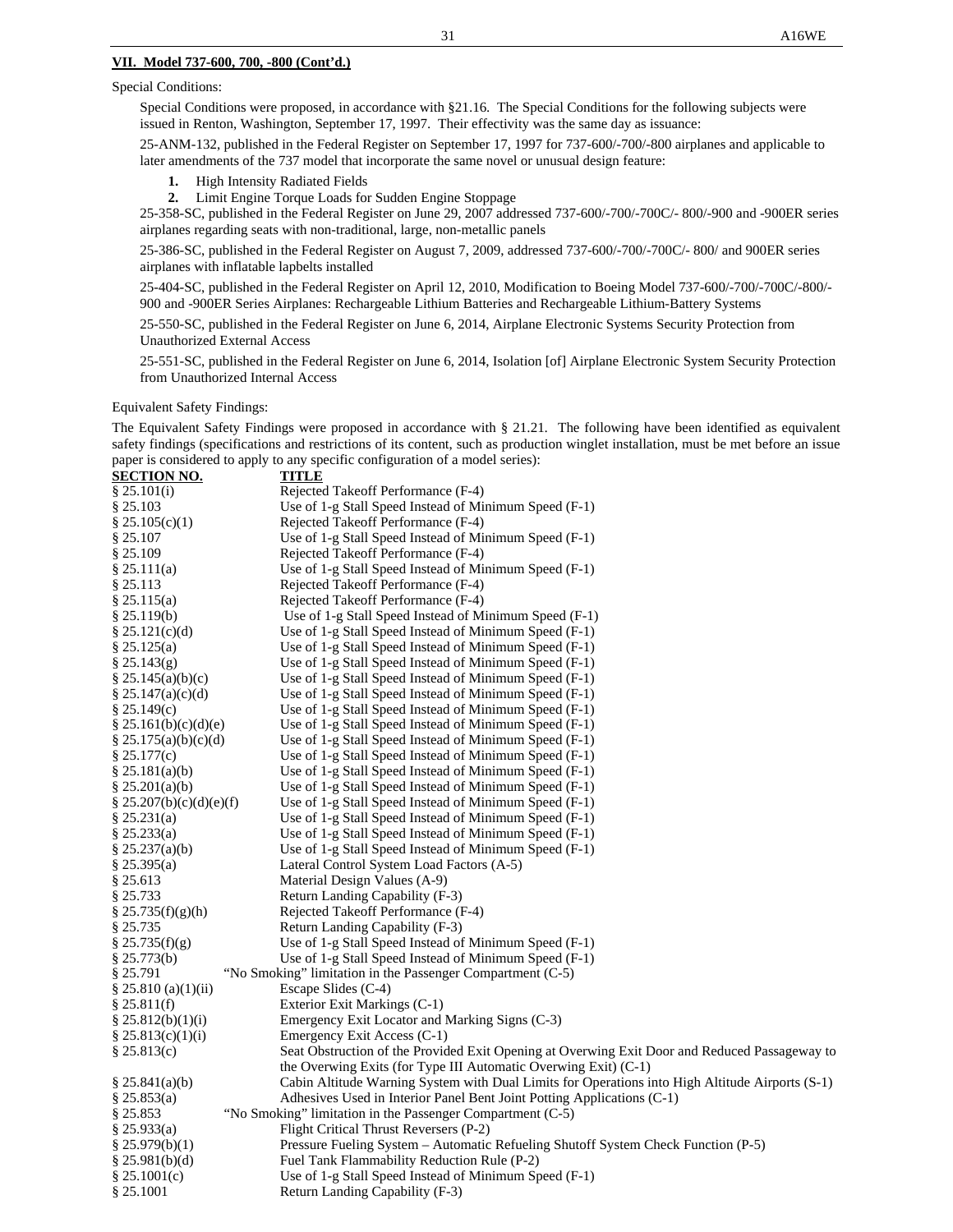**VII. Model 737-600, 700, -800 (Cont'd.)**

Special Conditions:

Special Conditions were proposed, in accordance with §21.16. The Special Conditions for the following subjects were issued in Renton, Washington, September 17, 1997. Their effectivity was the same day as issuance:

25-ANM-132, published in the Federal Register on September 17, 1997 for 737-600/-700/-800 airplanes and applicable to later amendments of the 737 model that incorporate the same novel or unusual design feature:

1. High Intensity Radiated Fields
2. Limit Engine Torque Loads for Sudden Engine Stoppage

25-358-SC, published in the Federal Register on June 29, 2007 addressed 737-600/-700/-700C/- 800/-900 and -900ER series airplanes regarding seats with non-traditional, large, non-metallic panels

25-386-SC, published in the Federal Register on August 7, 2009, addressed 737-600/-700/-700C/- 800/ and 900ER series airplanes with inflatable lapbelts installed

25-404-SC, published in the Federal Register on April 12, 2010, Modification to Boeing Model 737-600/-700/-700C/-800/-900 and -900ER Series Airplanes: Rechargeable Lithium Batteries and Rechargeable Lithium-Battery Systems

25-550-SC, published in the Federal Register on June 6, 2014, Airplane Electronic Systems Security Protection from Unauthorized External Access

25-551-SC, published in the Federal Register on June 6, 2014, Isolation [of] Airplane Electronic System Security Protection from Unauthorized Internal Access

Equivalent Safety Findings:

The Equivalent Safety Findings were proposed in accordance with § 21.21. The following have been identified as equivalent safety findings (specifications and restrictions of its content, such as production winglet installation, must be met before an issue paper is considered to apply to any specific configuration of a model series):

| SECTION NO. | TITLE |
|---|---|
| § 25.101(i) | Rejected Takeoff Performance (F-4) |
| § 25.103 | Use of 1-g Stall Speed Instead of Minimum Speed (F-1) |
| § 25.105(c)(1) | Rejected Takeoff Performance (F-4) |
| § 25.107 | Use of 1-g Stall Speed Instead of Minimum Speed (F-1) |
| § 25.109 | Rejected Takeoff Performance (F-4) |
| § 25.111(a) | Use of 1-g Stall Speed Instead of Minimum Speed (F-1) |
| § 25.113 | Rejected Takeoff Performance (F-4) |
| § 25.115(a) | Rejected Takeoff Performance (F-4) |
| § 25.119(b) | Use of 1-g Stall Speed Instead of Minimum Speed (F-1) |
| § 25.121(c)(d) | Use of 1-g Stall Speed Instead of Minimum Speed (F-1) |
| § 25.125(a) | Use of 1-g Stall Speed Instead of Minimum Speed (F-1) |
| § 25.143(g) | Use of 1-g Stall Speed Instead of Minimum Speed (F-1) |
| § 25.145(a)(b)(c) | Use of 1-g Stall Speed Instead of Minimum Speed (F-1) |
| § 25.147(a)(c)(d) | Use of 1-g Stall Speed Instead of Minimum Speed (F-1) |
| § 25.149(c) | Use of 1-g Stall Speed Instead of Minimum Speed (F-1) |
| § 25.161(b)(c)(d)(e) | Use of 1-g Stall Speed Instead of Minimum Speed (F-1) |
| § 25.175(a)(b)(c)(d) | Use of 1-g Stall Speed Instead of Minimum Speed (F-1) |
| § 25.177(c) | Use of 1-g Stall Speed Instead of Minimum Speed (F-1) |
| § 25.181(a)(b) | Use of 1-g Stall Speed Instead of Minimum Speed (F-1) |
| § 25.201(a)(b) | Use of 1-g Stall Speed Instead of Minimum Speed (F-1) |
| § 25.207(b)(c)(d)(e)(f) | Use of 1-g Stall Speed Instead of Minimum Speed (F-1) |
| § 25.231(a) | Use of 1-g Stall Speed Instead of Minimum Speed (F-1) |
| § 25.233(a) | Use of 1-g Stall Speed Instead of Minimum Speed (F-1) |
| § 25.237(a)(b) | Use of 1-g Stall Speed Instead of Minimum Speed (F-1) |
| § 25.395(a) | Lateral Control System Load Factors (A-5) |
| § 25.613 | Material Design Values (A-9) |
| § 25.733 | Return Landing Capability (F-3) |
| § 25.735(f)(g)(h) | Rejected Takeoff Performance (F-4) |
| § 25.735 | Return Landing Capability (F-3) |
| § 25.735(f)(g) | Use of 1-g Stall Speed Instead of Minimum Speed (F-1) |
| § 25.773(b) | Use of 1-g Stall Speed Instead of Minimum Speed (F-1) |
| § 25.791 | "No Smoking" limitation in the Passenger Compartment (C-5) |
| § 25.810 (a)(1)(ii) | Escape Slides (C-4) |
| § 25.811(f) | Exterior Exit Markings (C-1) |
| § 25.812(b)(1)(i) | Emergency Exit Locator and Marking Signs (C-3) |
| § 25.813(c)(1)(i) | Emergency Exit Access (C-1) |
| § 25.813(c) | Seat Obstruction of the Provided Exit Opening at Overwing Exit Door and Reduced Passageway to the Overwing Exits (for Type III Automatic Overwing Exit) (C-1) |
| § 25.841(a)(b) | Cabin Altitude Warning System with Dual Limits for Operations into High Altitude Airports (S-1) |
| § 25.853(a) | Adhesives Used in Interior Panel Bent Joint Potting Applications (C-1) |
| § 25.853 | "No Smoking" limitation in the Passenger Compartment (C-5) |
| § 25.933(a) | Flight Critical Thrust Reversers (P-2) |
| § 25.979(b)(1) | Pressure Fueling System – Automatic Refueling Shutoff System Check Function (P-5) |
| § 25.981(b)(d) | Fuel Tank Flammability Reduction Rule (P-2) |
| § 25.1001(c) | Use of 1-g Stall Speed Instead of Minimum Speed (F-1) |
| § 25.1001 | Return Landing Capability (F-3) |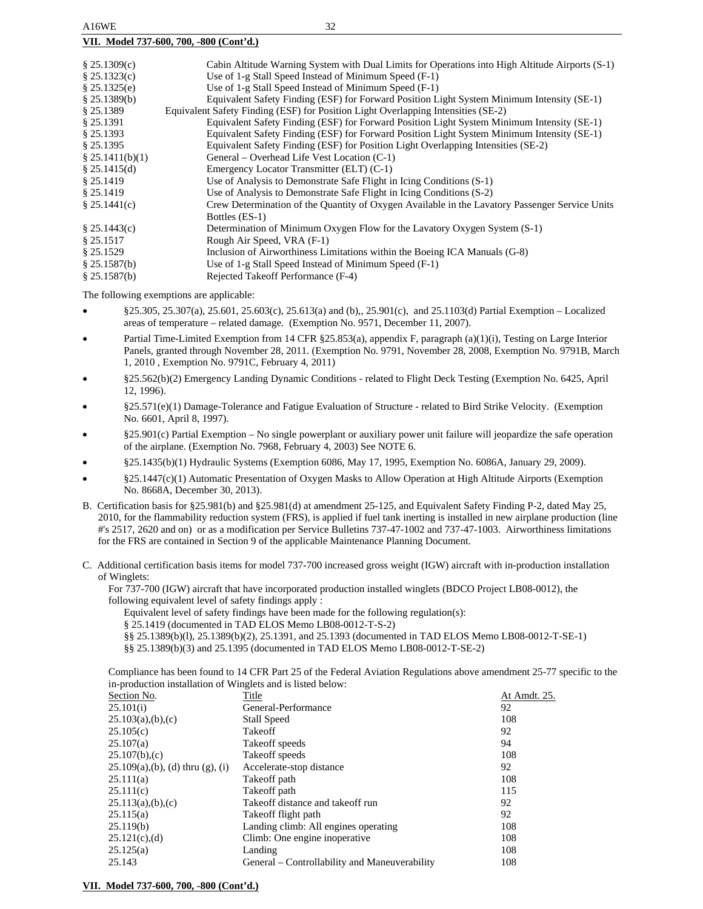**VII. Model 737-600, 700, -800 (Cont'd.)**

| | |
|---|---|
| § 25.1309(c) | Cabin Altitude Warning System with Dual Limits for Operations into High Altitude Airports (S-1) |
| § 25.1323(c) | Use of 1-g Stall Speed Instead of Minimum Speed (F-1) |
| § 25.1325(e) | Use of 1-g Stall Speed Instead of Minimum Speed (F-1) |
| § 25.1389(b) | Equivalent Safety Finding (ESF) for Forward Position Light System Minimum Intensity (SE-1) |
| § 25.1389 | Equivalent Safety Finding (ESF) for Position Light Overlapping Intensities (SE-2) |
| § 25.1391 | Equivalent Safety Finding (ESF) for Forward Position Light System Minimum Intensity (SE-1) |
| § 25.1393 | Equivalent Safety Finding (ESF) for Forward Position Light System Minimum Intensity (SE-1) |
| § 25.1395 | Equivalent Safety Finding (ESF) for Position Light Overlapping Intensities (SE-2) |
| § 25.1411(b)(1) | General – Overhead Life Vest Location (C-1) |
| § 25.1415(d) | Emergency Locator Transmitter (ELT) (C-1) |
| § 25.1419 | Use of Analysis to Demonstrate Safe Flight in Icing Conditions (S-1) |
| § 25.1419 | Use of Analysis to Demonstrate Safe Flight in Icing Conditions (S-2) |
| § 25.1441(c) | Crew Determination of the Quantity of Oxygen Available in the Lavatory Passenger Service Units Bottles (ES-1) |
| § 25.1443(c) | Determination of Minimum Oxygen Flow for the Lavatory Oxygen System (S-1) |
| § 25.1517 | Rough Air Speed, VRA (F-1) |
| § 25.1529 | Inclusion of Airworthiness Limitations within the Boeing ICA Manuals (G-8) |
| § 25.1587(b) | Use of 1-g Stall Speed Instead of Minimum Speed (F-1) |
| § 25.1587(b) | Rejected Takeoff Performance (F-4) |

The following exemptions are applicable:

- §25.305, 25.307(a), 25.601, 25.603(c), 25.613(a) and (b),, 25.901(c), and 25.1103(d) Partial Exemption – Localized areas of temperature – related damage. (Exemption No. 9571, December 11, 2007).
- Partial Time-Limited Exemption from 14 CFR §25.853(a), appendix F, paragraph (a)(1)(i), Testing on Large Interior Panels, granted through November 28, 2011. (Exemption No. 9791, November 28, 2008, Exemption No. 9791B, March 1, 2010 , Exemption No. 9791C, February 4, 2011)
- §25.562(b)(2) Emergency Landing Dynamic Conditions - related to Flight Deck Testing (Exemption No. 6425, April 12, 1996).
- §25.571(e)(1) Damage-Tolerance and Fatigue Evaluation of Structure - related to Bird Strike Velocity. (Exemption No. 6601, April 8, 1997).
- §25.901(c) Partial Exemption – No single powerplant or auxiliary power unit failure will jeopardize the safe operation of the airplane. (Exemption No. 7968, February 4, 2003) See NOTE 6.
- §25.1435(b)(1) Hydraulic Systems (Exemption 6086, May 17, 1995, Exemption No. 6086A, January 29, 2009).
- §25.1447(c)(1) Automatic Presentation of Oxygen Masks to Allow Operation at High Altitude Airports (Exemption No. 8668A, December 30, 2013).

B. Certification basis for §25.981(b) and §25.981(d) at amendment 25-125, and Equivalent Safety Finding P-2, dated May 25, 2010, for the flammability reduction system (FRS), is applied if fuel tank inerting is installed in new airplane production (line #'s 2517, 2620 and on) or as a modification per Service Bulletins 737-47-1002 and 737-47-1003. Airworthiness limitations for the FRS are contained in Section 9 of the applicable Maintenance Planning Document.

C. Additional certification basis items for model 737-700 increased gross weight (IGW) aircraft with in-production installation of Winglets:

For 737-700 (IGW) aircraft that have incorporated production installed winglets (BDCO Project LB08-0012), the following equivalent level of safety findings apply :

Equivalent level of safety findings have been made for the following regulation(s):

§ 25.1419 (documented in TAD ELOS Memo LB08-0012-T-S-2)

§§ 25.1389(b)(l), 25.1389(b)(2), 25.1391, and 25.1393 (documented in TAD ELOS Memo LB08-0012-T-SE-1)

§§ 25.1389(b)(3) and 25.1395 (documented in TAD ELOS Memo LB08-0012-T-SE-2)

Compliance has been found to 14 CFR Part 25 of the Federal Aviation Regulations above amendment 25-77 specific to the in-production installation of Winglets and is listed below:

| Section No. | Title | At Amdt. 25. |
|---|---|---|
| 25.101(i) | General-Performance | 92 |
| 25.103(a),(b),(c) | Stall Speed | 108 |
| 25.105(c) | Takeoff | 92 |
| 25.107(a) | Takeoff speeds | 94 |
| 25.107(b),(c) | Takeoff speeds | 108 |
| 25.109(a),(b), (d) thru (g), (i) | Accelerate-stop distance | 92 |
| 25.111(a) | Takeoff path | 108 |
| 25.111(c) | Takeoff path | 115 |
| 25.113(a),(b),(c) | Takeoff distance and takeoff run | 92 |
| 25.115(a) | Takeoff flight path | 92 |
| 25.119(b) | Landing climb: All engines operating | 108 |
| 25.121(c),(d) | Climb: One engine inoperative | 108 |
| 25.125(a) | Landing | 108 |
| 25.143 | General – Controllability and Maneuverability | 108 |

**VII. Model 737-600, 700, -800 (Cont'd.)**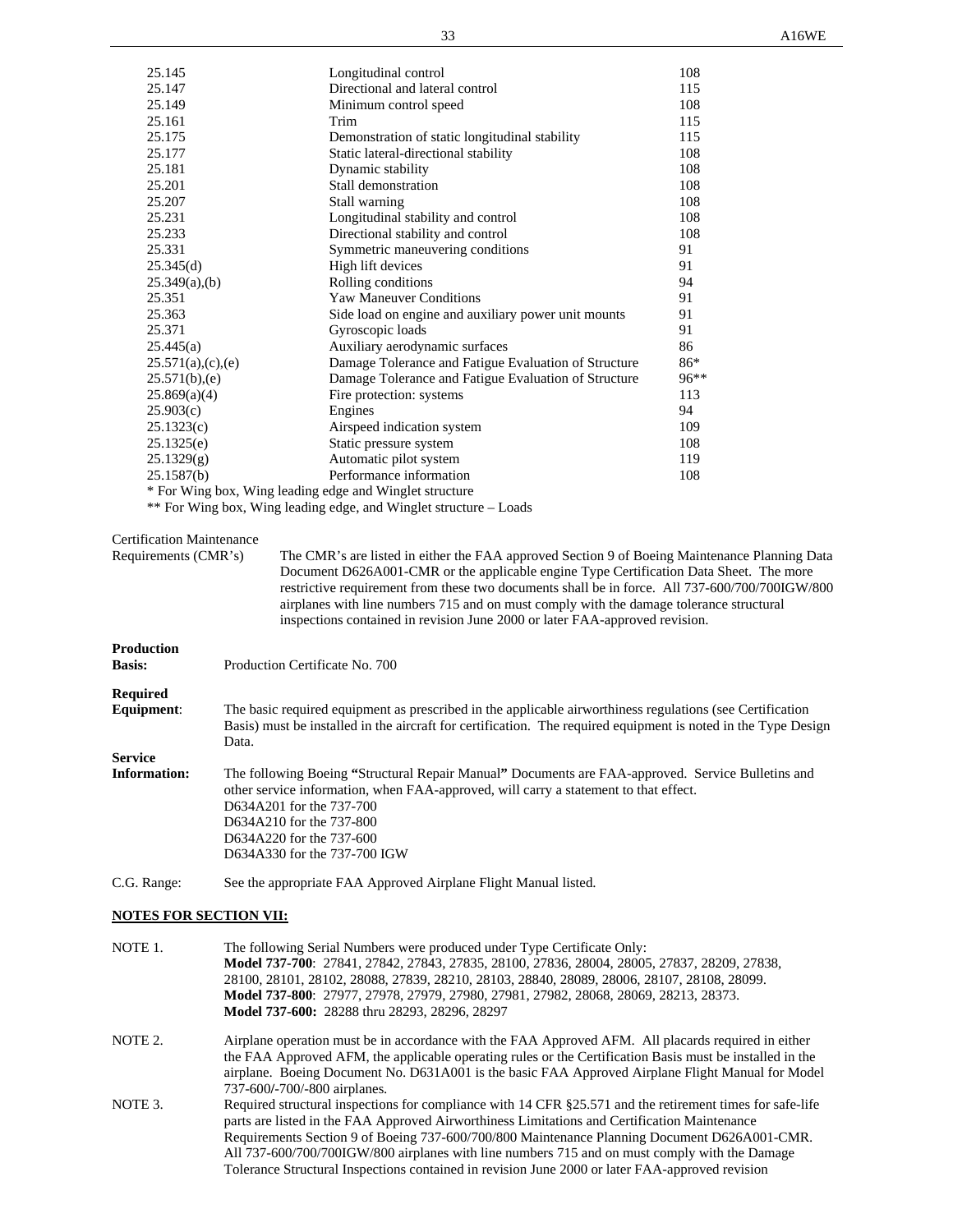| | | |
|---|---|---|
| 25.145 | Longitudinal control | 108 |
| 25.147 | Directional and lateral control | 115 |
| 25.149 | Minimum control speed | 108 |
| 25.161 | Trim | 115 |
| 25.175 | Demonstration of static longitudinal stability | 115 |
| 25.177 | Static lateral-directional stability | 108 |
| 25.181 | Dynamic stability | 108 |
| 25.201 | Stall demonstration | 108 |
| 25.207 | Stall warning | 108 |
| 25.231 | Longitudinal stability and control | 108 |
| 25.233 | Directional stability and control | 108 |
| 25.331 | Symmetric maneuvering conditions | 91 |
| 25.345(d) | High lift devices | 91 |
| 25.349(a),(b) | Rolling conditions | 94 |
| 25.351 | Yaw Maneuver Conditions | 91 |
| 25.363 | Side load on engine and auxiliary power unit mounts | 91 |
| 25.371 | Gyroscopic loads | 91 |
| 25.445(a) | Auxiliary aerodynamic surfaces | 86 |
| 25.571(a),(c),(e) | Damage Tolerance and Fatigue Evaluation of Structure | 86* |
| 25.571(b),(e) | Damage Tolerance and Fatigue Evaluation of Structure | 96** |
| 25.869(a)(4) | Fire protection: systems | 113 |
| 25.903(c) | Engines | 94 |
| 25.1323(c) | Airspeed indication system | 109 |
| 25.1325(e) | Static pressure system | 108 |
| 25.1329(g) | Automatic pilot system | 119 |
| 25.1587(b) | Performance information | 108 |

\* For Wing box, Wing leading edge and Winglet structure

\*\* For Wing box, Wing leading edge, and Winglet structure – Loads

Certification Maintenance Requirements (CMR's): The CMR's are listed in either the FAA approved Section 9 of Boeing Maintenance Planning Data Document D626A001-CMR or the applicable engine Type Certification Data Sheet. The more restrictive requirement from these two documents shall be in force. All 737-600/700/700IGW/800 airplanes with line numbers 715 and on must comply with the damage tolerance structural inspections contained in revision June 2000 or later FAA-approved revision.

**Production Basis:** Production Certificate No. 700

**Required Equipment**: The basic required equipment as prescribed in the applicable airworthiness regulations (see Certification Basis) must be installed in the aircraft for certification. The required equipment is noted in the Type Design Data.

**Service Information:** The following Boeing **"**Structural Repair Manual**"** Documents are FAA-approved. Service Bulletins and other service information, when FAA-approved, will carry a statement to that effect.
D634A201 for the 737-700
D634A210 for the 737-800
D634A220 for the 737-600
D634A330 for the 737-700 IGW

C.G. Range: See the appropriate FAA Approved Airplane Flight Manual listed.

**NOTES FOR SECTION VII:**

NOTE 1. The following Serial Numbers were produced under Type Certificate Only:
**Model 737-700**: 27841, 27842, 27843, 27835, 28100, 27836, 28004, 28005, 27837, 28209, 27838, 28100, 28101, 28102, 28088, 27839, 28210, 28103, 28840, 28089, 28006, 28107, 28108, 28099.
**Model 737-800**: 27977, 27978, 27979, 27980, 27981, 27982, 28068, 28069, 28213, 28373.
**Model 737-600:** 28288 thru 28293, 28296, 28297

NOTE 2. Airplane operation must be in accordance with the FAA Approved AFM. All placards required in either the FAA Approved AFM, the applicable operating rules or the Certification Basis must be installed in the airplane. Boeing Document No. D631A001 is the basic FAA Approved Airplane Flight Manual for Model 737-600/-700/-800 airplanes.

NOTE 3. Required structural inspections for compliance with 14 CFR §25.571 and the retirement times for safe-life parts are listed in the FAA Approved Airworthiness Limitations and Certification Maintenance Requirements Section 9 of Boeing 737-600/700/800 Maintenance Planning Document D626A001-CMR. All 737-600/700/700IGW/800 airplanes with line numbers 715 and on must comply with the Damage Tolerance Structural Inspections contained in revision June 2000 or later FAA-approved revision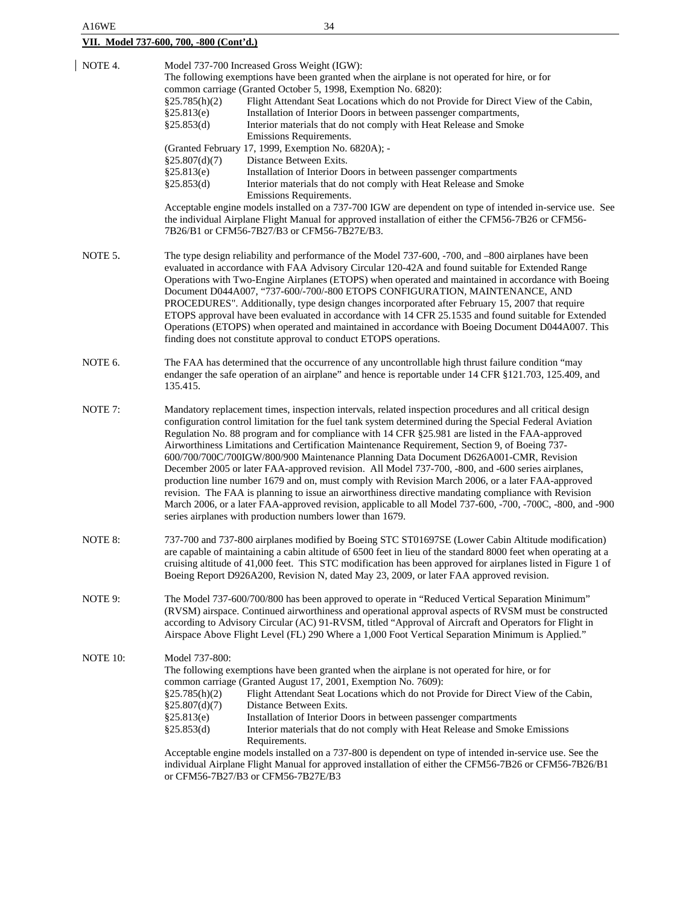**VII. Model 737-600, 700, -800 (Cont'd.)**

NOTE 4. Model 737-700 Increased Gross Weight (IGW):
The following exemptions have been granted when the airplane is not operated for hire, or for common carriage (Granted October 5, 1998, Exemption No. 6820):

| | |
|---|---|
| §25.785(h)(2) | Flight Attendant Seat Locations which do not Provide for Direct View of the Cabin, |
| §25.813(e) | Installation of Interior Doors in between passenger compartments, |
| §25.853(d) | Interior materials that do not comply with Heat Release and Smoke Emissions Requirements. |

(Granted February 17, 1999, Exemption No. 6820A); -

| | |
|---|---|
| §25.807(d)(7) | Distance Between Exits. |
| §25.813(e) | Installation of Interior Doors in between passenger compartments |
| §25.853(d) | Interior materials that do not comply with Heat Release and Smoke Emissions Requirements. |

Acceptable engine models installed on a 737-700 IGW are dependent on type of intended in-service use. See the individual Airplane Flight Manual for approved installation of either the CFM56-7B26 or CFM56-7B26/B1 or CFM56-7B27/B3 or CFM56-7B27E/B3.

NOTE 5. The type design reliability and performance of the Model 737-600, -700, and –800 airplanes have been evaluated in accordance with FAA Advisory Circular 120-42A and found suitable for Extended Range Operations with Two-Engine Airplanes (ETOPS) when operated and maintained in accordance with Boeing Document D044A007, "737-600/-700/-800 ETOPS CONFIGURATION, MAINTENANCE, AND PROCEDURES". Additionally, type design changes incorporated after February 15, 2007 that require ETOPS approval have been evaluated in accordance with 14 CFR 25.1535 and found suitable for Extended Operations (ETOPS) when operated and maintained in accordance with Boeing Document D044A007. This finding does not constitute approval to conduct ETOPS operations.

NOTE 6. The FAA has determined that the occurrence of any uncontrollable high thrust failure condition "may endanger the safe operation of an airplane" and hence is reportable under 14 CFR §121.703, 125.409, and 135.415.

NOTE 7: Mandatory replacement times, inspection intervals, related inspection procedures and all critical design configuration control limitation for the fuel tank system determined during the Special Federal Aviation Regulation No. 88 program and for compliance with 14 CFR §25.981 are listed in the FAA-approved Airworthiness Limitations and Certification Maintenance Requirement, Section 9, of Boeing 737-600/700/700C/700IGW/800/900 Maintenance Planning Data Document D626A001-CMR, Revision December 2005 or later FAA-approved revision. All Model 737-700, -800, and -600 series airplanes, production line number 1679 and on, must comply with Revision March 2006, or a later FAA-approved revision. The FAA is planning to issue an airworthiness directive mandating compliance with Revision March 2006, or a later FAA-approved revision, applicable to all Model 737-600, -700, -700C, -800, and -900 series airplanes with production numbers lower than 1679.

NOTE 8: 737-700 and 737-800 airplanes modified by Boeing STC ST01697SE (Lower Cabin Altitude modification) are capable of maintaining a cabin altitude of 6500 feet in lieu of the standard 8000 feet when operating at a cruising altitude of 41,000 feet. This STC modification has been approved for airplanes listed in Figure 1 of Boeing Report D926A200, Revision N, dated May 23, 2009, or later FAA approved revision.

NOTE 9: The Model 737-600/700/800 has been approved to operate in "Reduced Vertical Separation Minimum" (RVSM) airspace. Continued airworthiness and operational approval aspects of RVSM must be constructed according to Advisory Circular (AC) 91-RVSM, titled "Approval of Aircraft and Operators for Flight in Airspace Above Flight Level (FL) 290 Where a 1,000 Foot Vertical Separation Minimum is Applied."

NOTE 10: Model 737-800:
The following exemptions have been granted when the airplane is not operated for hire, or for common carriage (Granted August 17, 2001, Exemption No. 7609):

| | |
|---|---|
| §25.785(h)(2) | Flight Attendant Seat Locations which do not Provide for Direct View of the Cabin, |
| §25.807(d)(7) | Distance Between Exits. |
| §25.813(e) | Installation of Interior Doors in between passenger compartments |
| §25.853(d) | Interior materials that do not comply with Heat Release and Smoke Emissions Requirements. |

Acceptable engine models installed on a 737-800 is dependent on type of intended in-service use. See the individual Airplane Flight Manual for approved installation of either the CFM56-7B26 or CFM56-7B26/B1 or CFM56-7B27/B3 or CFM56-7B27E/B3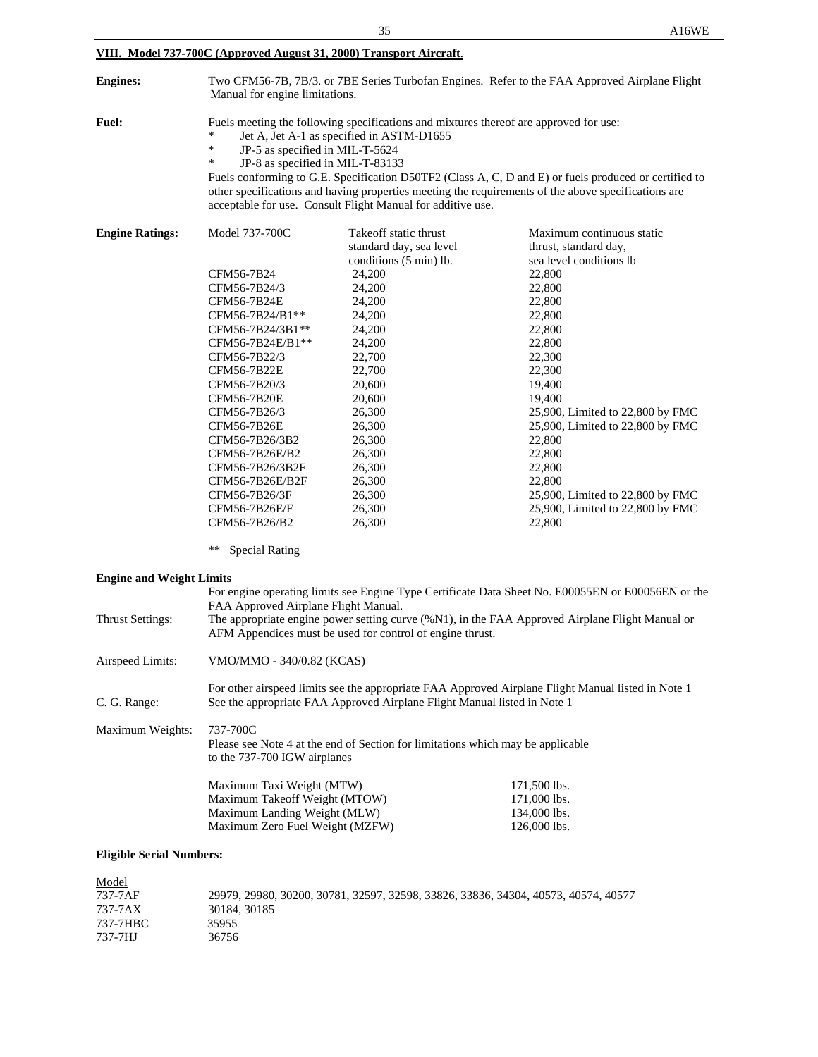## VIII. Model 737-700C (Approved August 31, 2000) Transport Aircraft.

**Engines:** Two CFM56-7B, 7B/3. or 7BE Series Turbofan Engines. Refer to the FAA Approved Airplane Flight Manual for engine limitations.

**Fuel:** Fuels meeting the following specifications and mixtures thereof are approved for use:

* Jet A, Jet A-1 as specified in ASTM-D1655
* JP-5 as specified in MIL-T-5624
* JP-8 as specified in MIL-T-83133

Fuels conforming to G.E. Specification D50TF2 (Class A, C, D and E) or fuels produced or certified to other specifications and having properties meeting the requirements of the above specifications are acceptable for use. Consult Flight Manual for additive use.

**Engine Ratings:**

| Model 737-700C | Takeoff static thrust standard day, sea level conditions (5 min) lb. | Maximum continuous static thrust, standard day, sea level conditions lb |
|---|---|---|
| CFM56-7B24 | 24,200 | 22,800 |
| CFM56-7B24/3 | 24,200 | 22,800 |
| CFM56-7B24E | 24,200 | 22,800 |
| CFM56-7B24/B1** | 24,200 | 22,800 |
| CFM56-7B24/3B1** | 24,200 | 22,800 |
| CFM56-7B24E/B1** | 24,200 | 22,800 |
| CFM56-7B22/3 | 22,700 | 22,300 |
| CFM56-7B22E | 22,700 | 22,300 |
| CFM56-7B20/3 | 20,600 | 19,400 |
| CFM56-7B20E | 20,600 | 19,400 |
| CFM56-7B26/3 | 26,300 | 25,900, Limited to 22,800 by FMC |
| CFM56-7B26E | 26,300 | 25,900, Limited to 22,800 by FMC |
| CFM56-7B26/3B2 | 26,300 | 22,800 |
| CFM56-7B26E/B2 | 26,300 | 22,800 |
| CFM56-7B26/3B2F | 26,300 | 22,800 |
| CFM56-7B26E/B2F | 26,300 | 22,800 |
| CFM56-7B26/3F | 26,300 | 25,900, Limited to 22,800 by FMC |
| CFM56-7B26E/F | 26,300 | 25,900, Limited to 22,800 by FMC |
| CFM56-7B26/B2 | 26,300 | 22,800 |

** Special Rating

**Engine and Weight Limits**

For engine operating limits see Engine Type Certificate Data Sheet No. E00055EN or E00056EN or the FAA Approved Airplane Flight Manual.

Thrust Settings: The appropriate engine power setting curve (%N1), in the FAA Approved Airplane Flight Manual or AFM Appendices must be used for control of engine thrust.

Airspeed Limits: VMO/MMO - 340/0.82 (KCAS)

For other airspeed limits see the appropriate FAA Approved Airplane Flight Manual listed in Note 1

C. G. Range: See the appropriate FAA Approved Airplane Flight Manual listed in Note 1

Maximum Weights: 737-700C

Please see Note 4 at the end of Section for limitations which may be applicable to the 737-700 IGW airplanes

| | |
|---|---|
| Maximum Taxi Weight (MTW) | 171,500 lbs. |
| Maximum Takeoff Weight (MTOW) | 171,000 lbs. |
| Maximum Landing Weight (MLW) | 134,000 lbs. |
| Maximum Zero Fuel Weight (MZFW) | 126,000 lbs. |

**Eligible Serial Numbers:**

| Model | |
|---|---|
| 737-7AF | 29979, 29980, 30200, 30781, 32597, 32598, 33826, 33836, 34304, 40573, 40574, 40577 |
| 737-7AX | 30184, 30185 |
| 737-7HBC | 35955 |
| 737-7HJ | 36756 |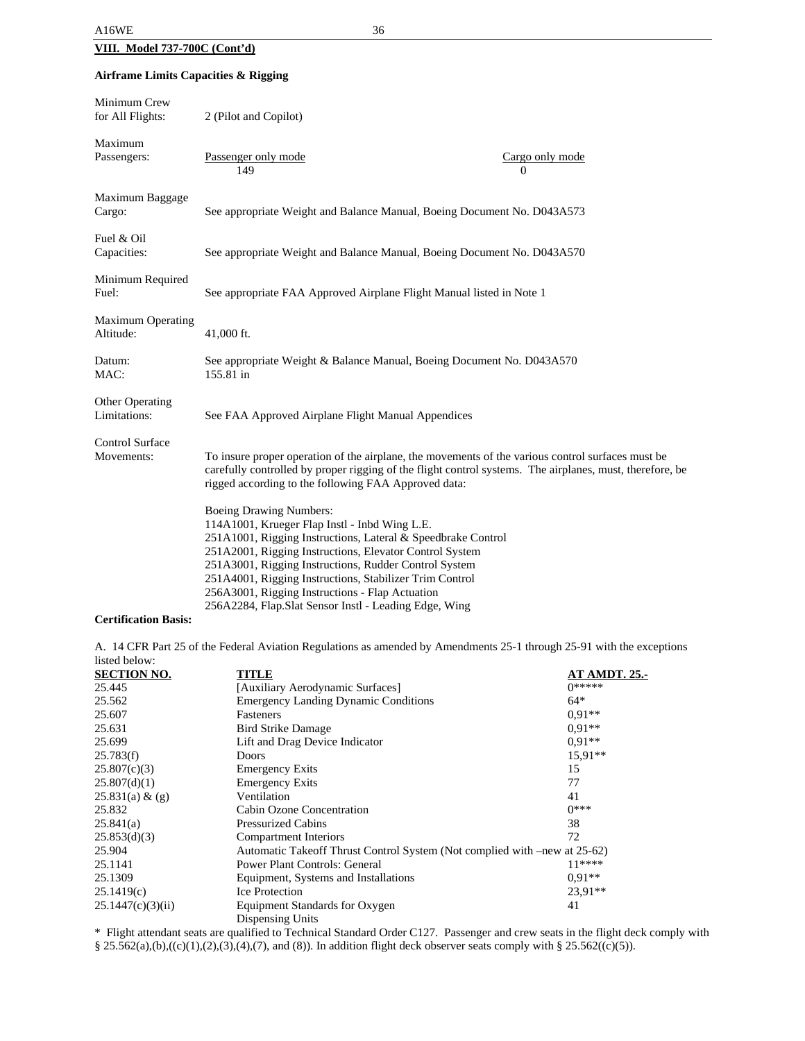**VIII. Model 737-700C (Cont'd)**

**Airframe Limits Capacities & Rigging**

Minimum Crew for All Flights: 2 (Pilot and Copilot)

Maximum Passengers:

| Passenger only mode | Cargo only mode |
|---|---|
| 149 | 0 |

Maximum Baggage Cargo: See appropriate Weight and Balance Manual, Boeing Document No. D043A573

Fuel & Oil Capacities: See appropriate Weight and Balance Manual, Boeing Document No. D043A570

Minimum Required Fuel: See appropriate FAA Approved Airplane Flight Manual listed in Note 1

Maximum Operating Altitude: 41,000 ft.

Datum: See appropriate Weight & Balance Manual, Boeing Document No. D043A570
MAC: 155.81 in

Other Operating Limitations: See FAA Approved Airplane Flight Manual Appendices

Control Surface Movements: To insure proper operation of the airplane, the movements of the various control surfaces must be carefully controlled by proper rigging of the flight control systems. The airplanes, must, therefore, be rigged according to the following FAA Approved data:

Boeing Drawing Numbers:
114A1001, Krueger Flap Instl - Inbd Wing L.E.
251A1001, Rigging Instructions, Lateral & Speedbrake Control
251A2001, Rigging Instructions, Elevator Control System
251A3001, Rigging Instructions, Rudder Control System
251A4001, Rigging Instructions, Stabilizer Trim Control
256A3001, Rigging Instructions - Flap Actuation
256A2284, Flap.Slat Sensor Instl - Leading Edge, Wing

**Certification Basis:**

A. 14 CFR Part 25 of the Federal Aviation Regulations as amended by Amendments 25-1 through 25-91 with the exceptions listed below:

| SECTION NO. | TITLE | AT AMDT. 25.- |
|---|---|---|
| 25.445 | [Auxiliary Aerodynamic Surfaces] | 0***** |
| 25.562 | Emergency Landing Dynamic Conditions | 64* |
| 25.607 | Fasteners | 0,91** |
| 25.631 | Bird Strike Damage | 0,91** |
| 25.699 | Lift and Drag Device Indicator | 0,91** |
| 25.783(f) | Doors | 15,91** |
| 25.807(c)(3) | Emergency Exits | 15 |
| 25.807(d)(1) | Emergency Exits | 77 |
| 25.831(a) & (g) | Ventilation | 41 |
| 25.832 | Cabin Ozone Concentration | 0*** |
| 25.841(a) | Pressurized Cabins | 38 |
| 25.853(d)(3) | Compartment Interiors | 72 |
| 25.904 | Automatic Takeoff Thrust Control System (Not complied with –new at 25-62) | |
| 25.1141 | Power Plant Controls: General | 11**** |
| 25.1309 | Equipment, Systems and Installations | 0,91** |
| 25.1419(c) | Ice Protection | 23,91** |
| 25.1447(c)(3)(ii) | Equipment Standards for Oxygen Dispensing Units | 41 |

\* Flight attendant seats are qualified to Technical Standard Order C127. Passenger and crew seats in the flight deck comply with § 25.562(a),(b),((c)(1),(2),(3),(4),(7), and (8)). In addition flight deck observer seats comply with § 25.562((c)(5)).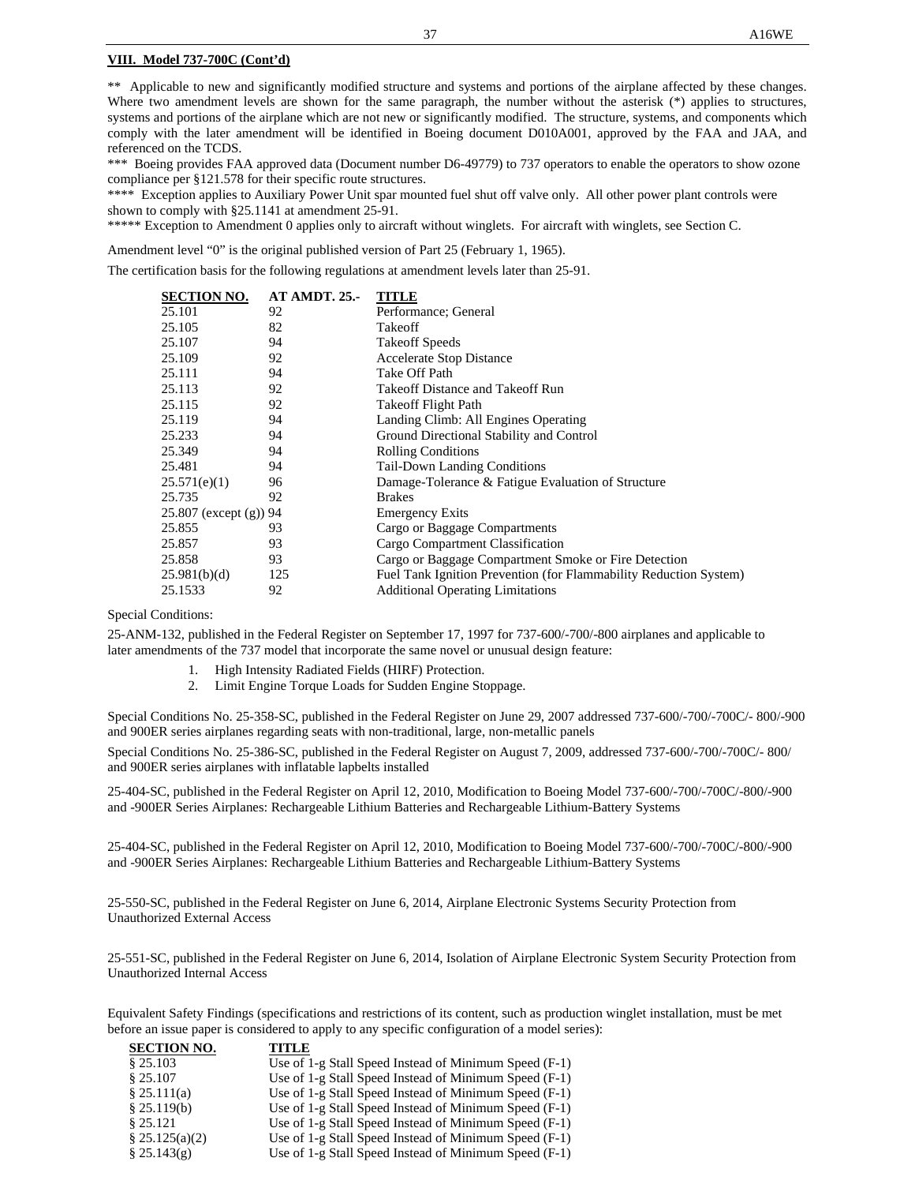**VIII. Model 737-700C (Cont'd)**

** Applicable to new and significantly modified structure and systems and portions of the airplane affected by these changes. Where two amendment levels are shown for the same paragraph, the number without the asterisk (*) applies to structures, systems and portions of the airplane which are not new or significantly modified. The structure, systems, and components which comply with the later amendment will be identified in Boeing document D010A001, approved by the FAA and JAA, and referenced on the TCDS.

*** Boeing provides FAA approved data (Document number D6-49779) to 737 operators to enable the operators to show ozone compliance per §121.578 for their specific route structures.

**** Exception applies to Auxiliary Power Unit spar mounted fuel shut off valve only. All other power plant controls were shown to comply with §25.1141 at amendment 25-91.

***** Exception to Amendment 0 applies only to aircraft without winglets. For aircraft with winglets, see Section C.

Amendment level "0" is the original published version of Part 25 (February 1, 1965).

The certification basis for the following regulations at amendment levels later than 25-91.

| SECTION NO. | AT AMDT. 25.- | TITLE |
|---|---|---|
| 25.101 | 92 | Performance; General |
| 25.105 | 82 | Takeoff |
| 25.107 | 94 | Takeoff Speeds |
| 25.109 | 92 | Accelerate Stop Distance |
| 25.111 | 94 | Take Off Path |
| 25.113 | 92 | Takeoff Distance and Takeoff Run |
| 25.115 | 92 | Takeoff Flight Path |
| 25.119 | 94 | Landing Climb: All Engines Operating |
| 25.233 | 94 | Ground Directional Stability and Control |
| 25.349 | 94 | Rolling Conditions |
| 25.481 | 94 | Tail-Down Landing Conditions |
| 25.571(e)(1) | 96 | Damage-Tolerance & Fatigue Evaluation of Structure |
| 25.735 | 92 | Brakes |
| 25.807 (except (g)) | 94 | Emergency Exits |
| 25.855 | 93 | Cargo or Baggage Compartments |
| 25.857 | 93 | Cargo Compartment Classification |
| 25.858 | 93 | Cargo or Baggage Compartment Smoke or Fire Detection |
| 25.981(b)(d) | 125 | Fuel Tank Ignition Prevention (for Flammability Reduction System) |
| 25.1533 | 92 | Additional Operating Limitations |

Special Conditions:

25-ANM-132, published in the Federal Register on September 17, 1997 for 737-600/-700/-800 airplanes and applicable to later amendments of the 737 model that incorporate the same novel or unusual design feature:

1. High Intensity Radiated Fields (HIRF) Protection.
2. Limit Engine Torque Loads for Sudden Engine Stoppage.

Special Conditions No. 25-358-SC, published in the Federal Register on June 29, 2007 addressed 737-600/-700/-700C/- 800/-900 and 900ER series airplanes regarding seats with non-traditional, large, non-metallic panels

Special Conditions No. 25-386-SC, published in the Federal Register on August 7, 2009, addressed 737-600/-700/-700C/- 800/ and 900ER series airplanes with inflatable lapbelts installed

25-404-SC, published in the Federal Register on April 12, 2010, Modification to Boeing Model 737-600/-700/-700C/-800/-900 and -900ER Series Airplanes: Rechargeable Lithium Batteries and Rechargeable Lithium-Battery Systems

25-404-SC, published in the Federal Register on April 12, 2010, Modification to Boeing Model 737-600/-700/-700C/-800/-900 and -900ER Series Airplanes: Rechargeable Lithium Batteries and Rechargeable Lithium-Battery Systems

25-550-SC, published in the Federal Register on June 6, 2014, Airplane Electronic Systems Security Protection from Unauthorized External Access

25-551-SC, published in the Federal Register on June 6, 2014, Isolation of Airplane Electronic System Security Protection from Unauthorized Internal Access

Equivalent Safety Findings (specifications and restrictions of its content, such as production winglet installation, must be met before an issue paper is considered to apply to any specific configuration of a model series):

| SECTION NO. | TITLE |
|---|---|
| § 25.103 | Use of 1-g Stall Speed Instead of Minimum Speed (F-1) |
| § 25.107 | Use of 1-g Stall Speed Instead of Minimum Speed (F-1) |
| § 25.111(a) | Use of 1-g Stall Speed Instead of Minimum Speed (F-1) |
| § 25.119(b) | Use of 1-g Stall Speed Instead of Minimum Speed (F-1) |
| § 25.121 | Use of 1-g Stall Speed Instead of Minimum Speed (F-1) |
| § 25.125(a)(2) | Use of 1-g Stall Speed Instead of Minimum Speed (F-1) |
| § 25.143(g) | Use of 1-g Stall Speed Instead of Minimum Speed (F-1) |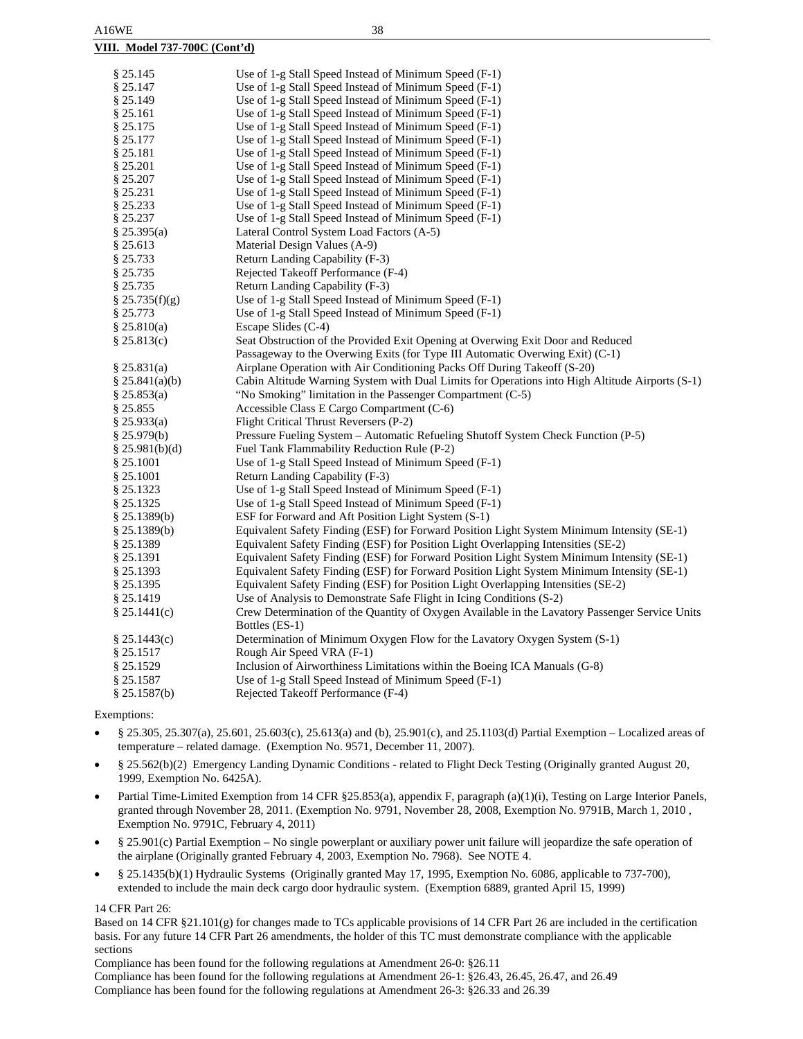**VIII. Model 737-700C (Cont'd)**

| | |
|---|---|
| § 25.145 | Use of 1-g Stall Speed Instead of Minimum Speed (F-1) |
| § 25.147 | Use of 1-g Stall Speed Instead of Minimum Speed (F-1) |
| § 25.149 | Use of 1-g Stall Speed Instead of Minimum Speed (F-1) |
| § 25.161 | Use of 1-g Stall Speed Instead of Minimum Speed (F-1) |
| § 25.175 | Use of 1-g Stall Speed Instead of Minimum Speed (F-1) |
| § 25.177 | Use of 1-g Stall Speed Instead of Minimum Speed (F-1) |
| § 25.181 | Use of 1-g Stall Speed Instead of Minimum Speed (F-1) |
| § 25.201 | Use of 1-g Stall Speed Instead of Minimum Speed (F-1) |
| § 25.207 | Use of 1-g Stall Speed Instead of Minimum Speed (F-1) |
| § 25.231 | Use of 1-g Stall Speed Instead of Minimum Speed (F-1) |
| § 25.233 | Use of 1-g Stall Speed Instead of Minimum Speed (F-1) |
| § 25.237 | Use of 1-g Stall Speed Instead of Minimum Speed (F-1) |
| § 25.395(a) | Lateral Control System Load Factors (A-5) |
| § 25.613 | Material Design Values (A-9) |
| § 25.733 | Return Landing Capability (F-3) |
| § 25.735 | Rejected Takeoff Performance (F-4) |
| § 25.735 | Return Landing Capability (F-3) |
| § 25.735(f)(g) | Use of 1-g Stall Speed Instead of Minimum Speed (F-1) |
| § 25.773 | Use of 1-g Stall Speed Instead of Minimum Speed (F-1) |
| § 25.810(a) | Escape Slides (C-4) |
| § 25.813(c) | Seat Obstruction of the Provided Exit Opening at Overwing Exit Door and Reduced Passageway to the Overwing Exits (for Type III Automatic Overwing Exit) (C-1) |
| § 25.831(a) | Airplane Operation with Air Conditioning Packs Off During Takeoff (S-20) |
| § 25.841(a)(b) | Cabin Altitude Warning System with Dual Limits for Operations into High Altitude Airports (S-1) |
| § 25.853(a) | "No Smoking" limitation in the Passenger Compartment (C-5) |
| § 25.855 | Accessible Class E Cargo Compartment (C-6) |
| § 25.933(a) | Flight Critical Thrust Reversers (P-2) |
| § 25.979(b) | Pressure Fueling System – Automatic Refueling Shutoff System Check Function (P-5) |
| § 25.981(b)(d) | Fuel Tank Flammability Reduction Rule (P-2) |
| § 25.1001 | Use of 1-g Stall Speed Instead of Minimum Speed (F-1) |
| § 25.1001 | Return Landing Capability (F-3) |
| § 25.1323 | Use of 1-g Stall Speed Instead of Minimum Speed (F-1) |
| § 25.1325 | Use of 1-g Stall Speed Instead of Minimum Speed (F-1) |
| § 25.1389(b) | ESF for Forward and Aft Position Light System (S-1) |
| § 25.1389(b) | Equivalent Safety Finding (ESF) for Forward Position Light System Minimum Intensity (SE-1) |
| § 25.1389 | Equivalent Safety Finding (ESF) for Position Light Overlapping Intensities (SE-2) |
| § 25.1391 | Equivalent Safety Finding (ESF) for Forward Position Light System Minimum Intensity (SE-1) |
| § 25.1393 | Equivalent Safety Finding (ESF) for Forward Position Light System Minimum Intensity (SE-1) |
| § 25.1395 | Equivalent Safety Finding (ESF) for Position Light Overlapping Intensities (SE-2) |
| § 25.1419 | Use of Analysis to Demonstrate Safe Flight in Icing Conditions (S-2) |
| § 25.1441(c) | Crew Determination of the Quantity of Oxygen Available in the Lavatory Passenger Service Units Bottles (ES-1) |
| § 25.1443(c) | Determination of Minimum Oxygen Flow for the Lavatory Oxygen System (S-1) |
| § 25.1517 | Rough Air Speed VRA (F-1) |
| § 25.1529 | Inclusion of Airworthiness Limitations within the Boeing ICA Manuals (G-8) |
| § 25.1587 | Use of 1-g Stall Speed Instead of Minimum Speed (F-1) |
| § 25.1587(b) | Rejected Takeoff Performance (F-4) |

Exemptions:

- § 25.305, 25.307(a), 25.601, 25.603(c), 25.613(a) and (b), 25.901(c), and 25.1103(d) Partial Exemption – Localized areas of temperature – related damage. (Exemption No. 9571, December 11, 2007).
- § 25.562(b)(2) Emergency Landing Dynamic Conditions - related to Flight Deck Testing (Originally granted August 20, 1999, Exemption No. 6425A).
- Partial Time-Limited Exemption from 14 CFR §25.853(a), appendix F, paragraph (a)(1)(i), Testing on Large Interior Panels, granted through November 28, 2011. (Exemption No. 9791, November 28, 2008, Exemption No. 9791B, March 1, 2010 , Exemption No. 9791C, February 4, 2011)
- § 25.901(c) Partial Exemption – No single powerplant or auxiliary power unit failure will jeopardize the safe operation of the airplane (Originally granted February 4, 2003, Exemption No. 7968). See NOTE 4.
- § 25.1435(b)(1) Hydraulic Systems (Originally granted May 17, 1995, Exemption No. 6086, applicable to 737-700), extended to include the main deck cargo door hydraulic system. (Exemption 6889, granted April 15, 1999)

14 CFR Part 26:

Based on 14 CFR §21.101(g) for changes made to TCs applicable provisions of 14 CFR Part 26 are included in the certification basis. For any future 14 CFR Part 26 amendments, the holder of this TC must demonstrate compliance with the applicable sections

Compliance has been found for the following regulations at Amendment 26-0: §26.11

Compliance has been found for the following regulations at Amendment 26-1: §26.43, 26.45, 26.47, and 26.49

Compliance has been found for the following regulations at Amendment 26-3: §26.33 and 26.39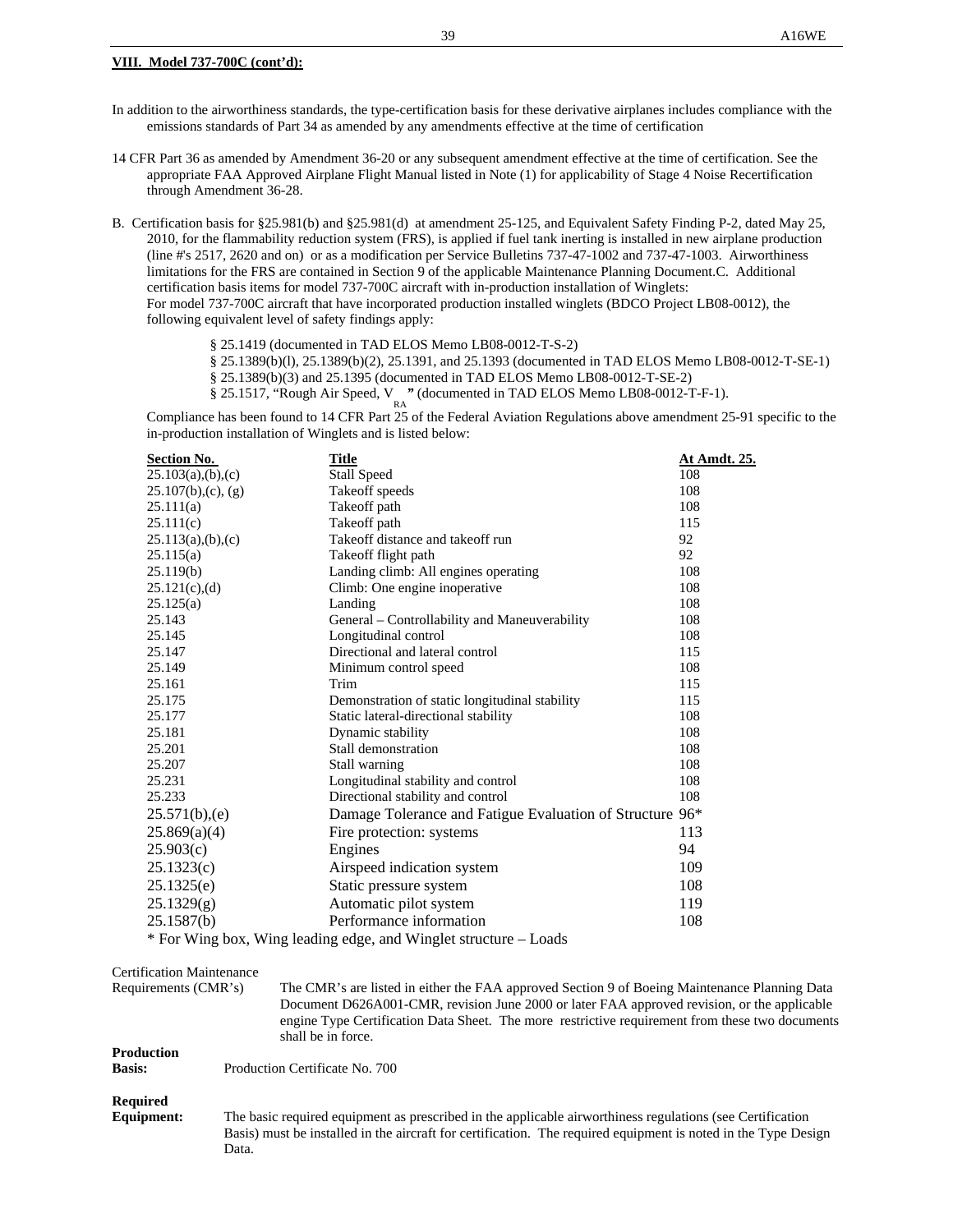**VIII. Model 737-700C (cont'd):**

In addition to the airworthiness standards, the type-certification basis for these derivative airplanes includes compliance with the emissions standards of Part 34 as amended by any amendments effective at the time of certification

14 CFR Part 36 as amended by Amendment 36-20 or any subsequent amendment effective at the time of certification. See the appropriate FAA Approved Airplane Flight Manual listed in Note (1) for applicability of Stage 4 Noise Recertification through Amendment 36-28.

B. Certification basis for §25.981(b) and §25.981(d) at amendment 25-125, and Equivalent Safety Finding P-2, dated May 25, 2010, for the flammability reduction system (FRS), is applied if fuel tank inerting is installed in new airplane production (line #'s 2517, 2620 and on) or as a modification per Service Bulletins 737-47-1002 and 737-47-1003. Airworthiness limitations for the FRS are contained in Section 9 of the applicable Maintenance Planning Document.C. Additional certification basis items for model 737-700C aircraft with in-production installation of Winglets:
For model 737-700C aircraft that have incorporated production installed winglets (BDCO Project LB08-0012), the following equivalent level of safety findings apply:

§ 25.1419 (documented in TAD ELOS Memo LB08-0012-T-S-2)
§ 25.1389(b)(l), 25.1389(b)(2), 25.1391, and 25.1393 (documented in TAD ELOS Memo LB08-0012-T-SE-1)
§ 25.1389(b)(3) and 25.1395 (documented in TAD ELOS Memo LB08-0012-T-SE-2)
§ 25.1517, "Rough Air Speed, $V_{RA}$" (documented in TAD ELOS Memo LB08-0012-T-F-1).

Compliance has been found to 14 CFR Part 25 of the Federal Aviation Regulations above amendment 25-91 specific to the in-production installation of Winglets and is listed below:

| Section No. | Title | At Amdt. 25. |
|---|---|---|
| 25.103(a),(b),(c) | Stall Speed | 108 |
| 25.107(b),(c), (g) | Takeoff speeds | 108 |
| 25.111(a) | Takeoff path | 108 |
| 25.111(c) | Takeoff path | 115 |
| 25.113(a),(b),(c) | Takeoff distance and takeoff run | 92 |
| 25.115(a) | Takeoff flight path | 92 |
| 25.119(b) | Landing climb: All engines operating | 108 |
| 25.121(c),(d) | Climb: One engine inoperative | 108 |
| 25.125(a) | Landing | 108 |
| 25.143 | General – Controllability and Maneuverability | 108 |
| 25.145 | Longitudinal control | 108 |
| 25.147 | Directional and lateral control | 115 |
| 25.149 | Minimum control speed | 108 |
| 25.161 | Trim | 115 |
| 25.175 | Demonstration of static longitudinal stability | 115 |
| 25.177 | Static lateral-directional stability | 108 |
| 25.181 | Dynamic stability | 108 |
| 25.201 | Stall demonstration | 108 |
| 25.207 | Stall warning | 108 |
| 25.231 | Longitudinal stability and control | 108 |
| 25.233 | Directional stability and control | 108 |
| 25.571(b),(e) | Damage Tolerance and Fatigue Evaluation of Structure | 96* |
| 25.869(a)(4) | Fire protection: systems | 113 |
| 25.903(c) | Engines | 94 |
| 25.1323(c) | Airspeed indication system | 109 |
| 25.1325(e) | Static pressure system | 108 |
| 25.1329(g) | Automatic pilot system | 119 |
| 25.1587(b) | Performance information | 108 |

\* For Wing box, Wing leading edge, and Winglet structure – Loads

Certification Maintenance Requirements (CMR's) The CMR's are listed in either the FAA approved Section 9 of Boeing Maintenance Planning Data Document D626A001-CMR, revision June 2000 or later FAA approved revision, or the applicable engine Type Certification Data Sheet. The more restrictive requirement from these two documents shall be in force.

**Production Basis:** Production Certificate No. 700

**Required Equipment:** The basic required equipment as prescribed in the applicable airworthiness regulations (see Certification Basis) must be installed in the aircraft for certification. The required equipment is noted in the Type Design Data.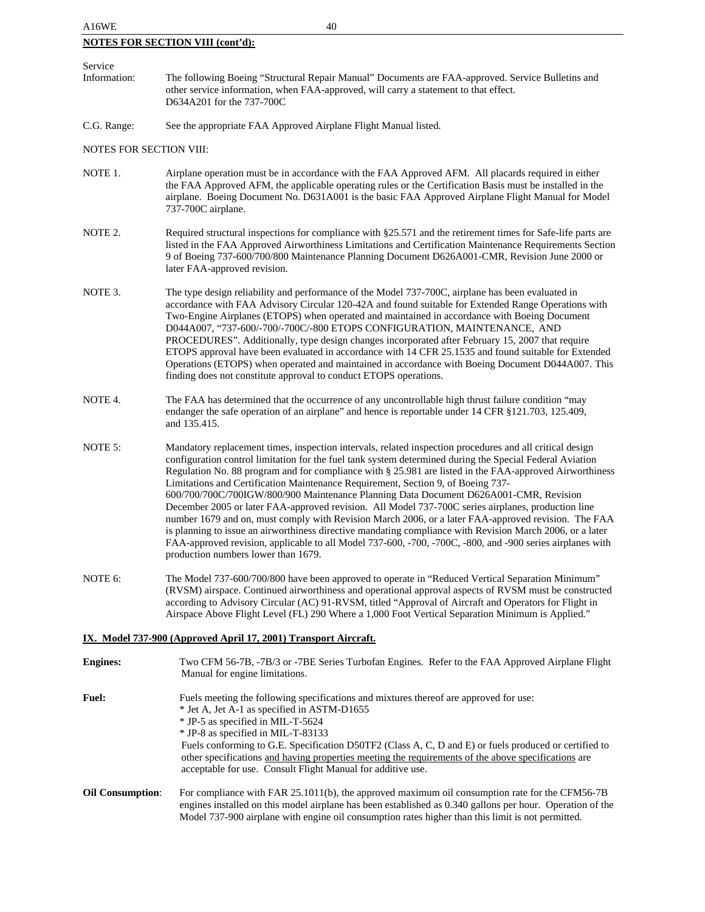**NOTES FOR SECTION VIII (cont'd):**

Service Information: The following Boeing "Structural Repair Manual" Documents are FAA-approved. Service Bulletins and other service information, when FAA-approved, will carry a statement to that effect. D634A201 for the 737-700C

C.G. Range: See the appropriate FAA Approved Airplane Flight Manual listed.

NOTES FOR SECTION VIII:

NOTE 1. Airplane operation must be in accordance with the FAA Approved AFM. All placards required in either the FAA Approved AFM, the applicable operating rules or the Certification Basis must be installed in the airplane. Boeing Document No. D631A001 is the basic FAA Approved Airplane Flight Manual for Model 737-700C airplane.

NOTE 2. Required structural inspections for compliance with §25.571 and the retirement times for Safe-life parts are listed in the FAA Approved Airworthiness Limitations and Certification Maintenance Requirements Section 9 of Boeing 737-600/700/800 Maintenance Planning Document D626A001-CMR, Revision June 2000 or later FAA-approved revision.

NOTE 3. The type design reliability and performance of the Model 737-700C, airplane has been evaluated in accordance with FAA Advisory Circular 120-42A and found suitable for Extended Range Operations with Two-Engine Airplanes (ETOPS) when operated and maintained in accordance with Boeing Document D044A007, "737-600/-700/-700C/-800 ETOPS CONFIGURATION, MAINTENANCE, AND PROCEDURES". Additionally, type design changes incorporated after February 15, 2007 that require ETOPS approval have been evaluated in accordance with 14 CFR 25.1535 and found suitable for Extended Operations (ETOPS) when operated and maintained in accordance with Boeing Document D044A007. This finding does not constitute approval to conduct ETOPS operations.

NOTE 4. The FAA has determined that the occurrence of any uncontrollable high thrust failure condition "may endanger the safe operation of an airplane" and hence is reportable under 14 CFR §121.703, 125.409, and 135.415.

NOTE 5: Mandatory replacement times, inspection intervals, related inspection procedures and all critical design configuration control limitation for the fuel tank system determined during the Special Federal Aviation Regulation No. 88 program and for compliance with § 25.981 are listed in the FAA-approved Airworthiness Limitations and Certification Maintenance Requirement, Section 9, of Boeing 737-600/700/700C/700IGW/800/900 Maintenance Planning Data Document D626A001-CMR, Revision December 2005 or later FAA-approved revision. All Model 737-700C series airplanes, production line number 1679 and on, must comply with Revision March 2006, or a later FAA-approved revision. The FAA is planning to issue an airworthiness directive mandating compliance with Revision March 2006, or a later FAA-approved revision, applicable to all Model 737-600, -700, -700C, -800, and -900 series airplanes with production numbers lower than 1679.

NOTE 6: The Model 737-600/700/800 have been approved to operate in "Reduced Vertical Separation Minimum" (RVSM) airspace. Continued airworthiness and operational approval aspects of RVSM must be constructed according to Advisory Circular (AC) 91-RVSM, titled "Approval of Aircraft and Operators for Flight in Airspace Above Flight Level (FL) 290 Where a 1,000 Foot Vertical Separation Minimum is Applied."

## IX. Model 737-900 (Approved April 17, 2001) Transport Aircraft.

**Engines:** Two CFM 56-7B, -7B/3 or -7BE Series Turbofan Engines. Refer to the FAA Approved Airplane Flight Manual for engine limitations.

**Fuel:** Fuels meeting the following specifications and mixtures thereof are approved for use:
* Jet A, Jet A-1 as specified in ASTM-D1655
* JP-5 as specified in MIL-T-5624
* JP-8 as specified in MIL-T-83133

Fuels conforming to G.E. Specification D50TF2 (Class A, C, D and E) or fuels produced or certified to other specifications <u>and having properties meeting the requirements of the above specifications</u> are acceptable for use. Consult Flight Manual for additive use.

**Oil Consumption**: For compliance with FAR 25.1011(b), the approved maximum oil consumption rate for the CFM56-7B engines installed on this model airplane has been established as 0.340 gallons per hour. Operation of the Model 737-900 airplane with engine oil consumption rates higher than this limit is not permitted.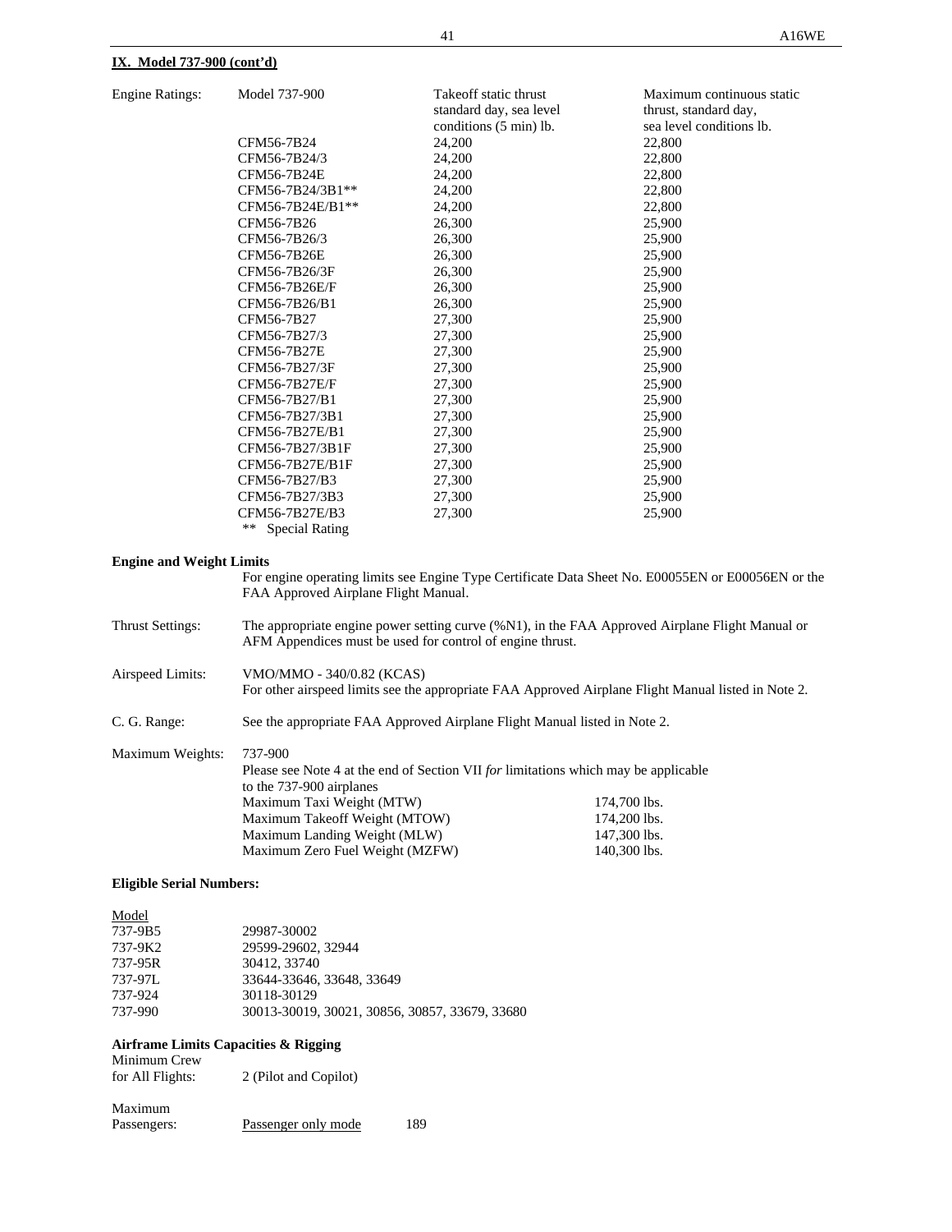**IX. Model 737-900 (cont'd)**

| Engine Ratings: | Model 737-900 | Takeoff static thrust standard day, sea level conditions (5 min) lb. | Maximum continuous static thrust, standard day, sea level conditions lb. |
|---|---|---|---|
| | CFM56-7B24 | 24,200 | 22,800 |
| | CFM56-7B24/3 | 24,200 | 22,800 |
| | CFM56-7B24E | 24,200 | 22,800 |
| | CFM56-7B24/3B1** | 24,200 | 22,800 |
| | CFM56-7B24E/B1** | 24,200 | 22,800 |
| | CFM56-7B26 | 26,300 | 25,900 |
| | CFM56-7B26/3 | 26,300 | 25,900 |
| | CFM56-7B26E | 26,300 | 25,900 |
| | CFM56-7B26/3F | 26,300 | 25,900 |
| | CFM56-7B26E/F | 26,300 | 25,900 |
| | CFM56-7B26/B1 | 26,300 | 25,900 |
| | CFM56-7B27 | 27,300 | 25,900 |
| | CFM56-7B27/3 | 27,300 | 25,900 |
| | CFM56-7B27E | 27,300 | 25,900 |
| | CFM56-7B27/3F | 27,300 | 25,900 |
| | CFM56-7B27E/F | 27,300 | 25,900 |
| | CFM56-7B27/B1 | 27,300 | 25,900 |
| | CFM56-7B27/3B1 | 27,300 | 25,900 |
| | CFM56-7B27E/B1 | 27,300 | 25,900 |
| | CFM56-7B27/3B1F | 27,300 | 25,900 |
| | CFM56-7B27E/B1F | 27,300 | 25,900 |
| | CFM56-7B27/B3 | 27,300 | 25,900 |
| | CFM56-7B27/3B3 | 27,300 | 25,900 |
| | CFM56-7B27E/B3 | 27,300 | 25,900 |

** Special Rating

**Engine and Weight Limits**

For engine operating limits see Engine Type Certificate Data Sheet No. E00055EN or E00056EN or the FAA Approved Airplane Flight Manual.

Thrust Settings: The appropriate engine power setting curve (%N1), in the FAA Approved Airplane Flight Manual or AFM Appendices must be used for control of engine thrust.

Airspeed Limits: VMO/MMO - 340/0.82 (KCAS)
For other airspeed limits see the appropriate FAA Approved Airplane Flight Manual listed in Note 2.

C. G. Range: See the appropriate FAA Approved Airplane Flight Manual listed in Note 2.

Maximum Weights: 737-900
Please see Note 4 at the end of Section VII *for* limitations which may be applicable to the 737-900 airplanes

| | |
|---|---|
| Maximum Taxi Weight (MTW) | 174,700 lbs. |
| Maximum Takeoff Weight (MTOW) | 174,200 lbs. |
| Maximum Landing Weight (MLW) | 147,300 lbs. |
| Maximum Zero Fuel Weight (MZFW) | 140,300 lbs. |

**Eligible Serial Numbers:**

| Model | |
|---|---|
| 737-9B5 | 29987-30002 |
| 737-9K2 | 29599-29602, 32944 |
| 737-95R | 30412, 33740 |
| 737-97L | 33644-33646, 33648, 33649 |
| 737-924 | 30118-30129 |
| 737-990 | 30013-30019, 30021, 30856, 30857, 33679, 33680 |

**Airframe Limits Capacities & Rigging**

Minimum Crew for All Flights: 2 (Pilot and Copilot)

Maximum Passengers: Passenger only mode 189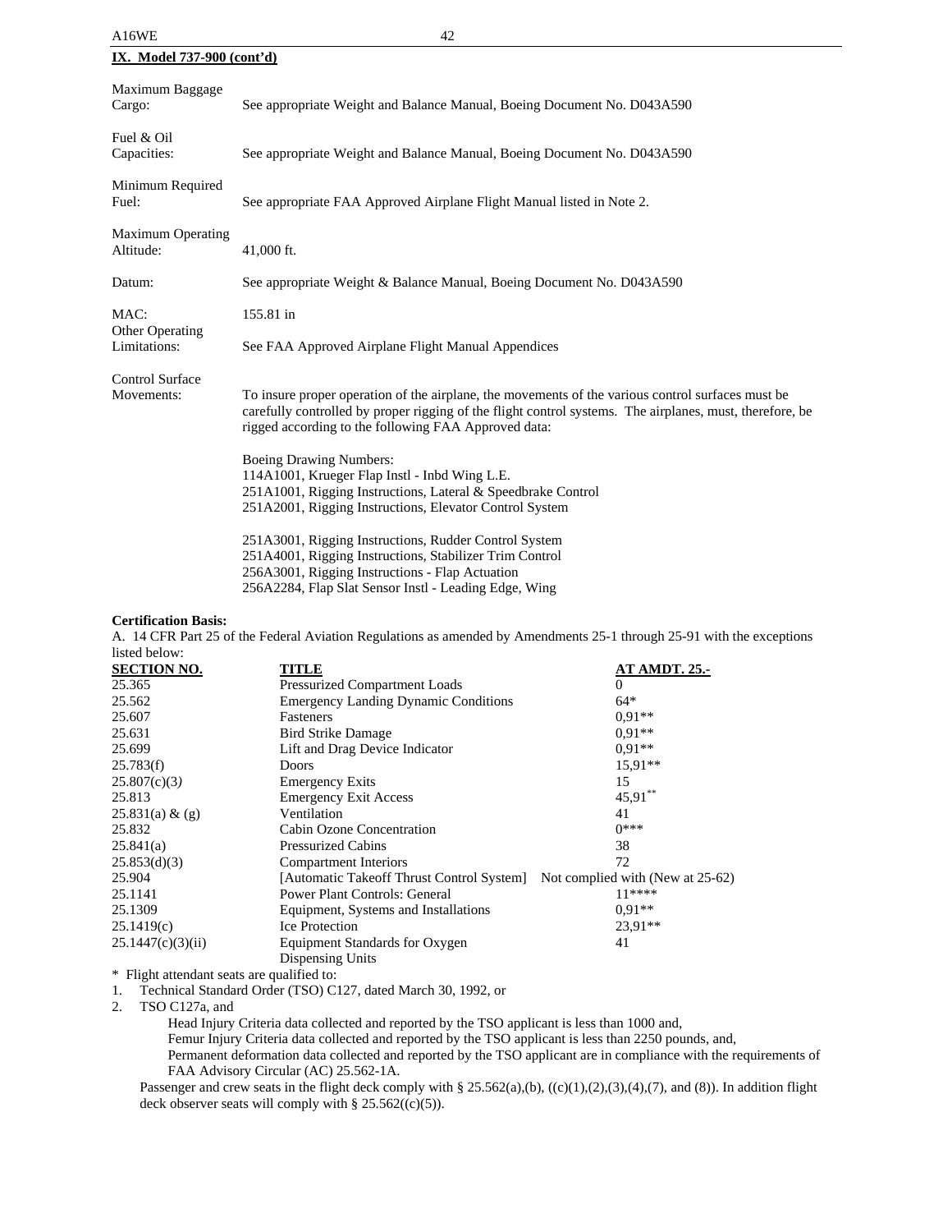**IX. Model 737-900 (cont'd)**

Maximum Baggage Cargo: See appropriate Weight and Balance Manual, Boeing Document No. D043A590

Fuel & Oil Capacities: See appropriate Weight and Balance Manual, Boeing Document No. D043A590

Minimum Required Fuel: See appropriate FAA Approved Airplane Flight Manual listed in Note 2.

Maximum Operating Altitude: 41,000 ft.

Datum: See appropriate Weight & Balance Manual, Boeing Document No. D043A590

MAC: 155.81 in

Other Operating Limitations: See FAA Approved Airplane Flight Manual Appendices

Control Surface Movements: To insure proper operation of the airplane, the movements of the various control surfaces must be carefully controlled by proper rigging of the flight control systems. The airplanes, must, therefore, be rigged according to the following FAA Approved data:

Boeing Drawing Numbers:
114A1001, Krueger Flap Instl - Inbd Wing L.E.
251A1001, Rigging Instructions, Lateral & Speedbrake Control
251A2001, Rigging Instructions, Elevator Control System

251A3001, Rigging Instructions, Rudder Control System
251A4001, Rigging Instructions, Stabilizer Trim Control
256A3001, Rigging Instructions - Flap Actuation
256A2284, Flap Slat Sensor Instl - Leading Edge, Wing

**Certification Basis:**

A. 14 CFR Part 25 of the Federal Aviation Regulations as amended by Amendments 25-1 through 25-91 with the exceptions listed below:

| SECTION NO. | TITLE | AT AMDT. 25.- |
|---|---|---|
| 25.365 | Pressurized Compartment Loads | 0 |
| 25.562 | Emergency Landing Dynamic Conditions | 64* |
| 25.607 | Fasteners | 0,91** |
| 25.631 | Bird Strike Damage | 0,91** |
| 25.699 | Lift and Drag Device Indicator | 0,91** |
| 25.783(f) | Doors | 15,91** |
| 25.807(c)(3) | Emergency Exits | 15 |
| 25.813 | Emergency Exit Access | 45,91** |
| 25.831(a) & (g) | Ventilation | 41 |
| 25.832 | Cabin Ozone Concentration | 0*** |
| 25.841(a) | Pressurized Cabins | 38 |
| 25.853(d)(3) | Compartment Interiors | 72 |
| 25.904 | [Automatic Takeoff Thrust Control System] | Not complied with (New at 25-62) |
| 25.1141 | Power Plant Controls: General | 11**** |
| 25.1309 | Equipment, Systems and Installations | 0,91** |
| 25.1419(c) | Ice Protection | 23,91** |
| 25.1447(c)(3)(ii) | Equipment Standards for Oxygen Dispensing Units | 41 |

\* Flight attendant seats are qualified to:

1. Technical Standard Order (TSO) C127, dated March 30, 1992, or
2. TSO C127a, and
   
   Head Injury Criteria data collected and reported by the TSO applicant is less than 1000 and,
   Femur Injury Criteria data collected and reported by the TSO applicant is less than 2250 pounds, and,
   Permanent deformation data collected and reported by the TSO applicant are in compliance with the requirements of FAA Advisory Circular (AC) 25.562-1A.

Passenger and crew seats in the flight deck comply with § 25.562(a),(b), ((c)(1),(2),(3),(4),(7), and (8)). In addition flight deck observer seats will comply with § 25.562((c)(5)).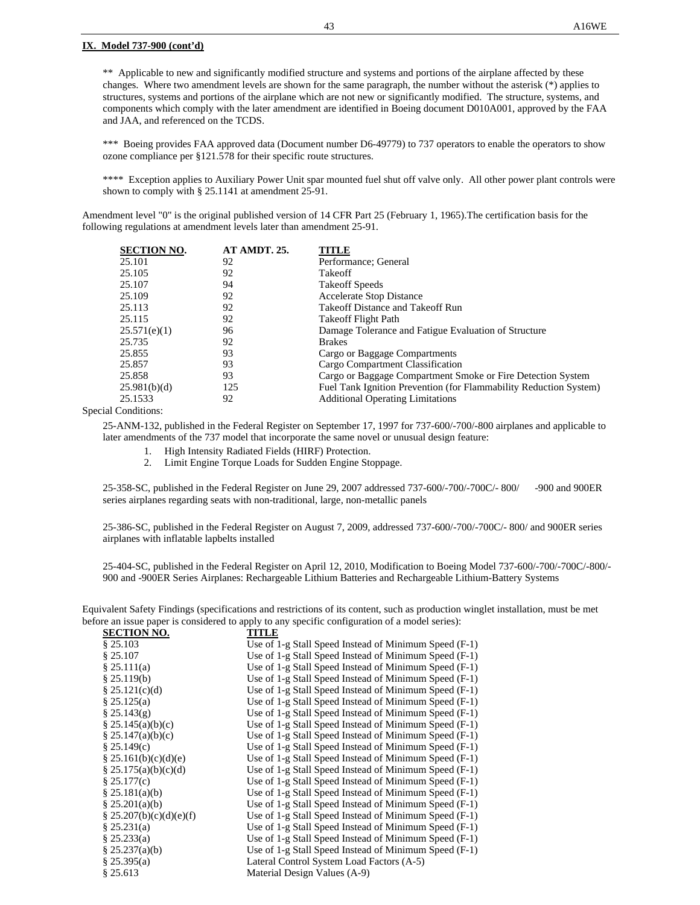**IX. Model 737-900 (cont'd)**

\*\* Applicable to new and significantly modified structure and systems and portions of the airplane affected by these changes. Where two amendment levels are shown for the same paragraph, the number without the asterisk (*) applies to structures, systems and portions of the airplane which are not new or significantly modified. The structure, systems, and components which comply with the later amendment are identified in Boeing document D010A001, approved by the FAA and JAA, and referenced on the TCDS.

\*\*\* Boeing provides FAA approved data (Document number D6-49779) to 737 operators to enable the operators to show ozone compliance per §121.578 for their specific route structures.

\*\*\*\* Exception applies to Auxiliary Power Unit spar mounted fuel shut off valve only. All other power plant controls were shown to comply with § 25.1141 at amendment 25-91.

Amendment level "0" is the original published version of 14 CFR Part 25 (February 1, 1965).The certification basis for the following regulations at amendment levels later than amendment 25-91.

| SECTION NO. | AT AMDT. 25. | TITLE |
|---|---|---|
| 25.101 | 92 | Performance; General |
| 25.105 | 92 | Takeoff |
| 25.107 | 94 | Takeoff Speeds |
| 25.109 | 92 | Accelerate Stop Distance |
| 25.113 | 92 | Takeoff Distance and Takeoff Run |
| 25.115 | 92 | Takeoff Flight Path |
| 25.571(e)(1) | 96 | Damage Tolerance and Fatigue Evaluation of Structure |
| 25.735 | 92 | Brakes |
| 25.855 | 93 | Cargo or Baggage Compartments |
| 25.857 | 93 | Cargo Compartment Classification |
| 25.858 | 93 | Cargo or Baggage Compartment Smoke or Fire Detection System |
| 25.981(b)(d) | 125 | Fuel Tank Ignition Prevention (for Flammability Reduction System) |
| 25.1533 | 92 | Additional Operating Limitations |

Special Conditions:

25-ANM-132, published in the Federal Register on September 17, 1997 for 737-600/-700/-800 airplanes and applicable to later amendments of the 737 model that incorporate the same novel or unusual design feature:

1. High Intensity Radiated Fields (HIRF) Protection.
2. Limit Engine Torque Loads for Sudden Engine Stoppage.

25-358-SC, published in the Federal Register on June 29, 2007 addressed 737-600/-700/-700C/- 800/ -900 and 900ER series airplanes regarding seats with non-traditional, large, non-metallic panels

25-386-SC, published in the Federal Register on August 7, 2009, addressed 737-600/-700/-700C/- 800/ and 900ER series airplanes with inflatable lapbelts installed

25-404-SC, published in the Federal Register on April 12, 2010, Modification to Boeing Model 737-600/-700/-700C/-800/-900 and -900ER Series Airplanes: Rechargeable Lithium Batteries and Rechargeable Lithium-Battery Systems

Equivalent Safety Findings (specifications and restrictions of its content, such as production winglet installation, must be met before an issue paper is considered to apply to any specific configuration of a model series):

| SECTION NO. | TITLE |
|---|---|
| § 25.103 | Use of 1-g Stall Speed Instead of Minimum Speed (F-1) |
| § 25.107 | Use of 1-g Stall Speed Instead of Minimum Speed (F-1) |
| § 25.111(a) | Use of 1-g Stall Speed Instead of Minimum Speed (F-1) |
| § 25.119(b) | Use of 1-g Stall Speed Instead of Minimum Speed (F-1) |
| § 25.121(c)(d) | Use of 1-g Stall Speed Instead of Minimum Speed (F-1) |
| § 25.125(a) | Use of 1-g Stall Speed Instead of Minimum Speed (F-1) |
| § 25.143(g) | Use of 1-g Stall Speed Instead of Minimum Speed (F-1) |
| § 25.145(a)(b)(c) | Use of 1-g Stall Speed Instead of Minimum Speed (F-1) |
| § 25.147(a)(b)(c) | Use of 1-g Stall Speed Instead of Minimum Speed (F-1) |
| § 25.149(c) | Use of 1-g Stall Speed Instead of Minimum Speed (F-1) |
| § 25.161(b)(c)(d)(e) | Use of 1-g Stall Speed Instead of Minimum Speed (F-1) |
| § 25.175(a)(b)(c)(d) | Use of 1-g Stall Speed Instead of Minimum Speed (F-1) |
| § 25.177(c) | Use of 1-g Stall Speed Instead of Minimum Speed (F-1) |
| § 25.181(a)(b) | Use of 1-g Stall Speed Instead of Minimum Speed (F-1) |
| § 25.201(a)(b) | Use of 1-g Stall Speed Instead of Minimum Speed (F-1) |
| § 25.207(b)(c)(d)(e)(f) | Use of 1-g Stall Speed Instead of Minimum Speed (F-1) |
| § 25.231(a) | Use of 1-g Stall Speed Instead of Minimum Speed (F-1) |
| § 25.233(a) | Use of 1-g Stall Speed Instead of Minimum Speed (F-1) |
| § 25.237(a)(b) | Use of 1-g Stall Speed Instead of Minimum Speed (F-1) |
| § 25.395(a) | Lateral Control System Load Factors (A-5) |
| § 25.613 | Material Design Values (A-9) |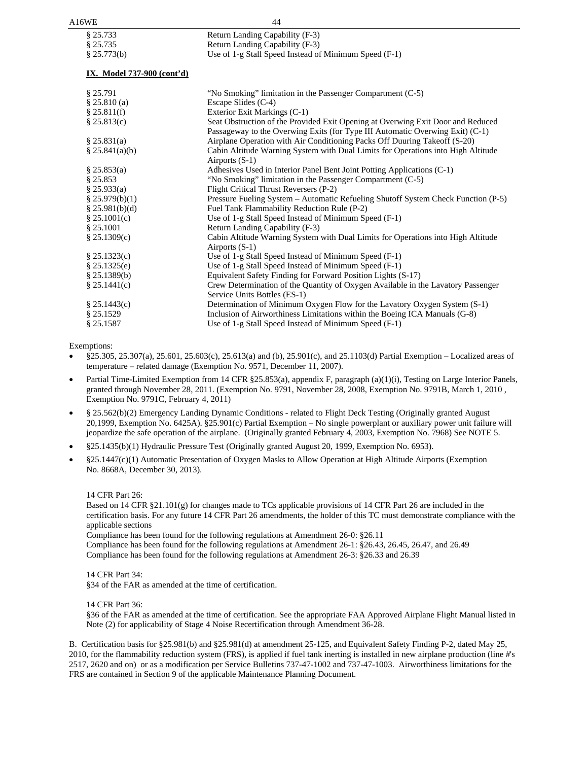| | |
|---|---|
| § 25.733 | Return Landing Capability (F-3) |
| § 25.735 | Return Landing Capability (F-3) |
| § 25.773(b) | Use of 1-g Stall Speed Instead of Minimum Speed (F-1) |

**IX. Model 737-900 (cont'd)**

| | |
|---|---|
| § 25.791 | "No Smoking" limitation in the Passenger Compartment (C-5) |
| § 25.810 (a) | Escape Slides (C-4) |
| § 25.811(f) | Exterior Exit Markings (C-1) |
| § 25.813(c) | Seat Obstruction of the Provided Exit Opening at Overwing Exit Door and Reduced Passageway to the Overwing Exits (for Type III Automatic Overwing Exit) (C-1) |
| § 25.831(a) | Airplane Operation with Air Conditioning Packs Off Duuring Takeoff (S-20) |
| § 25.841(a)(b) | Cabin Altitude Warning System with Dual Limits for Operations into High Altitude Airports (S-1) |
| § 25.853(a) | Adhesives Used in Interior Panel Bent Joint Potting Applications (C-1) |
| § 25.853 | "No Smoking" limitation in the Passenger Compartment (C-5) |
| § 25.933(a) | Flight Critical Thrust Reversers (P-2) |
| § 25.979(b)(1) | Pressure Fueling System – Automatic Refueling Shutoff System Check Function (P-5) |
| § 25.981(b)(d) | Fuel Tank Flammability Reduction Rule (P-2) |
| § 25.1001(c) | Use of 1-g Stall Speed Instead of Minimum Speed (F-1) |
| § 25.1001 | Return Landing Capability (F-3) |
| § 25.1309(c) | Cabin Altitude Warning System with Dual Limits for Operations into High Altitude Airports (S-1) |
| § 25.1323(c) | Use of 1-g Stall Speed Instead of Minimum Speed (F-1) |
| § 25.1325(e) | Use of 1-g Stall Speed Instead of Minimum Speed (F-1) |
| § 25.1389(b) | Equivalent Safety Finding for Forward Position Lights (S-17) |
| § 25.1441(c) | Crew Determination of the Quantity of Oxygen Available in the Lavatory Passenger Service Units Bottles (ES-1) |
| § 25.1443(c) | Determination of Minimum Oxygen Flow for the Lavatory Oxygen System (S-1) |
| § 25.1529 | Inclusion of Airworthiness Limitations within the Boeing ICA Manuals (G-8) |
| § 25.1587 | Use of 1-g Stall Speed Instead of Minimum Speed (F-1) |

Exemptions:

- §25.305, 25.307(a), 25.601, 25.603(c), 25.613(a) and (b), 25.901(c), and 25.1103(d) Partial Exemption – Localized areas of temperature – related damage (Exemption No. 9571, December 11, 2007).
- Partial Time-Limited Exemption from 14 CFR §25.853(a), appendix F, paragraph (a)(1)(i), Testing on Large Interior Panels, granted through November 28, 2011. (Exemption No. 9791, November 28, 2008, Exemption No. 9791B, March 1, 2010 , Exemption No. 9791C, February 4, 2011)
- § 25.562(b)(2) Emergency Landing Dynamic Conditions - related to Flight Deck Testing (Originally granted August 20,1999, Exemption No. 6425A). §25.901(c) Partial Exemption – No single powerplant or auxiliary power unit failure will jeopardize the safe operation of the airplane. (Originally granted February 4, 2003, Exemption No. 7968) See NOTE 5.
- §25.1435(b)(1) Hydraulic Pressure Test (Originally granted August 20, 1999, Exemption No. 6953).
- §25.1447(c)(1) Automatic Presentation of Oxygen Masks to Allow Operation at High Altitude Airports (Exemption No. 8668A, December 30, 2013).

14 CFR Part 26:
Based on 14 CFR §21.101(g) for changes made to TCs applicable provisions of 14 CFR Part 26 are included in the certification basis. For any future 14 CFR Part 26 amendments, the holder of this TC must demonstrate compliance with the applicable sections
Compliance has been found for the following regulations at Amendment 26-0: §26.11
Compliance has been found for the following regulations at Amendment 26-1: §26.43, 26.45, 26.47, and 26.49
Compliance has been found for the following regulations at Amendment 26-3: §26.33 and 26.39

14 CFR Part 34:
§34 of the FAR as amended at the time of certification.

14 CFR Part 36:
§36 of the FAR as amended at the time of certification. See the appropriate FAA Approved Airplane Flight Manual listed in Note (2) for applicability of Stage 4 Noise Recertification through Amendment 36-28.

B. Certification basis for §25.981(b) and §25.981(d) at amendment 25-125, and Equivalent Safety Finding P-2, dated May 25, 2010, for the flammability reduction system (FRS), is applied if fuel tank inerting is installed in new airplane production (line #'s 2517, 2620 and on) or as a modification per Service Bulletins 737-47-1002 and 737-47-1003. Airworthiness limitations for the FRS are contained in Section 9 of the applicable Maintenance Planning Document.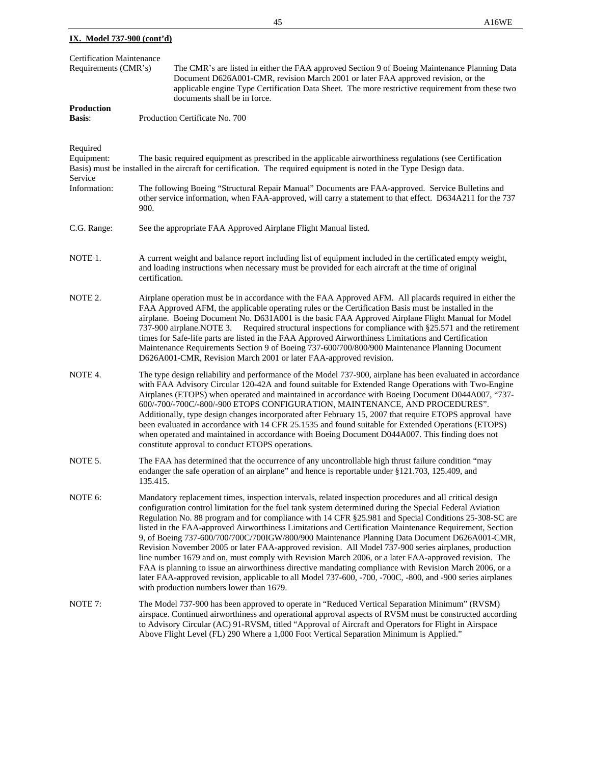**IX. Model 737-900 (cont'd)**

Certification Maintenance Requirements (CMR's): The CMR's are listed in either the FAA approved Section 9 of Boeing Maintenance Planning Data Document D626A001-CMR, revision March 2001 or later FAA approved revision, or the applicable engine Type Certification Data Sheet. The more restrictive requirement from these two documents shall be in force.

**Production Basis**: Production Certificate No. 700

Required Equipment: The basic required equipment as prescribed in the applicable airworthiness regulations (see Certification Basis) must be installed in the aircraft for certification. The required equipment is noted in the Type Design data.

Service Information: The following Boeing "Structural Repair Manual" Documents are FAA-approved. Service Bulletins and other service information, when FAA-approved, will carry a statement to that effect. D634A211 for the 737 900.

C.G. Range: See the appropriate FAA Approved Airplane Flight Manual listed.

NOTE 1. A current weight and balance report including list of equipment included in the certificated empty weight, and loading instructions when necessary must be provided for each aircraft at the time of original certification.

NOTE 2. Airplane operation must be in accordance with the FAA Approved AFM. All placards required in either the FAA Approved AFM, the applicable operating rules or the Certification Basis must be installed in the airplane. Boeing Document No. D631A001 is the basic FAA Approved Airplane Flight Manual for Model 737-900 airplane.

NOTE 3. Required structural inspections for compliance with §25.571 and the retirement times for Safe-life parts are listed in the FAA Approved Airworthiness Limitations and Certification Maintenance Requirements Section 9 of Boeing 737-600/700/800/900 Maintenance Planning Document D626A001-CMR, Revision March 2001 or later FAA-approved revision.

NOTE 4. The type design reliability and performance of the Model 737-900, airplane has been evaluated in accordance with FAA Advisory Circular 120-42A and found suitable for Extended Range Operations with Two-Engine Airplanes (ETOPS) when operated and maintained in accordance with Boeing Document D044A007, "737-600/-700/-700C/-800/-900 ETOPS CONFIGURATION, MAINTENANCE, AND PROCEDURES". Additionally, type design changes incorporated after February 15, 2007 that require ETOPS approval have been evaluated in accordance with 14 CFR 25.1535 and found suitable for Extended Operations (ETOPS) when operated and maintained in accordance with Boeing Document D044A007. This finding does not constitute approval to conduct ETOPS operations.

NOTE 5. The FAA has determined that the occurrence of any uncontrollable high thrust failure condition "may endanger the safe operation of an airplane" and hence is reportable under §121.703, 125.409, and 135.415.

NOTE 6: Mandatory replacement times, inspection intervals, related inspection procedures and all critical design configuration control limitation for the fuel tank system determined during the Special Federal Aviation Regulation No. 88 program and for compliance with 14 CFR §25.981 and Special Conditions 25-308-SC are listed in the FAA-approved Airworthiness Limitations and Certification Maintenance Requirement, Section 9, of Boeing 737-600/700/700C/700IGW/800/900 Maintenance Planning Data Document D626A001-CMR, Revision November 2005 or later FAA-approved revision. All Model 737-900 series airplanes, production line number 1679 and on, must comply with Revision March 2006, or a later FAA-approved revision. The FAA is planning to issue an airworthiness directive mandating compliance with Revision March 2006, or a later FAA-approved revision, applicable to all Model 737-600, -700, -700C, -800, and -900 series airplanes with production numbers lower than 1679.

NOTE 7: The Model 737-900 has been approved to operate in "Reduced Vertical Separation Minimum" (RVSM) airspace. Continued airworthiness and operational approval aspects of RVSM must be constructed according to Advisory Circular (AC) 91-RVSM, titled "Approval of Aircraft and Operators for Flight in Airspace Above Flight Level (FL) 290 Where a 1,000 Foot Vertical Separation Minimum is Applied."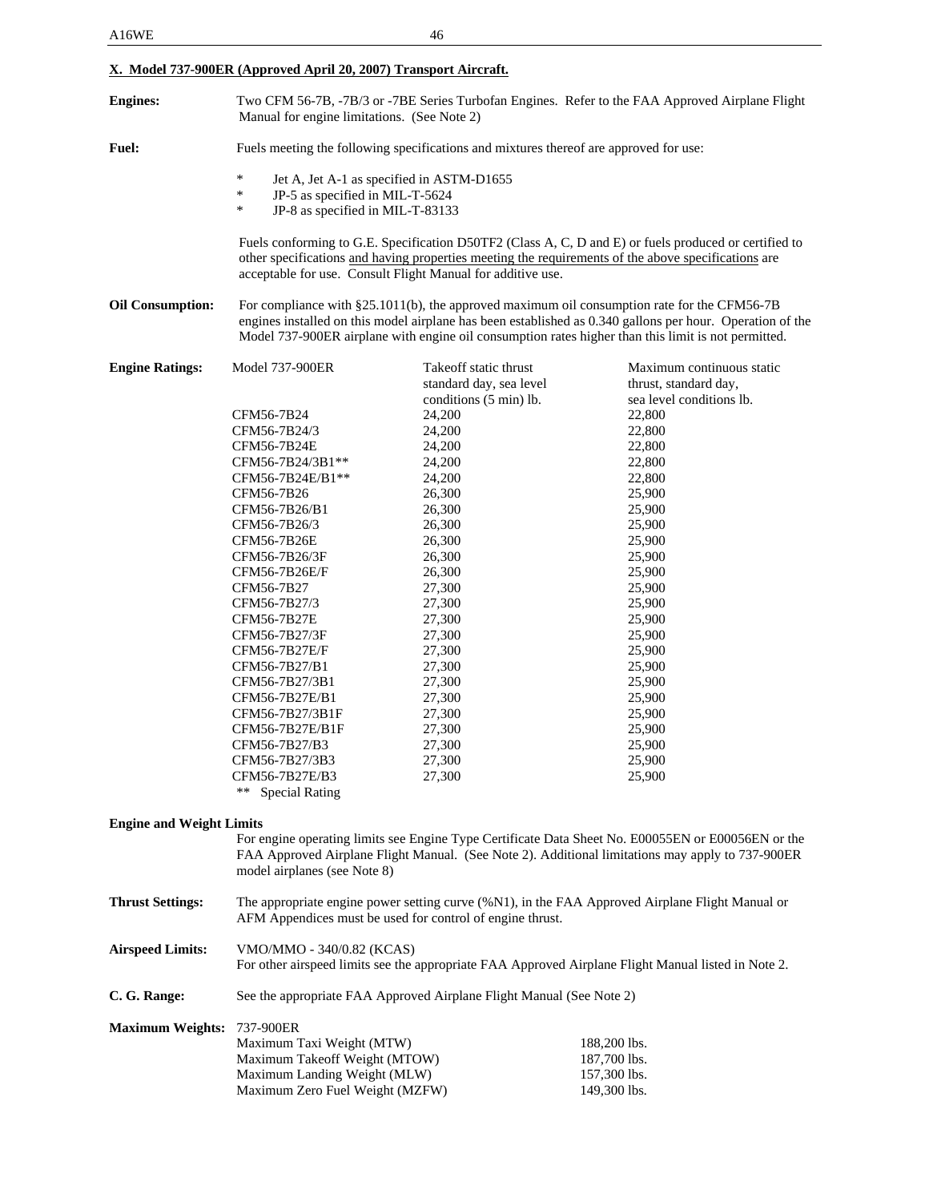## X. Model 737-900ER (Approved April 20, 2007) Transport Aircraft.

**Engines:** Two CFM 56-7B, -7B/3 or -7BE Series Turbofan Engines. Refer to the FAA Approved Airplane Flight Manual for engine limitations. (See Note 2)

**Fuel:** Fuels meeting the following specifications and mixtures thereof are approved for use:

- Jet A, Jet A-1 as specified in ASTM-D1655
- JP-5 as specified in MIL-T-5624
- JP-8 as specified in MIL-T-83133

Fuels conforming to G.E. Specification D50TF2 (Class A, C, D and E) or fuels produced or certified to other specifications and having properties meeting the requirements of the above specifications are acceptable for use. Consult Flight Manual for additive use.

**Oil Consumption:** For compliance with §25.1011(b), the approved maximum oil consumption rate for the CFM56-7B engines installed on this model airplane has been established as 0.340 gallons per hour. Operation of the Model 737-900ER airplane with engine oil consumption rates higher than this limit is not permitted.

**Engine Ratings:**

| Model 737-900ER | Takeoff static thrust standard day, sea level conditions (5 min) lb. | Maximum continuous static thrust, standard day, sea level conditions lb. |
|---|---|---|
| CFM56-7B24 | 24,200 | 22,800 |
| CFM56-7B24/3 | 24,200 | 22,800 |
| CFM56-7B24E | 24,200 | 22,800 |
| CFM56-7B24/3B1** | 24,200 | 22,800 |
| CFM56-7B24E/B1** | 24,200 | 22,800 |
| CFM56-7B26 | 26,300 | 25,900 |
| CFM56-7B26/B1 | 26,300 | 25,900 |
| CFM56-7B26/3 | 26,300 | 25,900 |
| CFM56-7B26E | 26,300 | 25,900 |
| CFM56-7B26/3F | 26,300 | 25,900 |
| CFM56-7B26E/F | 26,300 | 25,900 |
| CFM56-7B27 | 27,300 | 25,900 |
| CFM56-7B27/3 | 27,300 | 25,900 |
| CFM56-7B27E | 27,300 | 25,900 |
| CFM56-7B27/3F | 27,300 | 25,900 |
| CFM56-7B27E/F | 27,300 | 25,900 |
| CFM56-7B27/B1 | 27,300 | 25,900 |
| CFM56-7B27/3B1 | 27,300 | 25,900 |
| CFM56-7B27E/B1 | 27,300 | 25,900 |
| CFM56-7B27/3B1F | 27,300 | 25,900 |
| CFM56-7B27E/B1F | 27,300 | 25,900 |
| CFM56-7B27/B3 | 27,300 | 25,900 |
| CFM56-7B27/3B3 | 27,300 | 25,900 |
| CFM56-7B27E/B3 | 27,300 | 25,900 |

** Special Rating

**Engine and Weight Limits**

For engine operating limits see Engine Type Certificate Data Sheet No. E00055EN or E00056EN or the FAA Approved Airplane Flight Manual. (See Note 2). Additional limitations may apply to 737-900ER model airplanes (see Note 8)

**Thrust Settings:** The appropriate engine power setting curve (%N1), in the FAA Approved Airplane Flight Manual or AFM Appendices must be used for control of engine thrust.

**Airspeed Limits:** VMO/MMO - 340/0.82 (KCAS)
For other airspeed limits see the appropriate FAA Approved Airplane Flight Manual listed in Note 2.

**C. G. Range:** See the appropriate FAA Approved Airplane Flight Manual (See Note 2)

**Maximum Weights:** 737-900ER

| | |
|---|---|
| Maximum Taxi Weight (MTW) | 188,200 lbs. |
| Maximum Takeoff Weight (MTOW) | 187,700 lbs. |
| Maximum Landing Weight (MLW) | 157,300 lbs. |
| Maximum Zero Fuel Weight (MZFW) | 149,300 lbs. |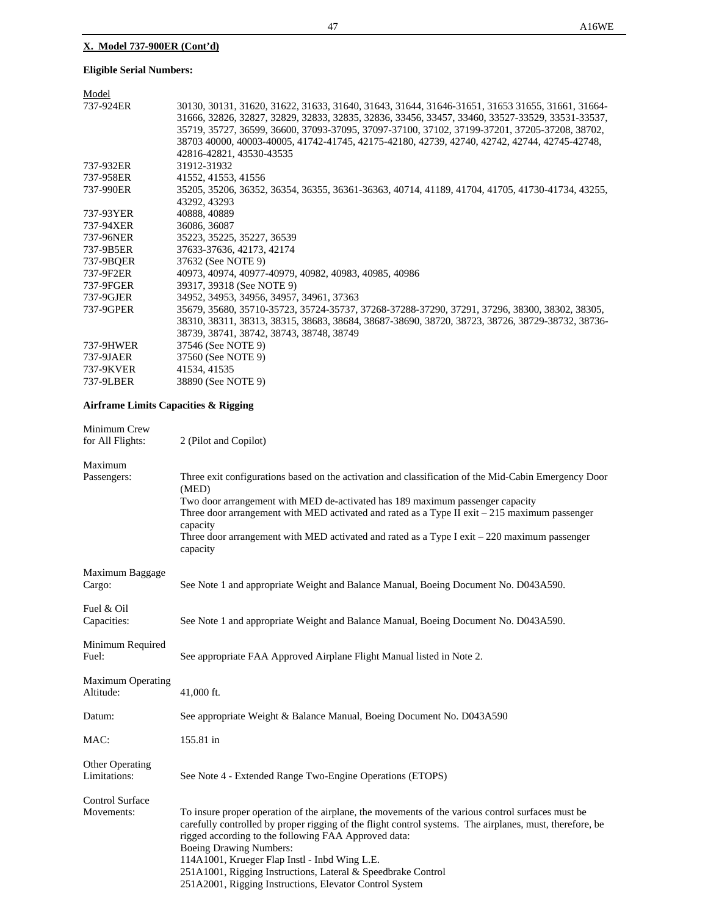**X. Model 737-900ER (Cont'd)**

**Eligible Serial Numbers:**

| Model | |
|---|---|
| 737-924ER | 30130, 30131, 31620, 31622, 31633, 31640, 31643, 31644, 31646-31651, 31653 31655, 31661, 31664-31666, 32826, 32827, 32829, 32833, 32835, 32836, 33456, 33457, 33460, 33527-33529, 33531-33537, 35719, 35727, 36599, 36600, 37093-37095, 37097-37100, 37102, 37199-37201, 37205-37208, 38702, 38703 40000, 40003-40005, 41742-41745, 42175-42180, 42739, 42740, 42742, 42744, 42745-42748, 42816-42821, 43530-43535 |
| 737-932ER | 31912-31932 |
| 737-958ER | 41552, 41553, 41556 |
| 737-990ER | 35205, 35206, 36352, 36354, 36355, 36361-36363, 40714, 41189, 41704, 41705, 41730-41734, 43255, 43292, 43293 |
| 737-93YER | 40888, 40889 |
| 737-94XER | 36086, 36087 |
| 737-96NER | 35223, 35225, 35227, 36539 |
| 737-9B5ER | 37633-37636, 42173, 42174 |
| 737-9BQER | 37632 (See NOTE 9) |
| 737-9F2ER | 40973, 40974, 40977-40979, 40982, 40983, 40985, 40986 |
| 737-9FGER | 39317, 39318 (See NOTE 9) |
| 737-9GJER | 34952, 34953, 34956, 34957, 34961, 37363 |
| 737-9GPER | 35679, 35680, 35710-35723, 35724-35737, 37268-37288-37290, 37291, 37296, 38300, 38302, 38305, 38310, 38311, 38313, 38315, 38683, 38684, 38687-38690, 38720, 38723, 38726, 38729-38732, 38736-38739, 38741, 38742, 38743, 38748, 38749 |
| 737-9HWER | 37546 (See NOTE 9) |
| 737-9JAER | 37560 (See NOTE 9) |
| 737-9KVER | 41534, 41535 |
| 737-9LBER | 38890 (See NOTE 9) |

**Airframe Limits Capacities & Rigging**

Minimum Crew for All Flights: 2 (Pilot and Copilot)

Maximum Passengers: Three exit configurations based on the activation and classification of the Mid-Cabin Emergency Door (MED)
Two door arrangement with MED de-activated has 189 maximum passenger capacity
Three door arrangement with MED activated and rated as a Type II exit – 215 maximum passenger capacity
Three door arrangement with MED activated and rated as a Type I exit – 220 maximum passenger capacity

Maximum Baggage Cargo: See Note 1 and appropriate Weight and Balance Manual, Boeing Document No. D043A590.

Fuel & Oil Capacities: See Note 1 and appropriate Weight and Balance Manual, Boeing Document No. D043A590.

Minimum Required Fuel: See appropriate FAA Approved Airplane Flight Manual listed in Note 2.

Maximum Operating Altitude: 41,000 ft.

Datum: See appropriate Weight & Balance Manual, Boeing Document No. D043A590

MAC: 155.81 in

Other Operating Limitations: See Note 4 - Extended Range Two-Engine Operations (ETOPS)

Control Surface Movements: To insure proper operation of the airplane, the movements of the various control surfaces must be carefully controlled by proper rigging of the flight control systems. The airplanes, must, therefore, be rigged according to the following FAA Approved data:
Boeing Drawing Numbers:
114A1001, Krueger Flap Instl - Inbd Wing L.E.
251A1001, Rigging Instructions, Lateral & Speedbrake Control
251A2001, Rigging Instructions, Elevator Control System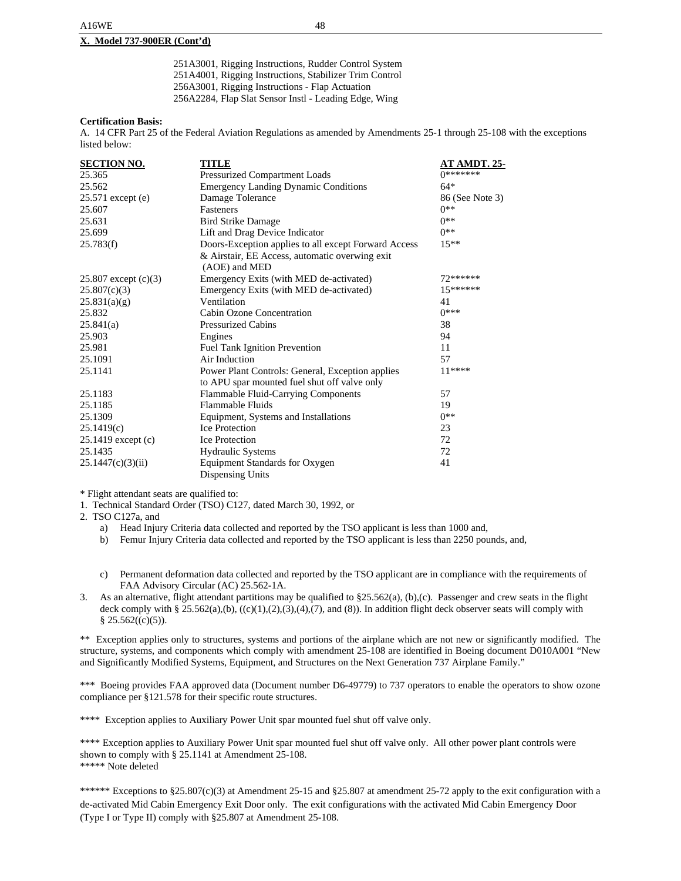**X. Model 737-900ER (Cont'd)**

251A3001, Rigging Instructions, Rudder Control System
251A4001, Rigging Instructions, Stabilizer Trim Control
256A3001, Rigging Instructions - Flap Actuation
256A2284, Flap Slat Sensor Instl - Leading Edge, Wing

**Certification Basis:**
A. 14 CFR Part 25 of the Federal Aviation Regulations as amended by Amendments 25-1 through 25-108 with the exceptions listed below:

| SECTION NO. | TITLE | AT AMDT. 25- |
|---|---|---|
| 25.365 | Pressurized Compartment Loads | 0******* |
| 25.562 | Emergency Landing Dynamic Conditions | 64* |
| 25.571 except (e) | Damage Tolerance | 86 (See Note 3) |
| 25.607 | Fasteners | 0** |
| 25.631 | Bird Strike Damage | 0** |
| 25.699 | Lift and Drag Device Indicator | 0** |
| 25.783(f) | Doors-Exception applies to all except Forward Access & Airstair, EE Access, automatic overwing exit (AOE) and MED | 15** |
| 25.807 except (c)(3) | Emergency Exits (with MED de-activated) | 72****** |
| 25.807(c)(3) | Emergency Exits (with MED de-activated) | 15****** |
| 25.831(a)(g) | Ventilation | 41 |
| 25.832 | Cabin Ozone Concentration | 0*** |
| 25.841(a) | Pressurized Cabins | 38 |
| 25.903 | Engines | 94 |
| 25.981 | Fuel Tank Ignition Prevention | 11 |
| 25.1091 | Air Induction | 57 |
| 25.1141 | Power Plant Controls: General, Exception applies to APU spar mounted fuel shut off valve only | 11**** |
| 25.1183 | Flammable Fluid-Carrying Components | 57 |
| 25.1185 | Flammable Fluids | 19 |
| 25.1309 | Equipment, Systems and Installations | 0** |
| 25.1419(c) | Ice Protection | 23 |
| 25.1419 except (c) | Ice Protection | 72 |
| 25.1435 | Hydraulic Systems | 72 |
| 25.1447(c)(3)(ii) | Equipment Standards for Oxygen Dispensing Units | 41 |

* Flight attendant seats are qualified to:

1. Technical Standard Order (TSO) C127, dated March 30, 1992, or
2. TSO C127a, and
   a) Head Injury Criteria data collected and reported by the TSO applicant is less than 1000 and,
   b) Femur Injury Criteria data collected and reported by the TSO applicant is less than 2250 pounds, and,
   c) Permanent deformation data collected and reported by the TSO applicant are in compliance with the requirements of FAA Advisory Circular (AC) 25.562-1A.
3. As an alternative, flight attendant partitions may be qualified to §25.562(a), (b),(c). Passenger and crew seats in the flight deck comply with § 25.562(a),(b), ((c)(1),(2),(3),(4),(7), and (8)). In addition flight deck observer seats will comply with § 25.562((c)(5)).

** Exception applies only to structures, systems and portions of the airplane which are not new or significantly modified. The structure, systems, and components which comply with amendment 25-108 are identified in Boeing document D010A001 "New and Significantly Modified Systems, Equipment, and Structures on the Next Generation 737 Airplane Family."

*** Boeing provides FAA approved data (Document number D6-49779) to 737 operators to enable the operators to show ozone compliance per §121.578 for their specific route structures.

**** Exception applies to Auxiliary Power Unit spar mounted fuel shut off valve only.

**** Exception applies to Auxiliary Power Unit spar mounted fuel shut off valve only. All other power plant controls were shown to comply with § 25.1141 at Amendment 25-108.
***** Note deleted

****** Exceptions to §25.807(c)(3) at Amendment 25-15 and §25.807 at amendment 25-72 apply to the exit configuration with a de-activated Mid Cabin Emergency Exit Door only. The exit configurations with the activated Mid Cabin Emergency Door (Type I or Type II) comply with §25.807 at Amendment 25-108.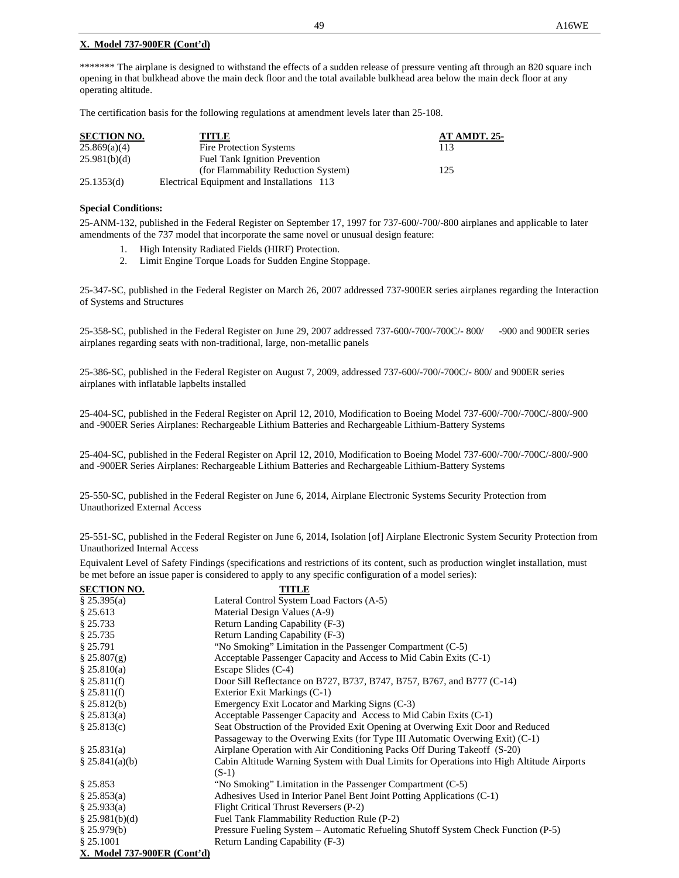**X. Model 737-900ER (Cont'd)**

******* The airplane is designed to withstand the effects of a sudden release of pressure venting aft through an 820 square inch opening in that bulkhead above the main deck floor and the total available bulkhead area below the main deck floor at any operating altitude.

The certification basis for the following regulations at amendment levels later than 25-108.

| SECTION NO. | TITLE | AT AMDT. 25- |
|---|---|---|
| 25.869(a)(4) | Fire Protection Systems | 113 |
| 25.981(b)(d) | Fuel Tank Ignition Prevention (for Flammability Reduction System) | 125 |
| 25.1353(d) | Electrical Equipment and Installations | 113 |

**Special Conditions:**

25-ANM-132, published in the Federal Register on September 17, 1997 for 737-600/-700/-800 airplanes and applicable to later amendments of the 737 model that incorporate the same novel or unusual design feature:

1. High Intensity Radiated Fields (HIRF) Protection.
2. Limit Engine Torque Loads for Sudden Engine Stoppage.

25-347-SC, published in the Federal Register on March 26, 2007 addressed 737-900ER series airplanes regarding the Interaction of Systems and Structures

25-358-SC, published in the Federal Register on June 29, 2007 addressed 737-600/-700/-700C/- 800/ -900 and 900ER series airplanes regarding seats with non-traditional, large, non-metallic panels

25-386-SC, published in the Federal Register on August 7, 2009, addressed 737-600/-700/-700C/- 800/ and 900ER series airplanes with inflatable lapbelts installed

25-404-SC, published in the Federal Register on April 12, 2010, Modification to Boeing Model 737-600/-700/-700C/-800/-900 and -900ER Series Airplanes: Rechargeable Lithium Batteries and Rechargeable Lithium-Battery Systems

25-404-SC, published in the Federal Register on April 12, 2010, Modification to Boeing Model 737-600/-700/-700C/-800/-900 and -900ER Series Airplanes: Rechargeable Lithium Batteries and Rechargeable Lithium-Battery Systems

25-550-SC, published in the Federal Register on June 6, 2014, Airplane Electronic Systems Security Protection from Unauthorized External Access

25-551-SC, published in the Federal Register on June 6, 2014, Isolation [of] Airplane Electronic System Security Protection from Unauthorized Internal Access

Equivalent Level of Safety Findings (specifications and restrictions of its content, such as production winglet installation, must be met before an issue paper is considered to apply to any specific configuration of a model series):

| SECTION NO. | TITLE |
|---|---|
| § 25.395(a) | Lateral Control System Load Factors (A-5) |
| § 25.613 | Material Design Values (A-9) |
| § 25.733 | Return Landing Capability (F-3) |
| § 25.735 | Return Landing Capability (F-3) |
| § 25.791 | "No Smoking" Limitation in the Passenger Compartment (C-5) |
| § 25.807(g) | Acceptable Passenger Capacity and Access to Mid Cabin Exits (C-1) |
| § 25.810(a) | Escape Slides (C-4) |
| § 25.811(f) | Door Sill Reflectance on B727, B737, B747, B757, B767, and B777 (C-14) |
| § 25.811(f) | Exterior Exit Markings (C-1) |
| § 25.812(b) | Emergency Exit Locator and Marking Signs (C-3) |
| § 25.813(a) | Acceptable Passenger Capacity and Access to Mid Cabin Exits (C-1) |
| § 25.813(c) | Seat Obstruction of the Provided Exit Opening at Overwing Exit Door and Reduced Passageway to the Overwing Exits (for Type III Automatic Overwing Exit) (C-1) |
| § 25.831(a) | Airplane Operation with Air Conditioning Packs Off During Takeoff (S-20) |
| § 25.841(a)(b) | Cabin Altitude Warning System with Dual Limits for Operations into High Altitude Airports (S-1) |
| § 25.853 | "No Smoking" Limitation in the Passenger Compartment (C-5) |
| § 25.853(a) | Adhesives Used in Interior Panel Bent Joint Potting Applications (C-1) |
| § 25.933(a) | Flight Critical Thrust Reversers (P-2) |
| § 25.981(b)(d) | Fuel Tank Flammability Reduction Rule (P-2) |
| § 25.979(b) | Pressure Fueling System – Automatic Refueling Shutoff System Check Function (P-5) |
| § 25.1001 | Return Landing Capability (F-3) |

**X. Model 737-900ER (Cont'd)**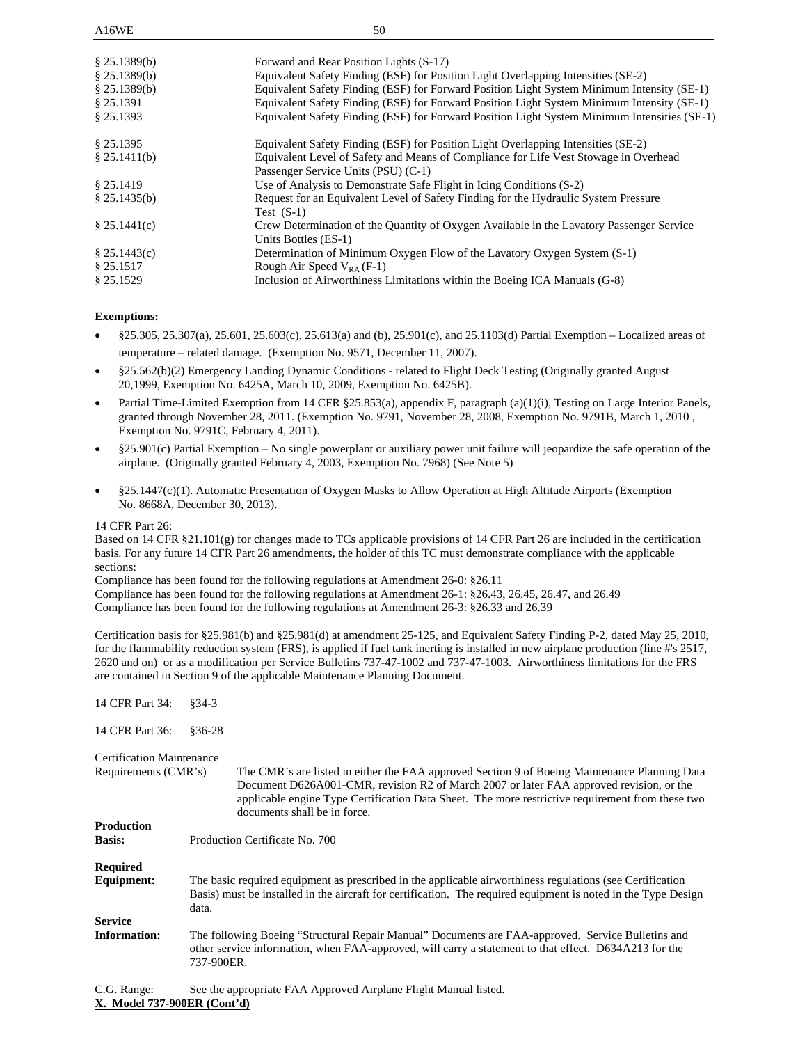| | |
|---|---|
| § 25.1389(b) | Forward and Rear Position Lights (S-17) |
| § 25.1389(b) | Equivalent Safety Finding (ESF) for Position Light Overlapping Intensities (SE-2) |
| § 25.1389(b) | Equivalent Safety Finding (ESF) for Forward Position Light System Minimum Intensity (SE-1) |
| § 25.1391 | Equivalent Safety Finding (ESF) for Forward Position Light System Minimum Intensity (SE-1) |
| § 25.1393 | Equivalent Safety Finding (ESF) for Forward Position Light System Minimum Intensities (SE-1) |
| § 25.1395 | Equivalent Safety Finding (ESF) for Position Light Overlapping Intensities (SE-2) |
| § 25.1411(b) | Equivalent Level of Safety and Means of Compliance for Life Vest Stowage in Overhead Passenger Service Units (PSU) (C-1) |
| § 25.1419 | Use of Analysis to Demonstrate Safe Flight in Icing Conditions (S-2) |
| § 25.1435(b) | Request for an Equivalent Level of Safety Finding for the Hydraulic System Pressure Test (S-1) |
| § 25.1441(c) | Crew Determination of the Quantity of Oxygen Available in the Lavatory Passenger Service Units Bottles (ES-1) |
| § 25.1443(c) | Determination of Minimum Oxygen Flow of the Lavatory Oxygen System (S-1) |
| § 25.1517 | Rough Air Speed $V_{RA}$ (F-1) |
| § 25.1529 | Inclusion of Airworthiness Limitations within the Boeing ICA Manuals (G-8) |

**Exemptions:**

- §25.305, 25.307(a), 25.601, 25.603(c), 25.613(a) and (b), 25.901(c), and 25.1103(d) Partial Exemption – Localized areas of temperature – related damage. (Exemption No. 9571, December 11, 2007).
- §25.562(b)(2) Emergency Landing Dynamic Conditions - related to Flight Deck Testing (Originally granted August 20,1999, Exemption No. 6425A, March 10, 2009, Exemption No. 6425B).
- Partial Time-Limited Exemption from 14 CFR §25.853(a), appendix F, paragraph (a)(1)(i), Testing on Large Interior Panels, granted through November 28, 2011. (Exemption No. 9791, November 28, 2008, Exemption No. 9791B, March 1, 2010 , Exemption No. 9791C, February 4, 2011).
- §25.901(c) Partial Exemption – No single powerplant or auxiliary power unit failure will jeopardize the safe operation of the airplane. (Originally granted February 4, 2003, Exemption No. 7968) (See Note 5)
- §25.1447(c)(1). Automatic Presentation of Oxygen Masks to Allow Operation at High Altitude Airports (Exemption No. 8668A, December 30, 2013).

14 CFR Part 26:
Based on 14 CFR §21.101(g) for changes made to TCs applicable provisions of 14 CFR Part 26 are included in the certification basis. For any future 14 CFR Part 26 amendments, the holder of this TC must demonstrate compliance with the applicable sections:
Compliance has been found for the following regulations at Amendment 26-0: §26.11
Compliance has been found for the following regulations at Amendment 26-1: §26.43, 26.45, 26.47, and 26.49
Compliance has been found for the following regulations at Amendment 26-3: §26.33 and 26.39

Certification basis for §25.981(b) and §25.981(d) at amendment 25-125, and Equivalent Safety Finding P-2, dated May 25, 2010, for the flammability reduction system (FRS), is applied if fuel tank inerting is installed in new airplane production (line #'s 2517, 2620 and on) or as a modification per Service Bulletins 737-47-1002 and 737-47-1003. Airworthiness limitations for the FRS are contained in Section 9 of the applicable Maintenance Planning Document.

14 CFR Part 34: §34-3

14 CFR Part 36: §36-28

Certification Maintenance Requirements (CMR's): The CMR's are listed in either the FAA approved Section 9 of Boeing Maintenance Planning Data Document D626A001-CMR, revision R2 of March 2007 or later FAA approved revision, or the applicable engine Type Certification Data Sheet. The more restrictive requirement from these two documents shall be in force.

**Production Basis:** Production Certificate No. 700

**Required Equipment:** The basic required equipment as prescribed in the applicable airworthiness regulations (see Certification Basis) must be installed in the aircraft for certification. The required equipment is noted in the Type Design data.

**Service Information:** The following Boeing "Structural Repair Manual" Documents are FAA-approved. Service Bulletins and other service information, when FAA-approved, will carry a statement to that effect. D634A213 for the 737-900ER.

C.G. Range: See the appropriate FAA Approved Airplane Flight Manual listed.

**X. Model 737-900ER (Cont'd)**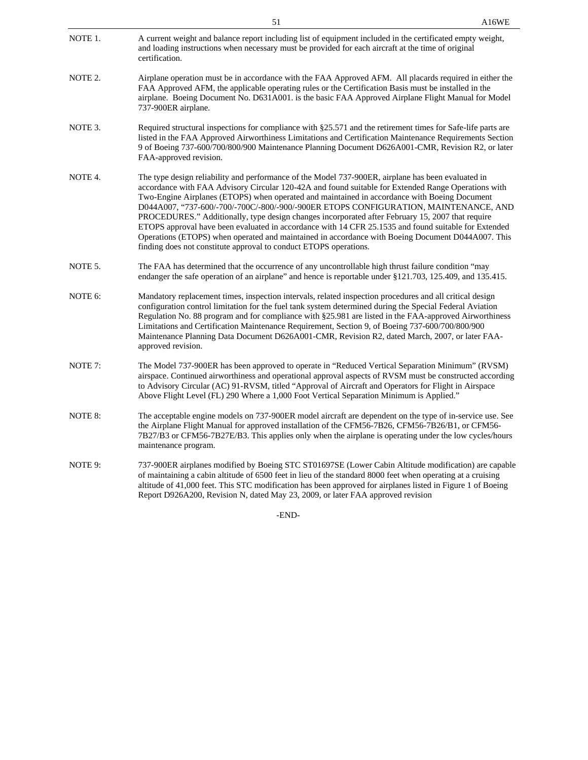NOTE 1. A current weight and balance report including list of equipment included in the certificated empty weight, and loading instructions when necessary must be provided for each aircraft at the time of original certification.

NOTE 2. Airplane operation must be in accordance with the FAA Approved AFM. All placards required in either the FAA Approved AFM, the applicable operating rules or the Certification Basis must be installed in the airplane. Boeing Document No. D631A001. is the basic FAA Approved Airplane Flight Manual for Model 737-900ER airplane.

NOTE 3. Required structural inspections for compliance with §25.571 and the retirement times for Safe-life parts are listed in the FAA Approved Airworthiness Limitations and Certification Maintenance Requirements Section 9 of Boeing 737-600/700/800/900 Maintenance Planning Document D626A001-CMR, Revision R2, or later FAA-approved revision.

NOTE 4. The type design reliability and performance of the Model 737-900ER, airplane has been evaluated in accordance with FAA Advisory Circular 120-42A and found suitable for Extended Range Operations with Two-Engine Airplanes (ETOPS) when operated and maintained in accordance with Boeing Document D044A007, "737-600/-700/-700C/-800/-900/-900ER ETOPS CONFIGURATION, MAINTENANCE, AND PROCEDURES." Additionally, type design changes incorporated after February 15, 2007 that require ETOPS approval have been evaluated in accordance with 14 CFR 25.1535 and found suitable for Extended Operations (ETOPS) when operated and maintained in accordance with Boeing Document D044A007. This finding does not constitute approval to conduct ETOPS operations.

NOTE 5. The FAA has determined that the occurrence of any uncontrollable high thrust failure condition "may endanger the safe operation of an airplane" and hence is reportable under §121.703, 125.409, and 135.415.

NOTE 6: Mandatory replacement times, inspection intervals, related inspection procedures and all critical design configuration control limitation for the fuel tank system determined during the Special Federal Aviation Regulation No. 88 program and for compliance with §25.981 are listed in the FAA-approved Airworthiness Limitations and Certification Maintenance Requirement, Section 9, of Boeing 737-600/700/800/900 Maintenance Planning Data Document D626A001-CMR, Revision R2, dated March, 2007, or later FAA-approved revision.

NOTE 7: The Model 737-900ER has been approved to operate in "Reduced Vertical Separation Minimum" (RVSM) airspace. Continued airworthiness and operational approval aspects of RVSM must be constructed according to Advisory Circular (AC) 91-RVSM, titled "Approval of Aircraft and Operators for Flight in Airspace Above Flight Level (FL) 290 Where a 1,000 Foot Vertical Separation Minimum is Applied."

NOTE 8: The acceptable engine models on 737-900ER model aircraft are dependent on the type of in-service use. See the Airplane Flight Manual for approved installation of the CFM56-7B26, CFM56-7B26/B1, or CFM56-7B27/B3 or CFM56-7B27E/B3. This applies only when the airplane is operating under the low cycles/hours maintenance program.

NOTE 9: 737-900ER airplanes modified by Boeing STC ST01697SE (Lower Cabin Altitude modification) are capable of maintaining a cabin altitude of 6500 feet in lieu of the standard 8000 feet when operating at a cruising altitude of 41,000 feet. This STC modification has been approved for airplanes listed in Figure 1 of Boeing Report D926A200, Revision N, dated May 23, 2009, or later FAA approved revision

-END-